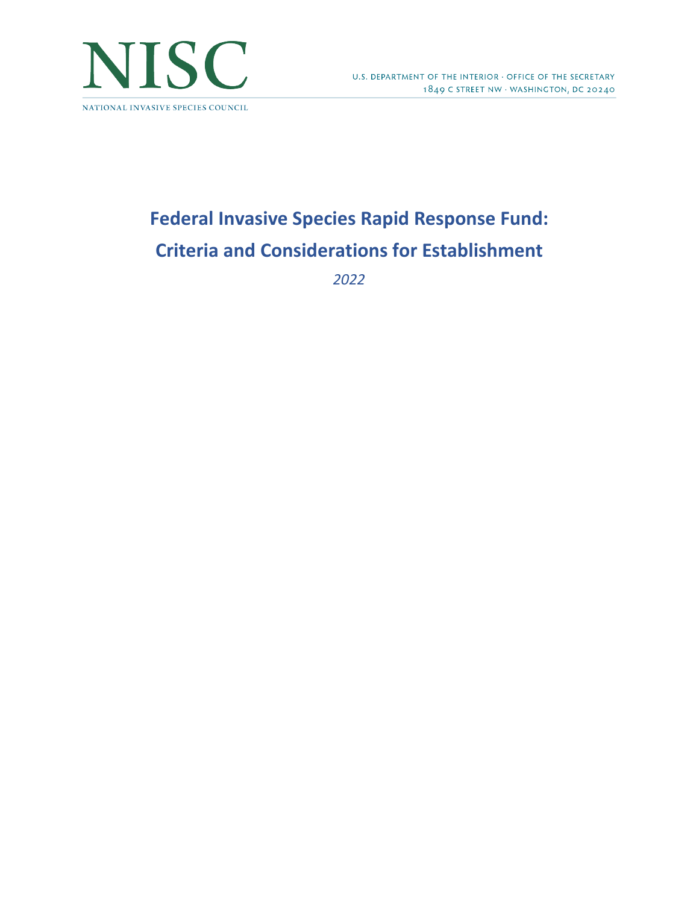NISC

NATIONAL INVASIVE SPECIES COUNCIL

U.S. DEPARTMENT OF THE INTERIOR · OFFICE OF THE SECRETARY
1849 C STREET NW · WASHINGTON, DC 20240

# Federal Invasive Species Rapid Response Fund: Criteria and Considerations for Establishment

*2022*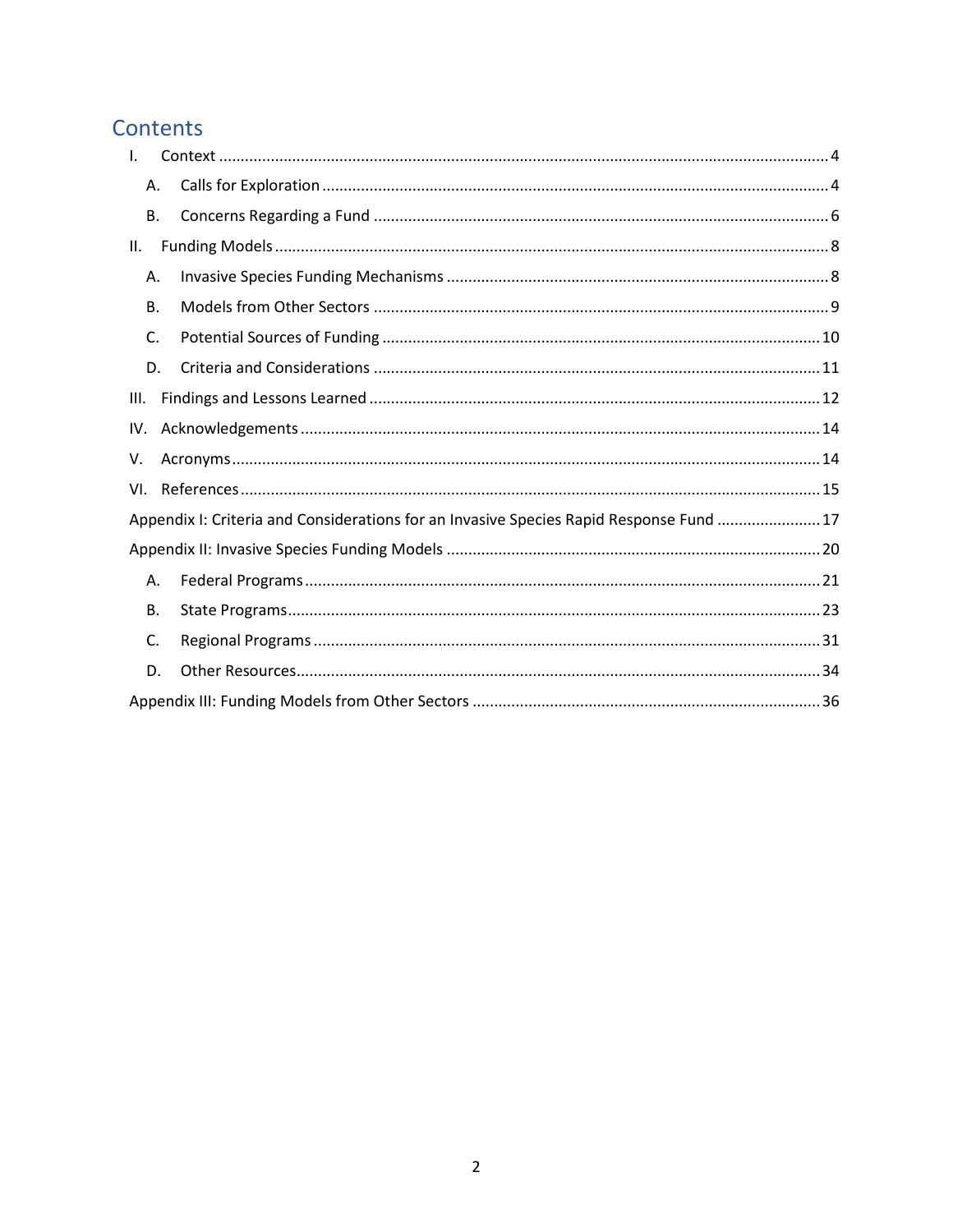# Contents

- I. Context ....... 4
  - A. Calls for Exploration ....... 4
  - B. Concerns Regarding a Fund ....... 6
- II. Funding Models ....... 8
  - A. Invasive Species Funding Mechanisms ....... 8
  - B. Models from Other Sectors ....... 9
  - C. Potential Sources of Funding ....... 10
  - D. Criteria and Considerations ....... 11
- III. Findings and Lessons Learned ....... 12
- IV. Acknowledgements ....... 14
- V. Acronyms ....... 14
- VI. References ....... 15
- Appendix I: Criteria and Considerations for an Invasive Species Rapid Response Fund ....... 17
- Appendix II: Invasive Species Funding Models ....... 20
  - A. Federal Programs ....... 21
  - B. State Programs ....... 23
  - C. Regional Programs ....... 31
  - D. Other Resources ....... 34
- Appendix III: Funding Models from Other Sectors ....... 36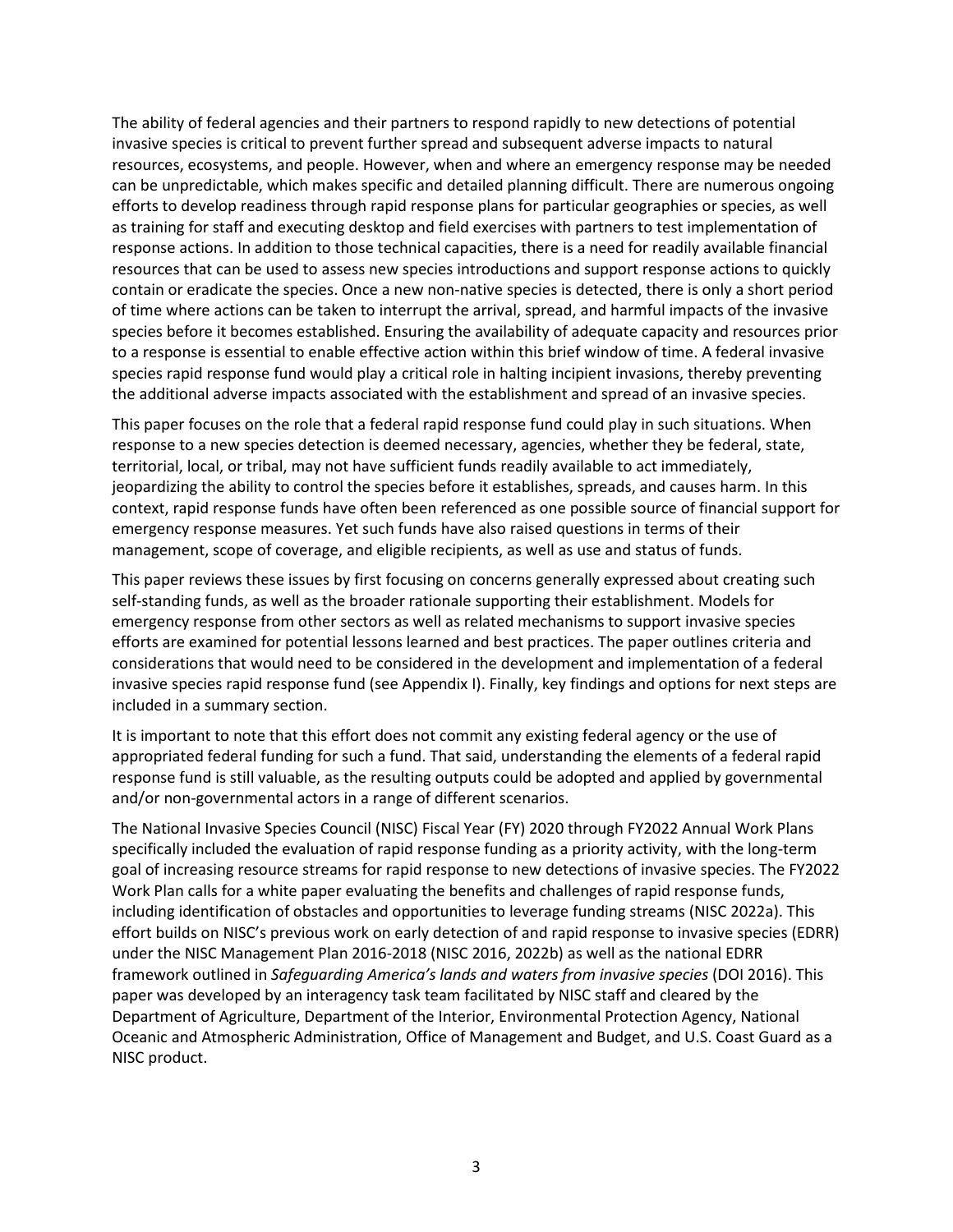The ability of federal agencies and their partners to respond rapidly to new detections of potential invasive species is critical to prevent further spread and subsequent adverse impacts to natural resources, ecosystems, and people. However, when and where an emergency response may be needed can be unpredictable, which makes specific and detailed planning difficult. There are numerous ongoing efforts to develop readiness through rapid response plans for particular geographies or species, as well as training for staff and executing desktop and field exercises with partners to test implementation of response actions. In addition to those technical capacities, there is a need for readily available financial resources that can be used to assess new species introductions and support response actions to quickly contain or eradicate the species. Once a new non-native species is detected, there is only a short period of time where actions can be taken to interrupt the arrival, spread, and harmful impacts of the invasive species before it becomes established. Ensuring the availability of adequate capacity and resources prior to a response is essential to enable effective action within this brief window of time. A federal invasive species rapid response fund would play a critical role in halting incipient invasions, thereby preventing the additional adverse impacts associated with the establishment and spread of an invasive species.

This paper focuses on the role that a federal rapid response fund could play in such situations. When response to a new species detection is deemed necessary, agencies, whether they be federal, state, territorial, local, or tribal, may not have sufficient funds readily available to act immediately, jeopardizing the ability to control the species before it establishes, spreads, and causes harm. In this context, rapid response funds have often been referenced as one possible source of financial support for emergency response measures. Yet such funds have also raised questions in terms of their management, scope of coverage, and eligible recipients, as well as use and status of funds.

This paper reviews these issues by first focusing on concerns generally expressed about creating such self-standing funds, as well as the broader rationale supporting their establishment. Models for emergency response from other sectors as well as related mechanisms to support invasive species efforts are examined for potential lessons learned and best practices. The paper outlines criteria and considerations that would need to be considered in the development and implementation of a federal invasive species rapid response fund (see Appendix I). Finally, key findings and options for next steps are included in a summary section.

It is important to note that this effort does not commit any existing federal agency or the use of appropriated federal funding for such a fund. That said, understanding the elements of a federal rapid response fund is still valuable, as the resulting outputs could be adopted and applied by governmental and/or non-governmental actors in a range of different scenarios.

The National Invasive Species Council (NISC) Fiscal Year (FY) 2020 through FY2022 Annual Work Plans specifically included the evaluation of rapid response funding as a priority activity, with the long-term goal of increasing resource streams for rapid response to new detections of invasive species. The FY2022 Work Plan calls for a white paper evaluating the benefits and challenges of rapid response funds, including identification of obstacles and opportunities to leverage funding streams (NISC 2022a). This effort builds on NISC's previous work on early detection of and rapid response to invasive species (EDRR) under the NISC Management Plan 2016-2018 (NISC 2016, 2022b) as well as the national EDRR framework outlined in *Safeguarding America's lands and waters from invasive species* (DOI 2016). This paper was developed by an interagency task team facilitated by NISC staff and cleared by the Department of Agriculture, Department of the Interior, Environmental Protection Agency, National Oceanic and Atmospheric Administration, Office of Management and Budget, and U.S. Coast Guard as a NISC product.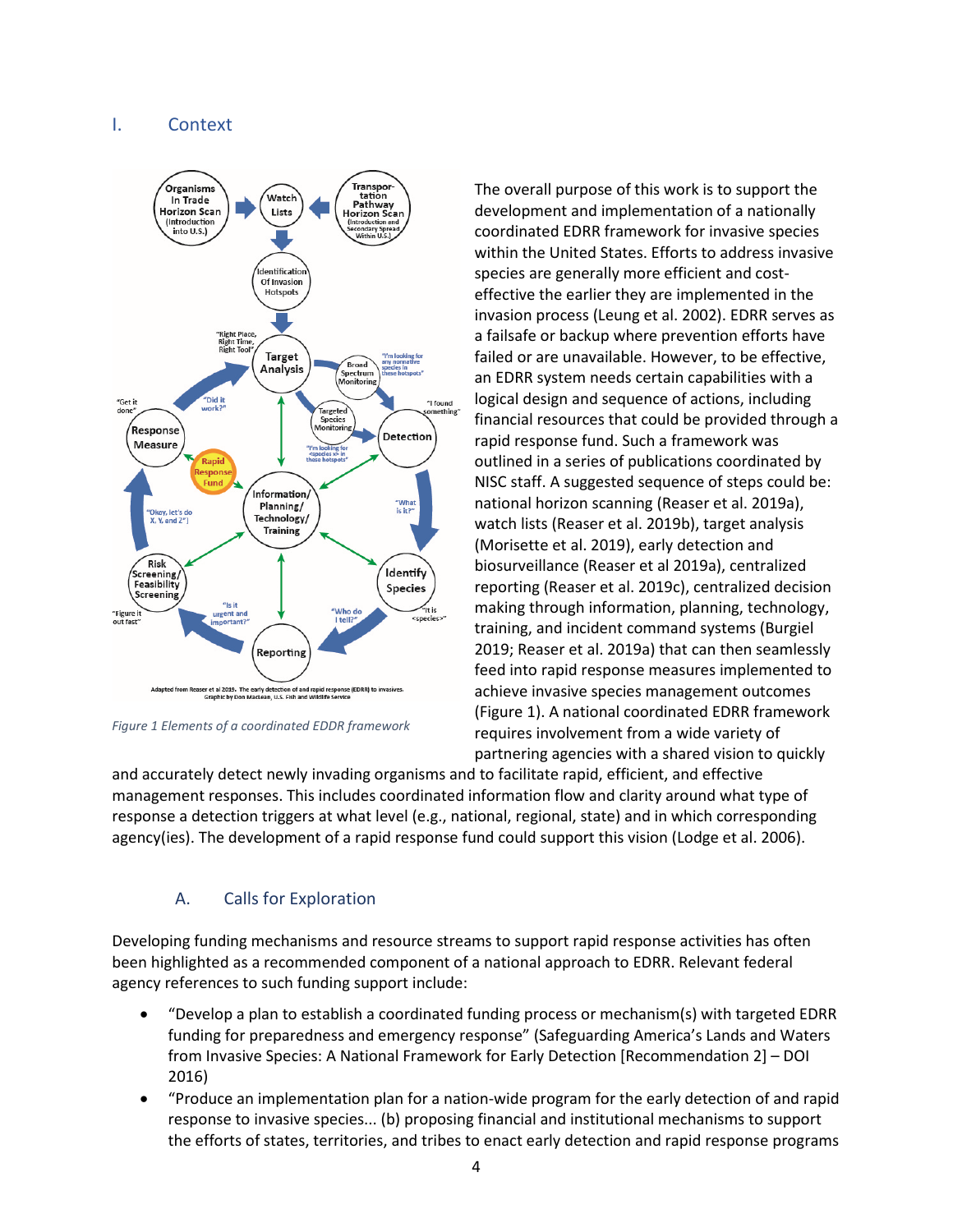# I. Context

*Figure 1 Elements of a coordinated EDDR framework*

The overall purpose of this work is to support the development and implementation of a nationally coordinated EDRR framework for invasive species within the United States. Efforts to address invasive species are generally more efficient and cost-effective the earlier they are implemented in the invasion process (Leung et al. 2002). EDRR serves as a failsafe or backup where prevention efforts have failed or are unavailable. However, to be effective, an EDRR system needs certain capabilities with a logical design and sequence of actions, including financial resources that could be provided through a rapid response fund. Such a framework was outlined in a series of publications coordinated by NISC staff. A suggested sequence of steps could be: national horizon scanning (Reaser et al. 2019a), watch lists (Reaser et al. 2019b), target analysis (Morisette et al. 2019), early detection and biosurveillance (Reaser et al 2019a), centralized reporting (Reaser et al. 2019c), centralized decision making through information, planning, technology, training, and incident command systems (Burgiel 2019; Reaser et al. 2019a) that can then seamlessly feed into rapid response measures implemented to achieve invasive species management outcomes (Figure 1). A national coordinated EDRR framework requires involvement from a wide variety of partnering agencies with a shared vision to quickly and accurately detect newly invading organisms and to facilitate rapid, efficient, and effective management responses. This includes coordinated information flow and clarity around what type of response a detection triggers at what level (e.g., national, regional, state) and in which corresponding agency(ies). The development of a rapid response fund could support this vision (Lodge et al. 2006).

## A. Calls for Exploration

Developing funding mechanisms and resource streams to support rapid response activities has often been highlighted as a recommended component of a national approach to EDRR. Relevant federal agency references to such funding support include:

- "Develop a plan to establish a coordinated funding process or mechanism(s) with targeted EDRR funding for preparedness and emergency response" (Safeguarding America's Lands and Waters from Invasive Species: A National Framework for Early Detection [Recommendation 2] – DOI 2016)
- "Produce an implementation plan for a nation-wide program for the early detection of and rapid response to invasive species... (b) proposing financial and institutional mechanisms to support the efforts of states, territories, and tribes to enact early detection and rapid response programs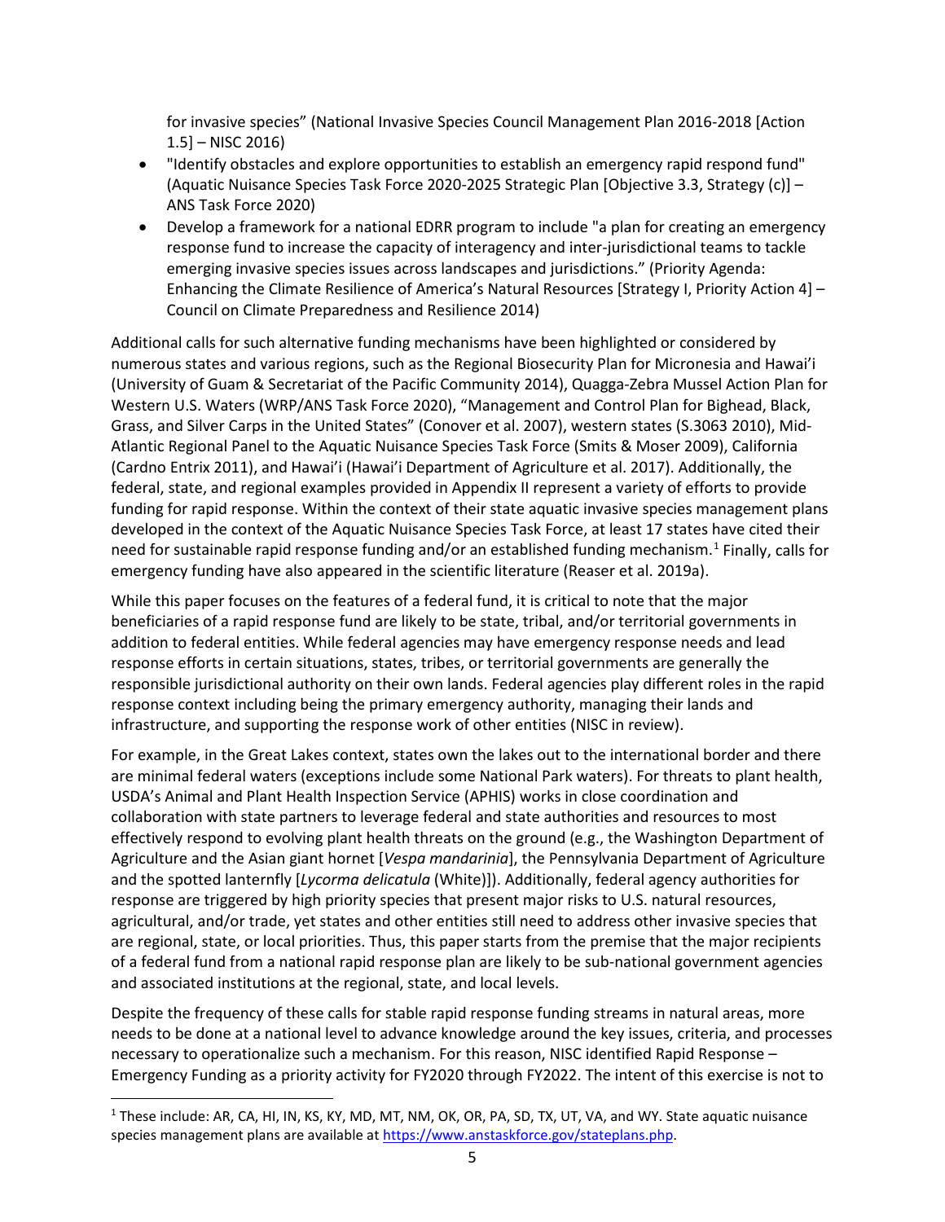for invasive species" (National Invasive Species Council Management Plan 2016-2018 [Action 1.5] – NISC 2016)

- "Identify obstacles and explore opportunities to establish an emergency rapid respond fund" (Aquatic Nuisance Species Task Force 2020-2025 Strategic Plan [Objective 3.3, Strategy (c)] – ANS Task Force 2020)
- Develop a framework for a national EDRR program to include "a plan for creating an emergency response fund to increase the capacity of interagency and inter-jurisdictional teams to tackle emerging invasive species issues across landscapes and jurisdictions." (Priority Agenda: Enhancing the Climate Resilience of America's Natural Resources [Strategy I, Priority Action 4] – Council on Climate Preparedness and Resilience 2014)

Additional calls for such alternative funding mechanisms have been highlighted or considered by numerous states and various regions, such as the Regional Biosecurity Plan for Micronesia and Hawai'i (University of Guam & Secretariat of the Pacific Community 2014), Quagga-Zebra Mussel Action Plan for Western U.S. Waters (WRP/ANS Task Force 2020), "Management and Control Plan for Bighead, Black, Grass, and Silver Carps in the United States" (Conover et al. 2007), western states (S.3063 2010), Mid-Atlantic Regional Panel to the Aquatic Nuisance Species Task Force (Smits & Moser 2009), California (Cardno Entrix 2011), and Hawai'i (Hawai'i Department of Agriculture et al. 2017). Additionally, the federal, state, and regional examples provided in Appendix II represent a variety of efforts to provide funding for rapid response. Within the context of their state aquatic invasive species management plans developed in the context of the Aquatic Nuisance Species Task Force, at least 17 states have cited their need for sustainable rapid response funding and/or an established funding mechanism.[1] Finally, calls for emergency funding have also appeared in the scientific literature (Reaser et al. 2019a).

While this paper focuses on the features of a federal fund, it is critical to note that the major beneficiaries of a rapid response fund are likely to be state, tribal, and/or territorial governments in addition to federal entities. While federal agencies may have emergency response needs and lead response efforts in certain situations, states, tribes, or territorial governments are generally the responsible jurisdictional authority on their own lands. Federal agencies play different roles in the rapid response context including being the primary emergency authority, managing their lands and infrastructure, and supporting the response work of other entities (NISC in review).

For example, in the Great Lakes context, states own the lakes out to the international border and there are minimal federal waters (exceptions include some National Park waters). For threats to plant health, USDA's Animal and Plant Health Inspection Service (APHIS) works in close coordination and collaboration with state partners to leverage federal and state authorities and resources to most effectively respond to evolving plant health threats on the ground (e.g., the Washington Department of Agriculture and the Asian giant hornet [*Vespa mandarinia*], the Pennsylvania Department of Agriculture and the spotted lanternfly [*Lycorma delicatula* (White)]). Additionally, federal agency authorities for response are triggered by high priority species that present major risks to U.S. natural resources, agricultural, and/or trade, yet states and other entities still need to address other invasive species that are regional, state, or local priorities. Thus, this paper starts from the premise that the major recipients of a federal fund from a national rapid response plan are likely to be sub-national government agencies and associated institutions at the regional, state, and local levels.

Despite the frequency of these calls for stable rapid response funding streams in natural areas, more needs to be done at a national level to advance knowledge around the key issues, criteria, and processes necessary to operationalize such a mechanism. For this reason, NISC identified Rapid Response – Emergency Funding as a priority activity for FY2020 through FY2022. The intent of this exercise is not to

[1] These include: AR, CA, HI, IN, KS, KY, MD, MT, NM, OK, OR, PA, SD, TX, UT, VA, and WY. State aquatic nuisance species management plans are available at https://www.anstaskforce.gov/stateplans.php.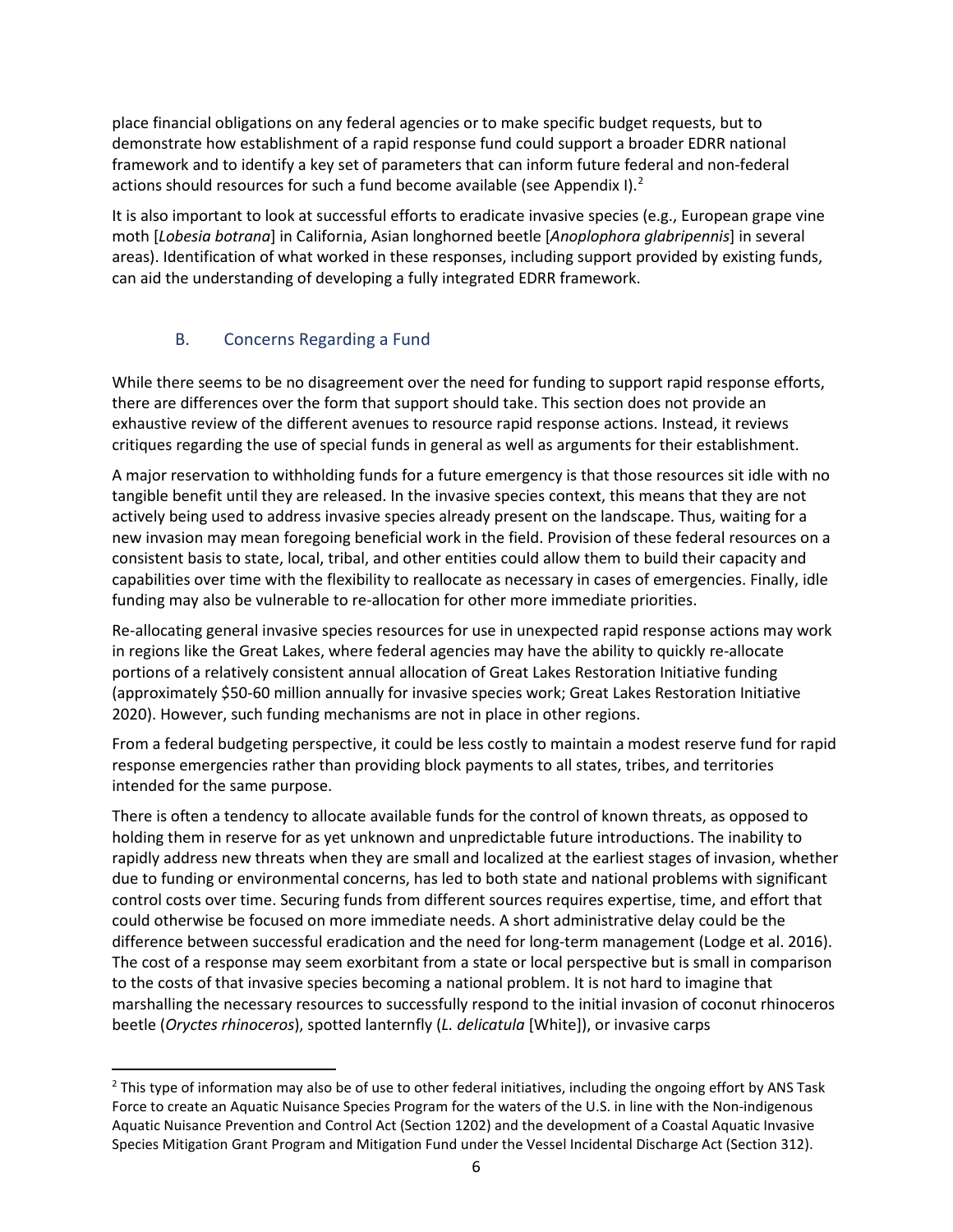place financial obligations on any federal agencies or to make specific budget requests, but to demonstrate how establishment of a rapid response fund could support a broader EDRR national framework and to identify a key set of parameters that can inform future federal and non-federal actions should resources for such a fund become available (see Appendix I).[2]

It is also important to look at successful efforts to eradicate invasive species (e.g., European grape vine moth [*Lobesia botrana*] in California, Asian longhorned beetle [*Anoplophora glabripennis*] in several areas). Identification of what worked in these responses, including support provided by existing funds, can aid the understanding of developing a fully integrated EDRR framework.

## B. Concerns Regarding a Fund

While there seems to be no disagreement over the need for funding to support rapid response efforts, there are differences over the form that support should take. This section does not provide an exhaustive review of the different avenues to resource rapid response actions. Instead, it reviews critiques regarding the use of special funds in general as well as arguments for their establishment.

A major reservation to withholding funds for a future emergency is that those resources sit idle with no tangible benefit until they are released. In the invasive species context, this means that they are not actively being used to address invasive species already present on the landscape. Thus, waiting for a new invasion may mean foregoing beneficial work in the field. Provision of these federal resources on a consistent basis to state, local, tribal, and other entities could allow them to build their capacity and capabilities over time with the flexibility to reallocate as necessary in cases of emergencies. Finally, idle funding may also be vulnerable to re-allocation for other more immediate priorities.

Re-allocating general invasive species resources for use in unexpected rapid response actions may work in regions like the Great Lakes, where federal agencies may have the ability to quickly re-allocate portions of a relatively consistent annual allocation of Great Lakes Restoration Initiative funding (approximately $50-60 million annually for invasive species work; Great Lakes Restoration Initiative 2020). However, such funding mechanisms are not in place in other regions.

From a federal budgeting perspective, it could be less costly to maintain a modest reserve fund for rapid response emergencies rather than providing block payments to all states, tribes, and territories intended for the same purpose.

There is often a tendency to allocate available funds for the control of known threats, as opposed to holding them in reserve for as yet unknown and unpredictable future introductions. The inability to rapidly address new threats when they are small and localized at the earliest stages of invasion, whether due to funding or environmental concerns, has led to both state and national problems with significant control costs over time. Securing funds from different sources requires expertise, time, and effort that could otherwise be focused on more immediate needs. A short administrative delay could be the difference between successful eradication and the need for long-term management (Lodge et al. 2016). The cost of a response may seem exorbitant from a state or local perspective but is small in comparison to the costs of that invasive species becoming a national problem. It is not hard to imagine that marshalling the necessary resources to successfully respond to the initial invasion of coconut rhinoceros beetle (*Oryctes rhinoceros*), spotted lanternfly (*L. delicatula* [White]), or invasive carps

[2] This type of information may also be of use to other federal initiatives, including the ongoing effort by ANS Task Force to create an Aquatic Nuisance Species Program for the waters of the U.S. in line with the Non-indigenous Aquatic Nuisance Prevention and Control Act (Section 1202) and the development of a Coastal Aquatic Invasive Species Mitigation Grant Program and Mitigation Fund under the Vessel Incidental Discharge Act (Section 312).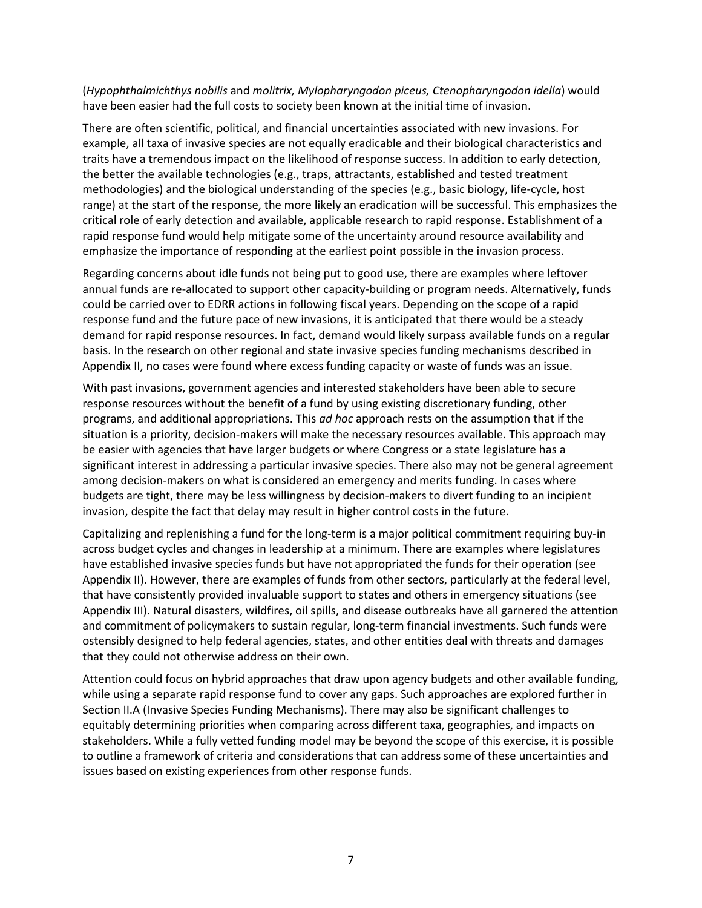(*Hypophthalmichthys nobilis* and *molitrix, Mylopharyngodon piceus, Ctenopharyngodon idella*) would have been easier had the full costs to society been known at the initial time of invasion.

There are often scientific, political, and financial uncertainties associated with new invasions. For example, all taxa of invasive species are not equally eradicable and their biological characteristics and traits have a tremendous impact on the likelihood of response success. In addition to early detection, the better the available technologies (e.g., traps, attractants, established and tested treatment methodologies) and the biological understanding of the species (e.g., basic biology, life-cycle, host range) at the start of the response, the more likely an eradication will be successful. This emphasizes the critical role of early detection and available, applicable research to rapid response. Establishment of a rapid response fund would help mitigate some of the uncertainty around resource availability and emphasize the importance of responding at the earliest point possible in the invasion process.

Regarding concerns about idle funds not being put to good use, there are examples where leftover annual funds are re-allocated to support other capacity-building or program needs. Alternatively, funds could be carried over to EDRR actions in following fiscal years. Depending on the scope of a rapid response fund and the future pace of new invasions, it is anticipated that there would be a steady demand for rapid response resources. In fact, demand would likely surpass available funds on a regular basis. In the research on other regional and state invasive species funding mechanisms described in Appendix II, no cases were found where excess funding capacity or waste of funds was an issue.

With past invasions, government agencies and interested stakeholders have been able to secure response resources without the benefit of a fund by using existing discretionary funding, other programs, and additional appropriations. This *ad hoc* approach rests on the assumption that if the situation is a priority, decision-makers will make the necessary resources available. This approach may be easier with agencies that have larger budgets or where Congress or a state legislature has a significant interest in addressing a particular invasive species. There also may not be general agreement among decision-makers on what is considered an emergency and merits funding. In cases where budgets are tight, there may be less willingness by decision-makers to divert funding to an incipient invasion, despite the fact that delay may result in higher control costs in the future.

Capitalizing and replenishing a fund for the long-term is a major political commitment requiring buy-in across budget cycles and changes in leadership at a minimum. There are examples where legislatures have established invasive species funds but have not appropriated the funds for their operation (see Appendix II). However, there are examples of funds from other sectors, particularly at the federal level, that have consistently provided invaluable support to states and others in emergency situations (see Appendix III). Natural disasters, wildfires, oil spills, and disease outbreaks have all garnered the attention and commitment of policymakers to sustain regular, long-term financial investments. Such funds were ostensibly designed to help federal agencies, states, and other entities deal with threats and damages that they could not otherwise address on their own.

Attention could focus on hybrid approaches that draw upon agency budgets and other available funding, while using a separate rapid response fund to cover any gaps. Such approaches are explored further in Section II.A (Invasive Species Funding Mechanisms). There may also be significant challenges to equitably determining priorities when comparing across different taxa, geographies, and impacts on stakeholders. While a fully vetted funding model may be beyond the scope of this exercise, it is possible to outline a framework of criteria and considerations that can address some of these uncertainties and issues based on existing experiences from other response funds.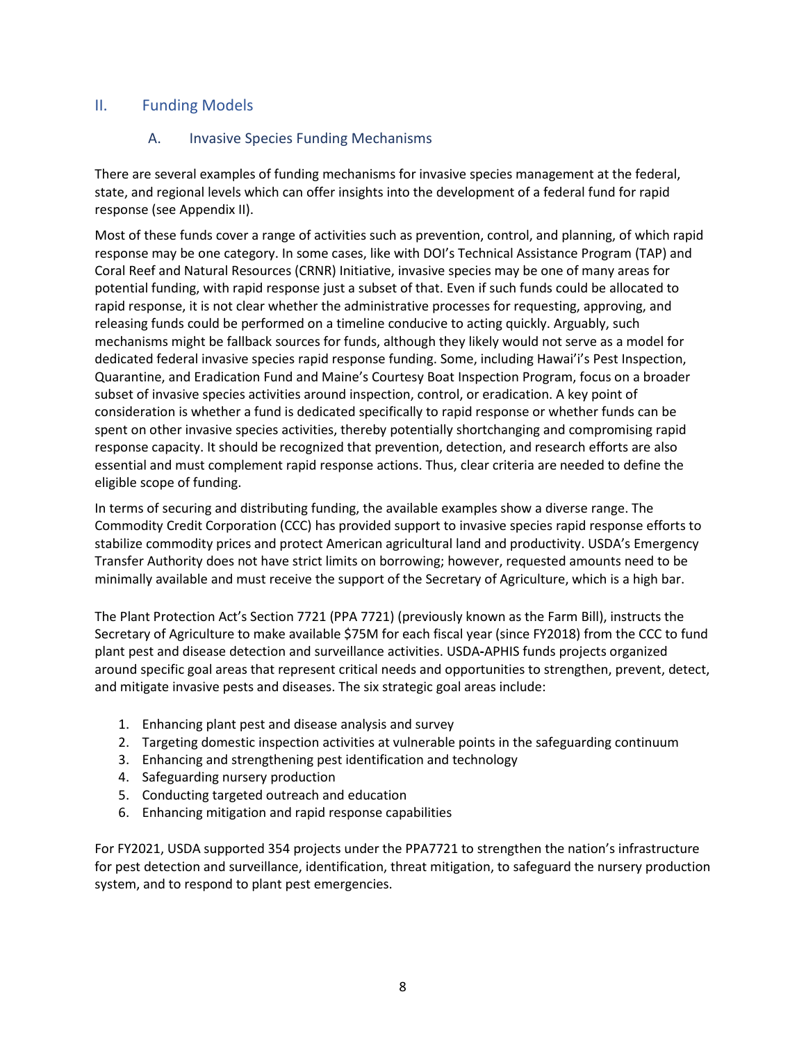## II. Funding Models

### A. Invasive Species Funding Mechanisms

There are several examples of funding mechanisms for invasive species management at the federal, state, and regional levels which can offer insights into the development of a federal fund for rapid response (see Appendix II).

Most of these funds cover a range of activities such as prevention, control, and planning, of which rapid response may be one category. In some cases, like with DOI's Technical Assistance Program (TAP) and Coral Reef and Natural Resources (CRNR) Initiative, invasive species may be one of many areas for potential funding, with rapid response just a subset of that. Even if such funds could be allocated to rapid response, it is not clear whether the administrative processes for requesting, approving, and releasing funds could be performed on a timeline conducive to acting quickly. Arguably, such mechanisms might be fallback sources for funds, although they likely would not serve as a model for dedicated federal invasive species rapid response funding. Some, including Hawai'i's Pest Inspection, Quarantine, and Eradication Fund and Maine's Courtesy Boat Inspection Program, focus on a broader subset of invasive species activities around inspection, control, or eradication. A key point of consideration is whether a fund is dedicated specifically to rapid response or whether funds can be spent on other invasive species activities, thereby potentially shortchanging and compromising rapid response capacity. It should be recognized that prevention, detection, and research efforts are also essential and must complement rapid response actions. Thus, clear criteria are needed to define the eligible scope of funding.

In terms of securing and distributing funding, the available examples show a diverse range. The Commodity Credit Corporation (CCC) has provided support to invasive species rapid response efforts to stabilize commodity prices and protect American agricultural land and productivity. USDA's Emergency Transfer Authority does not have strict limits on borrowing; however, requested amounts need to be minimally available and must receive the support of the Secretary of Agriculture, which is a high bar.

The Plant Protection Act's Section 7721 (PPA 7721) (previously known as the Farm Bill), instructs the Secretary of Agriculture to make available $75M for each fiscal year (since FY2018) from the CCC to fund plant pest and disease detection and surveillance activities. USDA-APHIS funds projects organized around specific goal areas that represent critical needs and opportunities to strengthen, prevent, detect, and mitigate invasive pests and diseases. The six strategic goal areas include:

1. Enhancing plant pest and disease analysis and survey
2. Targeting domestic inspection activities at vulnerable points in the safeguarding continuum
3. Enhancing and strengthening pest identification and technology
4. Safeguarding nursery production
5. Conducting targeted outreach and education
6. Enhancing mitigation and rapid response capabilities

For FY2021, USDA supported 354 projects under the PPA7721 to strengthen the nation's infrastructure for pest detection and surveillance, identification, threat mitigation, to safeguard the nursery production system, and to respond to plant pest emergencies.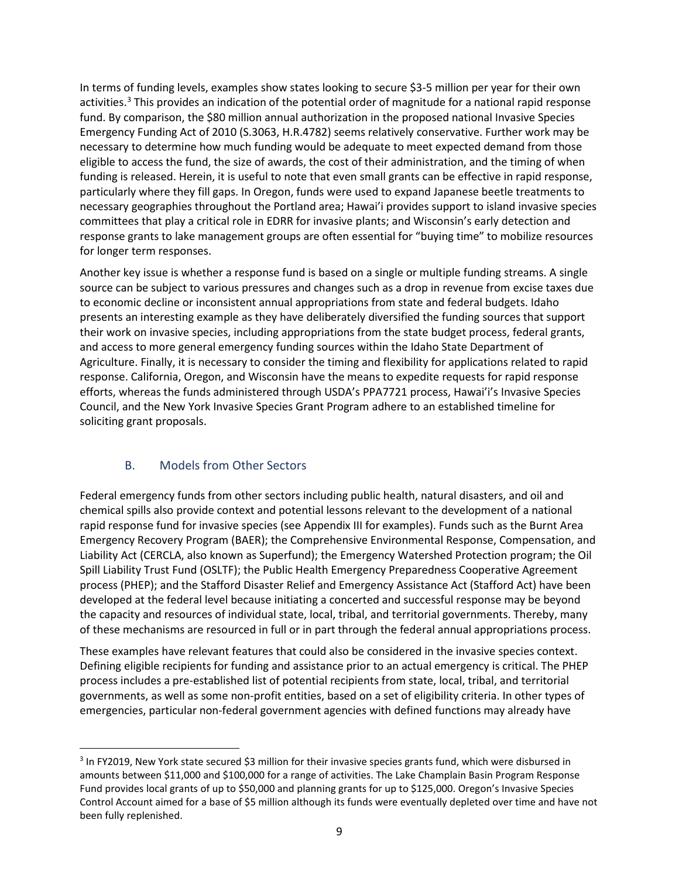In terms of funding levels, examples show states looking to secure $3-5 million per year for their own activities.[3] This provides an indication of the potential order of magnitude for a national rapid response fund. By comparison, the $80 million annual authorization in the proposed national Invasive Species Emergency Funding Act of 2010 (S.3063, H.R.4782) seems relatively conservative. Further work may be necessary to determine how much funding would be adequate to meet expected demand from those eligible to access the fund, the size of awards, the cost of their administration, and the timing of when funding is released. Herein, it is useful to note that even small grants can be effective in rapid response, particularly where they fill gaps. In Oregon, funds were used to expand Japanese beetle treatments to necessary geographies throughout the Portland area; Hawai'i provides support to island invasive species committees that play a critical role in EDRR for invasive plants; and Wisconsin's early detection and response grants to lake management groups are often essential for "buying time" to mobilize resources for longer term responses.

Another key issue is whether a response fund is based on a single or multiple funding streams. A single source can be subject to various pressures and changes such as a drop in revenue from excise taxes due to economic decline or inconsistent annual appropriations from state and federal budgets. Idaho presents an interesting example as they have deliberately diversified the funding sources that support their work on invasive species, including appropriations from the state budget process, federal grants, and access to more general emergency funding sources within the Idaho State Department of Agriculture. Finally, it is necessary to consider the timing and flexibility for applications related to rapid response. California, Oregon, and Wisconsin have the means to expedite requests for rapid response efforts, whereas the funds administered through USDA's PPA7721 process, Hawai'i's Invasive Species Council, and the New York Invasive Species Grant Program adhere to an established timeline for soliciting grant proposals.

## B. Models from Other Sectors

Federal emergency funds from other sectors including public health, natural disasters, and oil and chemical spills also provide context and potential lessons relevant to the development of a national rapid response fund for invasive species (see Appendix III for examples). Funds such as the Burnt Area Emergency Recovery Program (BAER); the Comprehensive Environmental Response, Compensation, and Liability Act (CERCLA, also known as Superfund); the Emergency Watershed Protection program; the Oil Spill Liability Trust Fund (OSLTF); the Public Health Emergency Preparedness Cooperative Agreement process (PHEP); and the Stafford Disaster Relief and Emergency Assistance Act (Stafford Act) have been developed at the federal level because initiating a concerted and successful response may be beyond the capacity and resources of individual state, local, tribal, and territorial governments. Thereby, many of these mechanisms are resourced in full or in part through the federal annual appropriations process.

These examples have relevant features that could also be considered in the invasive species context. Defining eligible recipients for funding and assistance prior to an actual emergency is critical. The PHEP process includes a pre-established list of potential recipients from state, local, tribal, and territorial governments, as well as some non-profit entities, based on a set of eligibility criteria. In other types of emergencies, particular non-federal government agencies with defined functions may already have

[3] In FY2019, New York state secured $3 million for their invasive species grants fund, which were disbursed in amounts between $11,000 and $100,000 for a range of activities. The Lake Champlain Basin Program Response Fund provides local grants of up to $50,000 and planning grants for up to $125,000. Oregon's Invasive Species Control Account aimed for a base of $5 million although its funds were eventually depleted over time and have not been fully replenished.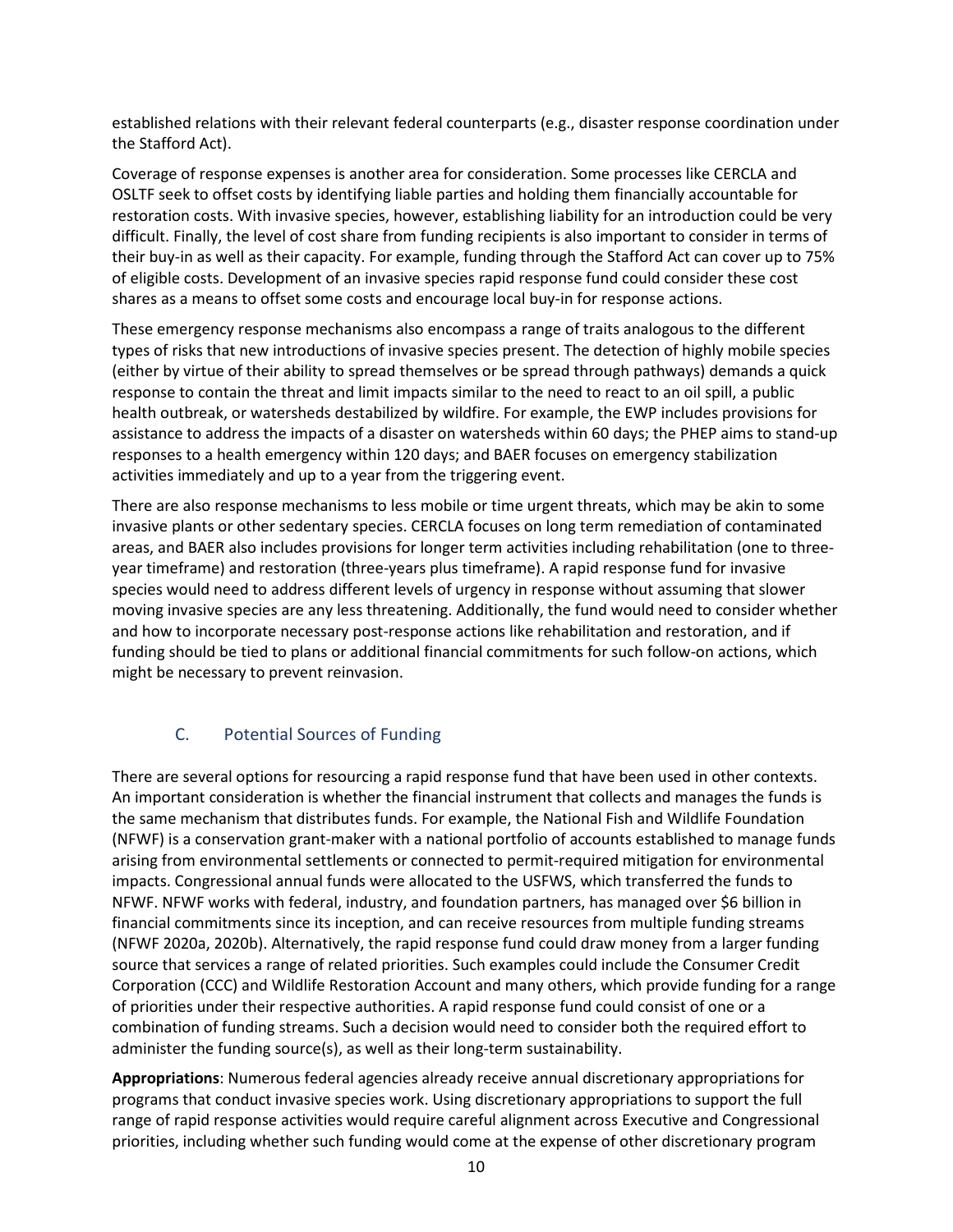established relations with their relevant federal counterparts (e.g., disaster response coordination under the Stafford Act).

Coverage of response expenses is another area for consideration. Some processes like CERCLA and OSLTF seek to offset costs by identifying liable parties and holding them financially accountable for restoration costs. With invasive species, however, establishing liability for an introduction could be very difficult. Finally, the level of cost share from funding recipients is also important to consider in terms of their buy-in as well as their capacity. For example, funding through the Stafford Act can cover up to 75% of eligible costs. Development of an invasive species rapid response fund could consider these cost shares as a means to offset some costs and encourage local buy-in for response actions.

These emergency response mechanisms also encompass a range of traits analogous to the different types of risks that new introductions of invasive species present. The detection of highly mobile species (either by virtue of their ability to spread themselves or be spread through pathways) demands a quick response to contain the threat and limit impacts similar to the need to react to an oil spill, a public health outbreak, or watersheds destabilized by wildfire. For example, the EWP includes provisions for assistance to address the impacts of a disaster on watersheds within 60 days; the PHEP aims to stand-up responses to a health emergency within 120 days; and BAER focuses on emergency stabilization activities immediately and up to a year from the triggering event.

There are also response mechanisms to less mobile or time urgent threats, which may be akin to some invasive plants or other sedentary species. CERCLA focuses on long term remediation of contaminated areas, and BAER also includes provisions for longer term activities including rehabilitation (one to three-year timeframe) and restoration (three-years plus timeframe). A rapid response fund for invasive species would need to address different levels of urgency in response without assuming that slower moving invasive species are any less threatening. Additionally, the fund would need to consider whether and how to incorporate necessary post-response actions like rehabilitation and restoration, and if funding should be tied to plans or additional financial commitments for such follow-on actions, which might be necessary to prevent reinvasion.

## C. Potential Sources of Funding

There are several options for resourcing a rapid response fund that have been used in other contexts. An important consideration is whether the financial instrument that collects and manages the funds is the same mechanism that distributes funds. For example, the National Fish and Wildlife Foundation (NFWF) is a conservation grant-maker with a national portfolio of accounts established to manage funds arising from environmental settlements or connected to permit-required mitigation for environmental impacts. Congressional annual funds were allocated to the USFWS, which transferred the funds to NFWF. NFWF works with federal, industry, and foundation partners, has managed over $6 billion in financial commitments since its inception, and can receive resources from multiple funding streams (NFWF 2020a, 2020b). Alternatively, the rapid response fund could draw money from a larger funding source that services a range of related priorities. Such examples could include the Consumer Credit Corporation (CCC) and Wildlife Restoration Account and many others, which provide funding for a range of priorities under their respective authorities. A rapid response fund could consist of one or a combination of funding streams. Such a decision would need to consider both the required effort to administer the funding source(s), as well as their long-term sustainability.

**Appropriations**: Numerous federal agencies already receive annual discretionary appropriations for programs that conduct invasive species work. Using discretionary appropriations to support the full range of rapid response activities would require careful alignment across Executive and Congressional priorities, including whether such funding would come at the expense of other discretionary program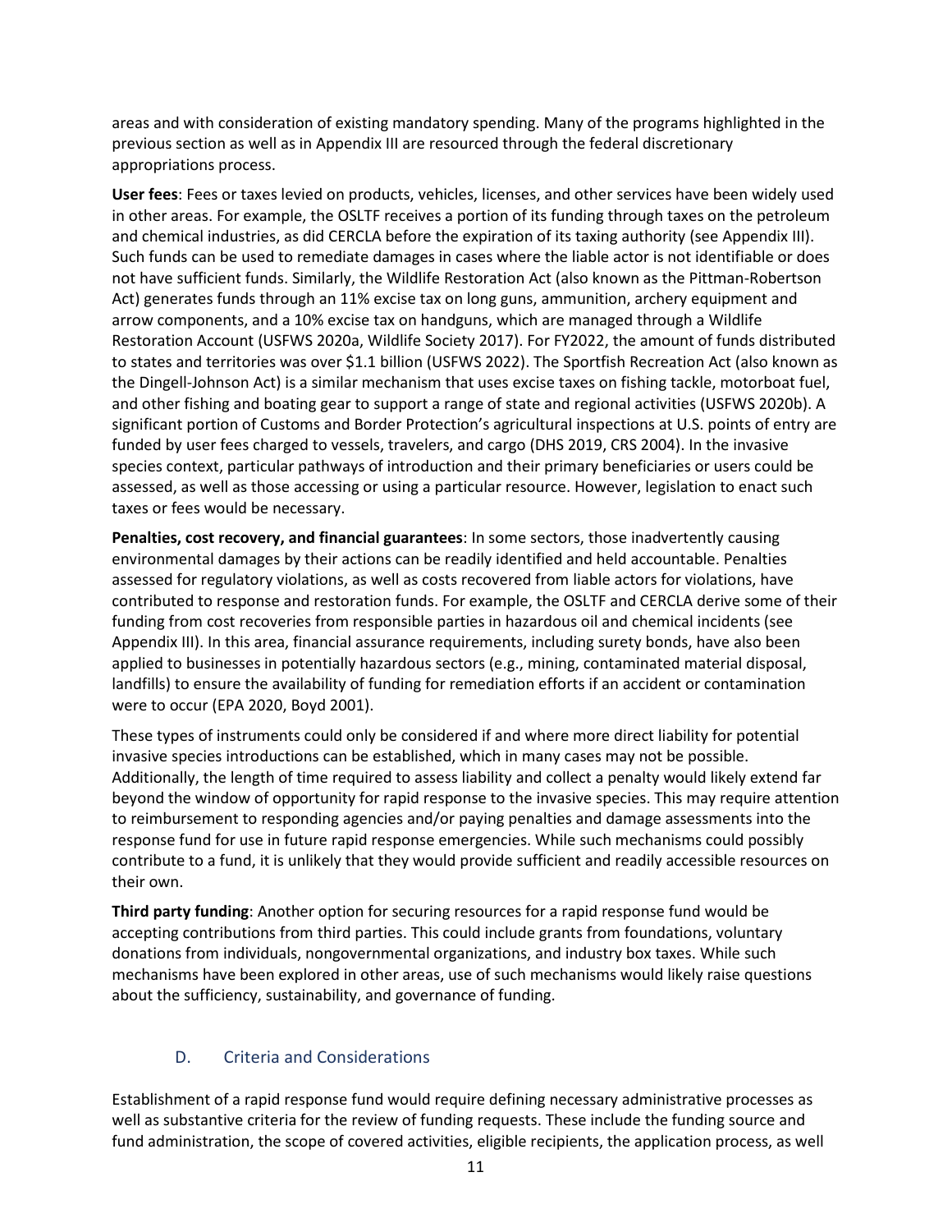areas and with consideration of existing mandatory spending. Many of the programs highlighted in the previous section as well as in Appendix III are resourced through the federal discretionary appropriations process.

**User fees**: Fees or taxes levied on products, vehicles, licenses, and other services have been widely used in other areas. For example, the OSLTF receives a portion of its funding through taxes on the petroleum and chemical industries, as did CERCLA before the expiration of its taxing authority (see Appendix III). Such funds can be used to remediate damages in cases where the liable actor is not identifiable or does not have sufficient funds. Similarly, the Wildlife Restoration Act (also known as the Pittman-Robertson Act) generates funds through an 11% excise tax on long guns, ammunition, archery equipment and arrow components, and a 10% excise tax on handguns, which are managed through a Wildlife Restoration Account (USFWS 2020a, Wildlife Society 2017). For FY2022, the amount of funds distributed to states and territories was over $1.1 billion (USFWS 2022). The Sportfish Recreation Act (also known as the Dingell-Johnson Act) is a similar mechanism that uses excise taxes on fishing tackle, motorboat fuel, and other fishing and boating gear to support a range of state and regional activities (USFWS 2020b). A significant portion of Customs and Border Protection's agricultural inspections at U.S. points of entry are funded by user fees charged to vessels, travelers, and cargo (DHS 2019, CRS 2004). In the invasive species context, particular pathways of introduction and their primary beneficiaries or users could be assessed, as well as those accessing or using a particular resource. However, legislation to enact such taxes or fees would be necessary.

**Penalties, cost recovery, and financial guarantees**: In some sectors, those inadvertently causing environmental damages by their actions can be readily identified and held accountable. Penalties assessed for regulatory violations, as well as costs recovered from liable actors for violations, have contributed to response and restoration funds. For example, the OSLTF and CERCLA derive some of their funding from cost recoveries from responsible parties in hazardous oil and chemical incidents (see Appendix III). In this area, financial assurance requirements, including surety bonds, have also been applied to businesses in potentially hazardous sectors (e.g., mining, contaminated material disposal, landfills) to ensure the availability of funding for remediation efforts if an accident or contamination were to occur (EPA 2020, Boyd 2001).

These types of instruments could only be considered if and where more direct liability for potential invasive species introductions can be established, which in many cases may not be possible. Additionally, the length of time required to assess liability and collect a penalty would likely extend far beyond the window of opportunity for rapid response to the invasive species. This may require attention to reimbursement to responding agencies and/or paying penalties and damage assessments into the response fund for use in future rapid response emergencies. While such mechanisms could possibly contribute to a fund, it is unlikely that they would provide sufficient and readily accessible resources on their own.

**Third party funding**: Another option for securing resources for a rapid response fund would be accepting contributions from third parties. This could include grants from foundations, voluntary donations from individuals, nongovernmental organizations, and industry box taxes. While such mechanisms have been explored in other areas, use of such mechanisms would likely raise questions about the sufficiency, sustainability, and governance of funding.

## D. Criteria and Considerations

Establishment of a rapid response fund would require defining necessary administrative processes as well as substantive criteria for the review of funding requests. These include the funding source and fund administration, the scope of covered activities, eligible recipients, the application process, as well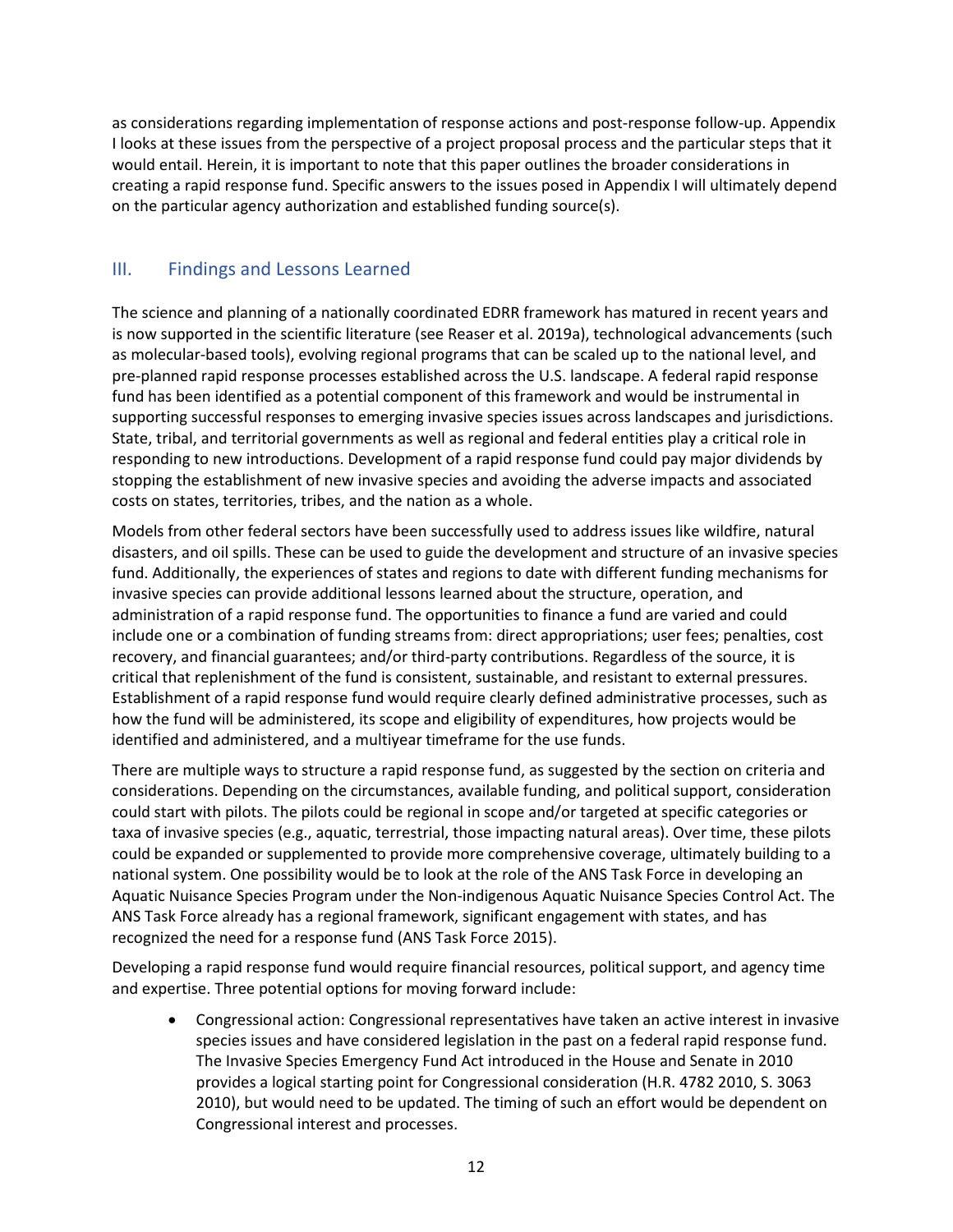as considerations regarding implementation of response actions and post-response follow-up. Appendix I looks at these issues from the perspective of a project proposal process and the particular steps that it would entail. Herein, it is important to note that this paper outlines the broader considerations in creating a rapid response fund. Specific answers to the issues posed in Appendix I will ultimately depend on the particular agency authorization and established funding source(s).

## III. Findings and Lessons Learned

The science and planning of a nationally coordinated EDRR framework has matured in recent years and is now supported in the scientific literature (see Reaser et al. 2019a), technological advancements (such as molecular-based tools), evolving regional programs that can be scaled up to the national level, and pre-planned rapid response processes established across the U.S. landscape. A federal rapid response fund has been identified as a potential component of this framework and would be instrumental in supporting successful responses to emerging invasive species issues across landscapes and jurisdictions. State, tribal, and territorial governments as well as regional and federal entities play a critical role in responding to new introductions. Development of a rapid response fund could pay major dividends by stopping the establishment of new invasive species and avoiding the adverse impacts and associated costs on states, territories, tribes, and the nation as a whole.

Models from other federal sectors have been successfully used to address issues like wildfire, natural disasters, and oil spills. These can be used to guide the development and structure of an invasive species fund. Additionally, the experiences of states and regions to date with different funding mechanisms for invasive species can provide additional lessons learned about the structure, operation, and administration of a rapid response fund. The opportunities to finance a fund are varied and could include one or a combination of funding streams from: direct appropriations; user fees; penalties, cost recovery, and financial guarantees; and/or third-party contributions. Regardless of the source, it is critical that replenishment of the fund is consistent, sustainable, and resistant to external pressures. Establishment of a rapid response fund would require clearly defined administrative processes, such as how the fund will be administered, its scope and eligibility of expenditures, how projects would be identified and administered, and a multiyear timeframe for the use funds.

There are multiple ways to structure a rapid response fund, as suggested by the section on criteria and considerations. Depending on the circumstances, available funding, and political support, consideration could start with pilots. The pilots could be regional in scope and/or targeted at specific categories or taxa of invasive species (e.g., aquatic, terrestrial, those impacting natural areas). Over time, these pilots could be expanded or supplemented to provide more comprehensive coverage, ultimately building to a national system. One possibility would be to look at the role of the ANS Task Force in developing an Aquatic Nuisance Species Program under the Non-indigenous Aquatic Nuisance Species Control Act. The ANS Task Force already has a regional framework, significant engagement with states, and has recognized the need for a response fund (ANS Task Force 2015).

Developing a rapid response fund would require financial resources, political support, and agency time and expertise. Three potential options for moving forward include:

- Congressional action: Congressional representatives have taken an active interest in invasive species issues and have considered legislation in the past on a federal rapid response fund. The Invasive Species Emergency Fund Act introduced in the House and Senate in 2010 provides a logical starting point for Congressional consideration (H.R. 4782 2010, S. 3063 2010), but would need to be updated. The timing of such an effort would be dependent on Congressional interest and processes.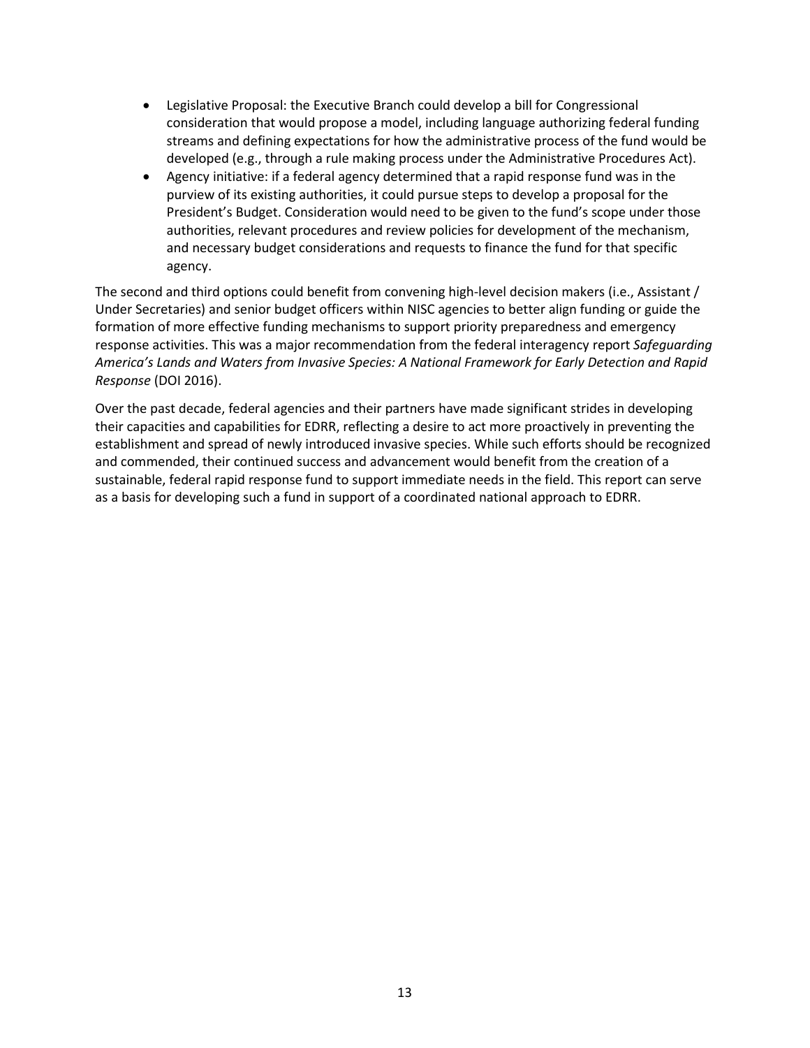- Legislative Proposal: the Executive Branch could develop a bill for Congressional consideration that would propose a model, including language authorizing federal funding streams and defining expectations for how the administrative process of the fund would be developed (e.g., through a rule making process under the Administrative Procedures Act).
- Agency initiative: if a federal agency determined that a rapid response fund was in the purview of its existing authorities, it could pursue steps to develop a proposal for the President's Budget. Consideration would need to be given to the fund's scope under those authorities, relevant procedures and review policies for development of the mechanism, and necessary budget considerations and requests to finance the fund for that specific agency.

The second and third options could benefit from convening high-level decision makers (i.e., Assistant / Under Secretaries) and senior budget officers within NISC agencies to better align funding or guide the formation of more effective funding mechanisms to support priority preparedness and emergency response activities. This was a major recommendation from the federal interagency report *Safeguarding America's Lands and Waters from Invasive Species: A National Framework for Early Detection and Rapid Response* (DOI 2016).

Over the past decade, federal agencies and their partners have made significant strides in developing their capacities and capabilities for EDRR, reflecting a desire to act more proactively in preventing the establishment and spread of newly introduced invasive species. While such efforts should be recognized and commended, their continued success and advancement would benefit from the creation of a sustainable, federal rapid response fund to support immediate needs in the field. This report can serve as a basis for developing such a fund in support of a coordinated national approach to EDRR.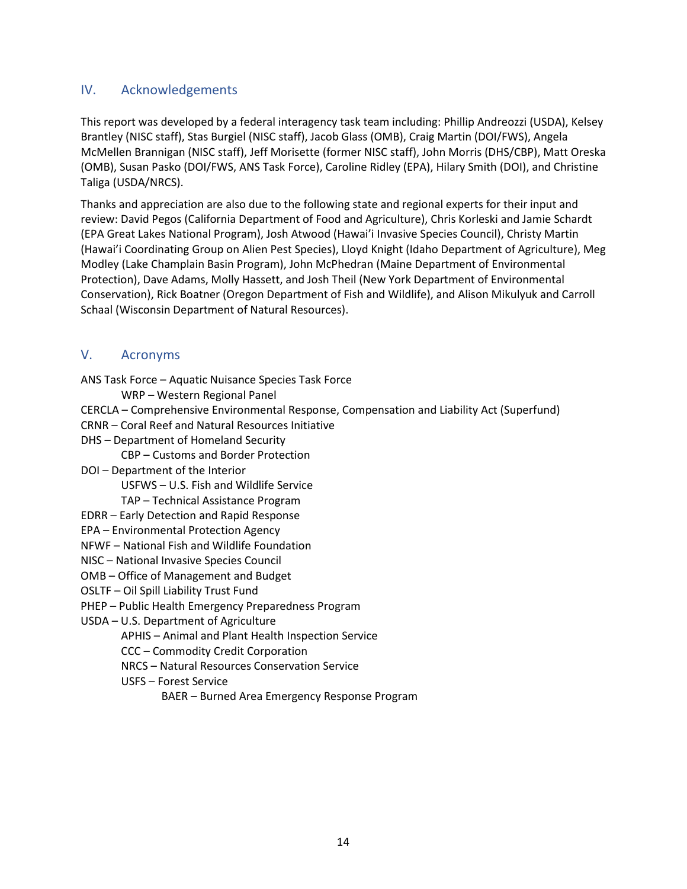## IV. Acknowledgements

This report was developed by a federal interagency task team including: Phillip Andreozzi (USDA), Kelsey Brantley (NISC staff), Stas Burgiel (NISC staff), Jacob Glass (OMB), Craig Martin (DOI/FWS), Angela McMellen Brannigan (NISC staff), Jeff Morisette (former NISC staff), John Morris (DHS/CBP), Matt Oreska (OMB), Susan Pasko (DOI/FWS, ANS Task Force), Caroline Ridley (EPA), Hilary Smith (DOI), and Christine Taliga (USDA/NRCS).

Thanks and appreciation are also due to the following state and regional experts for their input and review: David Pegos (California Department of Food and Agriculture), Chris Korleski and Jamie Schardt (EPA Great Lakes National Program), Josh Atwood (Hawai'i Invasive Species Council), Christy Martin (Hawai'i Coordinating Group on Alien Pest Species), Lloyd Knight (Idaho Department of Agriculture), Meg Modley (Lake Champlain Basin Program), John McPhedran (Maine Department of Environmental Protection), Dave Adams, Molly Hassett, and Josh Theil (New York Department of Environmental Conservation), Rick Boatner (Oregon Department of Fish and Wildlife), and Alison Mikulyuk and Carroll Schaal (Wisconsin Department of Natural Resources).

## V. Acronyms

- ANS Task Force – Aquatic Nuisance Species Task Force
  - WRP – Western Regional Panel
- CERCLA – Comprehensive Environmental Response, Compensation and Liability Act (Superfund)
- CRNR – Coral Reef and Natural Resources Initiative
- DHS – Department of Homeland Security
  - CBP – Customs and Border Protection
- DOI – Department of the Interior
  - USFWS – U.S. Fish and Wildlife Service
  - TAP – Technical Assistance Program
- EDRR – Early Detection and Rapid Response
- EPA – Environmental Protection Agency
- NFWF – National Fish and Wildlife Foundation
- NISC – National Invasive Species Council
- OMB – Office of Management and Budget
- OSLTF – Oil Spill Liability Trust Fund
- PHEP – Public Health Emergency Preparedness Program
- USDA – U.S. Department of Agriculture
  - APHIS – Animal and Plant Health Inspection Service
  - CCC – Commodity Credit Corporation
  - NRCS – Natural Resources Conservation Service
  - USFS – Forest Service
    - BAER – Burned Area Emergency Response Program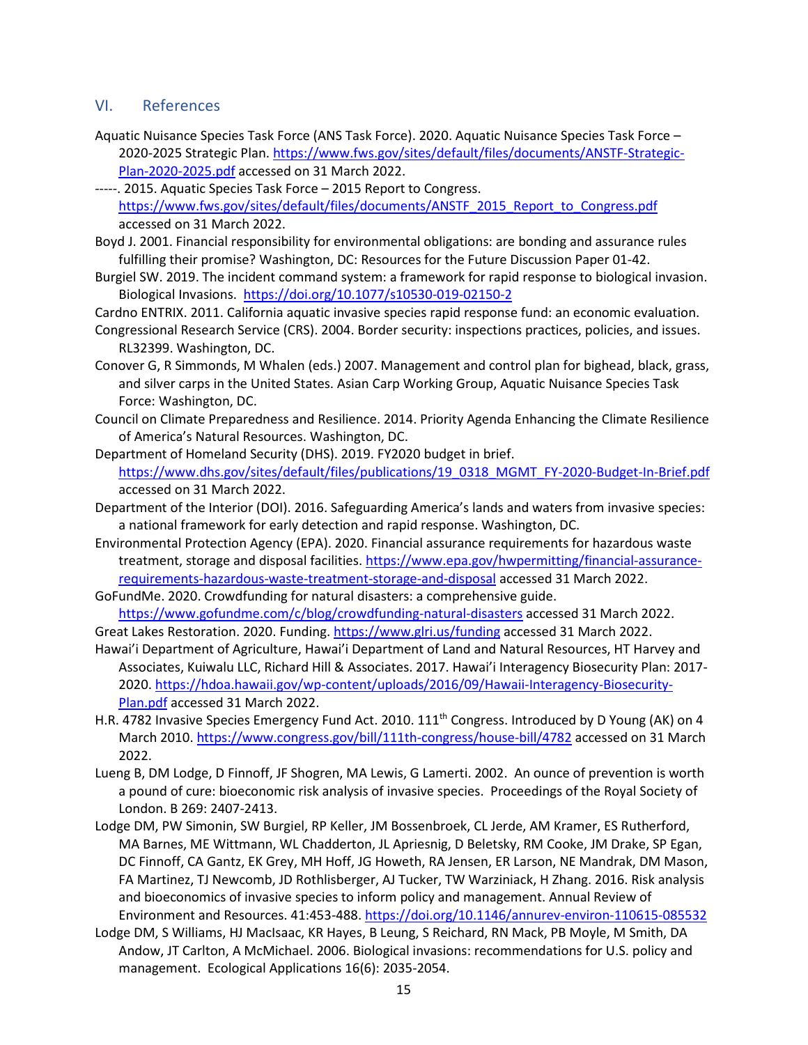## VI. References

Aquatic Nuisance Species Task Force (ANS Task Force). 2020. Aquatic Nuisance Species Task Force – 2020-2025 Strategic Plan. https://www.fws.gov/sites/default/files/documents/ANSTF-Strategic-Plan-2020-2025.pdf accessed on 31 March 2022.

-----. 2015. Aquatic Species Task Force – 2015 Report to Congress. https://www.fws.gov/sites/default/files/documents/ANSTF_2015_Report_to_Congress.pdf accessed on 31 March 2022.

Boyd J. 2001. Financial responsibility for environmental obligations: are bonding and assurance rules fulfilling their promise? Washington, DC: Resources for the Future Discussion Paper 01-42.

Burgiel SW. 2019. The incident command system: a framework for rapid response to biological invasion. Biological Invasions. https://doi.org/10.1077/s10530-019-02150-2

Cardno ENTRIX. 2011. California aquatic invasive species rapid response fund: an economic evaluation.

Congressional Research Service (CRS). 2004. Border security: inspections practices, policies, and issues. RL32399. Washington, DC.

Conover G, R Simmonds, M Whalen (eds.) 2007. Management and control plan for bighead, black, grass, and silver carps in the United States. Asian Carp Working Group, Aquatic Nuisance Species Task Force: Washington, DC.

Council on Climate Preparedness and Resilience. 2014. Priority Agenda Enhancing the Climate Resilience of America's Natural Resources. Washington, DC.

Department of Homeland Security (DHS). 2019. FY2020 budget in brief. https://www.dhs.gov/sites/default/files/publications/19_0318_MGMT_FY-2020-Budget-In-Brief.pdf accessed on 31 March 2022.

Department of the Interior (DOI). 2016. Safeguarding America's lands and waters from invasive species: a national framework for early detection and rapid response. Washington, DC.

Environmental Protection Agency (EPA). 2020. Financial assurance requirements for hazardous waste treatment, storage and disposal facilities. https://www.epa.gov/hwpermitting/financial-assurance-requirements-hazardous-waste-treatment-storage-and-disposal accessed 31 March 2022.

GoFundMe. 2020. Crowdfunding for natural disasters: a comprehensive guide. https://www.gofundme.com/c/blog/crowdfunding-natural-disasters accessed 31 March 2022.

Great Lakes Restoration. 2020. Funding. https://www.glri.us/funding accessed 31 March 2022.

Hawai'i Department of Agriculture, Hawai'i Department of Land and Natural Resources, HT Harvey and Associates, Kuiwalu LLC, Richard Hill & Associates. 2017. Hawai'i Interagency Biosecurity Plan: 2017-2020. https://hdoa.hawaii.gov/wp-content/uploads/2016/09/Hawaii-Interagency-Biosecurity-Plan.pdf accessed 31 March 2022.

H.R. 4782 Invasive Species Emergency Fund Act. 2010. 111th Congress. Introduced by D Young (AK) on 4 March 2010. https://www.congress.gov/bill/111th-congress/house-bill/4782 accessed on 31 March 2022.

Lueng B, DM Lodge, D Finnoff, JF Shogren, MA Lewis, G Lamerti. 2002. An ounce of prevention is worth a pound of cure: bioeconomic risk analysis of invasive species. Proceedings of the Royal Society of London. B 269: 2407-2413.

Lodge DM, PW Simonin, SW Burgiel, RP Keller, JM Bossenbroek, CL Jerde, AM Kramer, ES Rutherford, MA Barnes, ME Wittmann, WL Chadderton, JL Apriesnig, D Beletsky, RM Cooke, JM Drake, SP Egan, DC Finnoff, CA Gantz, EK Grey, MH Hoff, JG Howeth, RA Jensen, ER Larson, NE Mandrak, DM Mason, FA Martinez, TJ Newcomb, JD Rothlisberger, AJ Tucker, TW Warziniack, H Zhang. 2016. Risk analysis and bioeconomics of invasive species to inform policy and management. Annual Review of Environment and Resources. 41:453-488. https://doi.org/10.1146/annurev-environ-110615-085532

Lodge DM, S Williams, HJ MacIsaac, KR Hayes, B Leung, S Reichard, RN Mack, PB Moyle, M Smith, DA Andow, JT Carlton, A McMichael. 2006. Biological invasions: recommendations for U.S. policy and management. Ecological Applications 16(6): 2035-2054.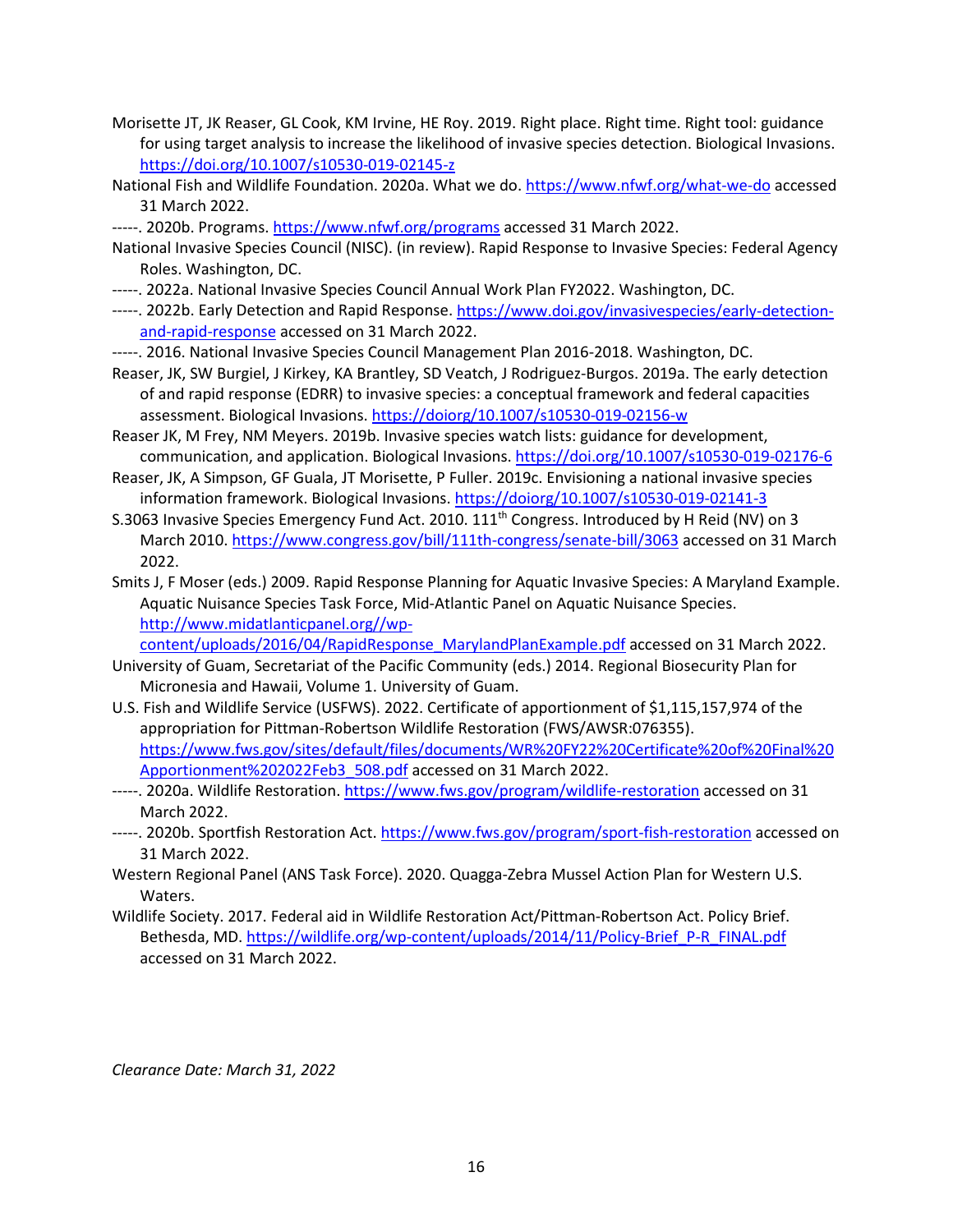Morisette JT, JK Reaser, GL Cook, KM Irvine, HE Roy. 2019. Right place. Right time. Right tool: guidance for using target analysis to increase the likelihood of invasive species detection. Biological Invasions. https://doi.org/10.1007/s10530-019-02145-z

National Fish and Wildlife Foundation. 2020a. What we do. https://www.nfwf.org/what-we-do accessed 31 March 2022.

-----. 2020b. Programs. https://www.nfwf.org/programs accessed 31 March 2022.

National Invasive Species Council (NISC). (in review). Rapid Response to Invasive Species: Federal Agency Roles. Washington, DC.

-----. 2022a. National Invasive Species Council Annual Work Plan FY2022. Washington, DC.

-----. 2022b. Early Detection and Rapid Response. https://www.doi.gov/invasivespecies/early-detection-and-rapid-response accessed on 31 March 2022.

-----. 2016. National Invasive Species Council Management Plan 2016-2018. Washington, DC.

Reaser, JK, SW Burgiel, J Kirkey, KA Brantley, SD Veatch, J Rodriguez-Burgos. 2019a. The early detection of and rapid response (EDRR) to invasive species: a conceptual framework and federal capacities assessment. Biological Invasions. https://doiorg/10.1007/s10530-019-02156-w

Reaser JK, M Frey, NM Meyers. 2019b. Invasive species watch lists: guidance for development, communication, and application. Biological Invasions. https://doi.org/10.1007/s10530-019-02176-6

Reaser, JK, A Simpson, GF Guala, JT Morisette, P Fuller. 2019c. Envisioning a national invasive species information framework. Biological Invasions. https://doiorg/10.1007/s10530-019-02141-3

S.3063 Invasive Species Emergency Fund Act. 2010. 111th Congress. Introduced by H Reid (NV) on 3 March 2010. https://www.congress.gov/bill/111th-congress/senate-bill/3063 accessed on 31 March 2022.

Smits J, F Moser (eds.) 2009. Rapid Response Planning for Aquatic Invasive Species: A Maryland Example. Aquatic Nuisance Species Task Force, Mid-Atlantic Panel on Aquatic Nuisance Species. http://www.midatlanticpanel.org//wp-content/uploads/2016/04/RapidResponse_MarylandPlanExample.pdf accessed on 31 March 2022.

University of Guam, Secretariat of the Pacific Community (eds.) 2014. Regional Biosecurity Plan for Micronesia and Hawaii, Volume 1. University of Guam.

U.S. Fish and Wildlife Service (USFWS). 2022. Certificate of apportionment of $1,115,157,974 of the appropriation for Pittman-Robertson Wildlife Restoration (FWS/AWSR:076355). https://www.fws.gov/sites/default/files/documents/WR%20FY22%20Certificate%20of%20Final%20Apportionment%202022Feb3_508.pdf accessed on 31 March 2022.

-----. 2020a. Wildlife Restoration. https://www.fws.gov/program/wildlife-restoration accessed on 31 March 2022.

-----. 2020b. Sportfish Restoration Act. https://www.fws.gov/program/sport-fish-restoration accessed on 31 March 2022.

Western Regional Panel (ANS Task Force). 2020. Quagga-Zebra Mussel Action Plan for Western U.S. Waters.

Wildlife Society. 2017. Federal aid in Wildlife Restoration Act/Pittman-Robertson Act. Policy Brief. Bethesda, MD. https://wildlife.org/wp-content/uploads/2014/11/Policy-Brief_P-R_FINAL.pdf accessed on 31 March 2022.

*Clearance Date: March 31, 2022*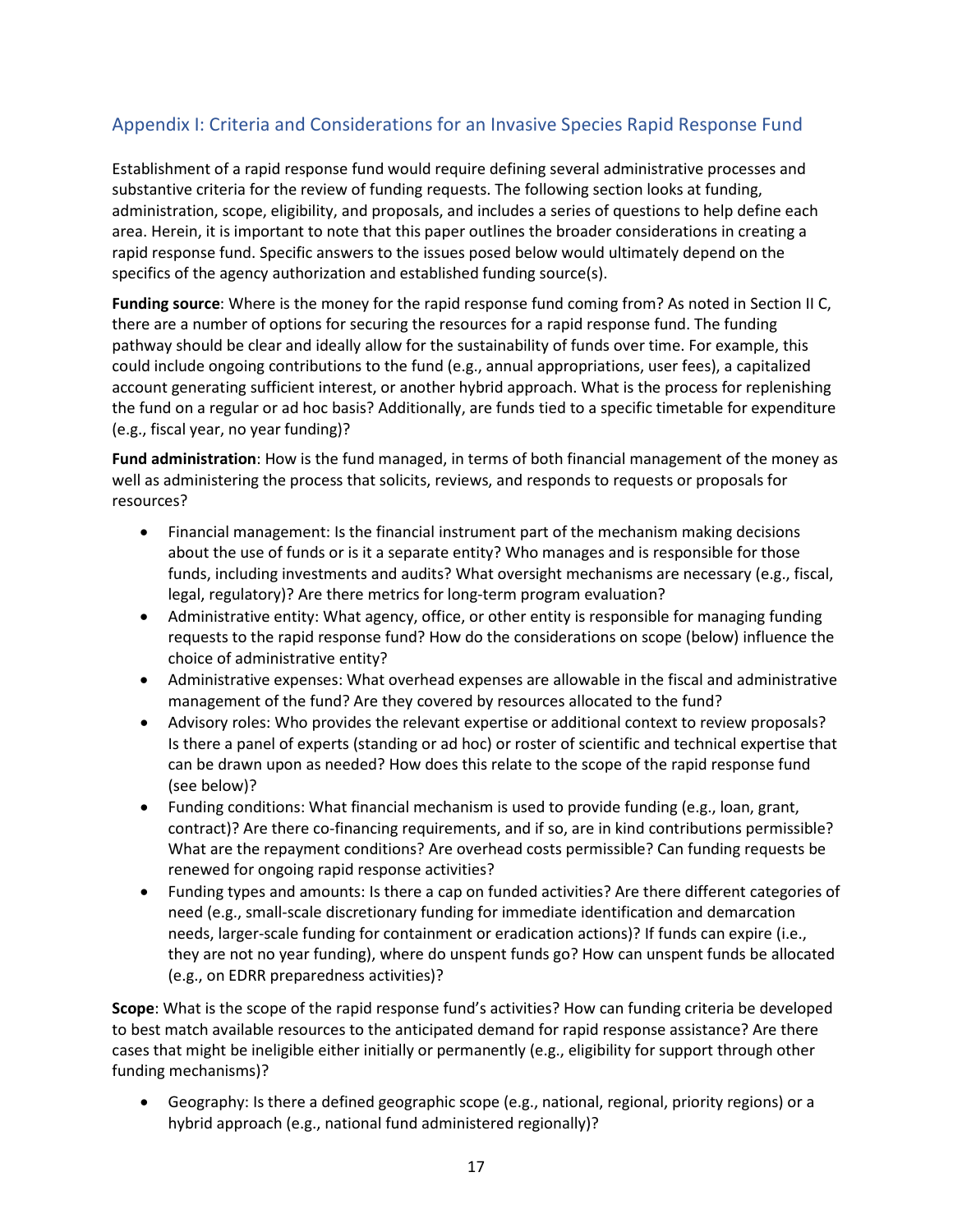## Appendix I: Criteria and Considerations for an Invasive Species Rapid Response Fund

Establishment of a rapid response fund would require defining several administrative processes and substantive criteria for the review of funding requests. The following section looks at funding, administration, scope, eligibility, and proposals, and includes a series of questions to help define each area. Herein, it is important to note that this paper outlines the broader considerations in creating a rapid response fund. Specific answers to the issues posed below would ultimately depend on the specifics of the agency authorization and established funding source(s).

**Funding source**: Where is the money for the rapid response fund coming from? As noted in Section II C, there are a number of options for securing the resources for a rapid response fund. The funding pathway should be clear and ideally allow for the sustainability of funds over time. For example, this could include ongoing contributions to the fund (e.g., annual appropriations, user fees), a capitalized account generating sufficient interest, or another hybrid approach. What is the process for replenishing the fund on a regular or ad hoc basis? Additionally, are funds tied to a specific timetable for expenditure (e.g., fiscal year, no year funding)?

**Fund administration**: How is the fund managed, in terms of both financial management of the money as well as administering the process that solicits, reviews, and responds to requests or proposals for resources?

- Financial management: Is the financial instrument part of the mechanism making decisions about the use of funds or is it a separate entity? Who manages and is responsible for those funds, including investments and audits? What oversight mechanisms are necessary (e.g., fiscal, legal, regulatory)? Are there metrics for long-term program evaluation?
- Administrative entity: What agency, office, or other entity is responsible for managing funding requests to the rapid response fund? How do the considerations on scope (below) influence the choice of administrative entity?
- Administrative expenses: What overhead expenses are allowable in the fiscal and administrative management of the fund? Are they covered by resources allocated to the fund?
- Advisory roles: Who provides the relevant expertise or additional context to review proposals? Is there a panel of experts (standing or ad hoc) or roster of scientific and technical expertise that can be drawn upon as needed? How does this relate to the scope of the rapid response fund (see below)?
- Funding conditions: What financial mechanism is used to provide funding (e.g., loan, grant, contract)? Are there co-financing requirements, and if so, are in kind contributions permissible? What are the repayment conditions? Are overhead costs permissible? Can funding requests be renewed for ongoing rapid response activities?
- Funding types and amounts: Is there a cap on funded activities? Are there different categories of need (e.g., small-scale discretionary funding for immediate identification and demarcation needs, larger-scale funding for containment or eradication actions)? If funds can expire (i.e., they are not no year funding), where do unspent funds go? How can unspent funds be allocated (e.g., on EDRR preparedness activities)?

**Scope**: What is the scope of the rapid response fund's activities? How can funding criteria be developed to best match available resources to the anticipated demand for rapid response assistance? Are there cases that might be ineligible either initially or permanently (e.g., eligibility for support through other funding mechanisms)?

- Geography: Is there a defined geographic scope (e.g., national, regional, priority regions) or a hybrid approach (e.g., national fund administered regionally)?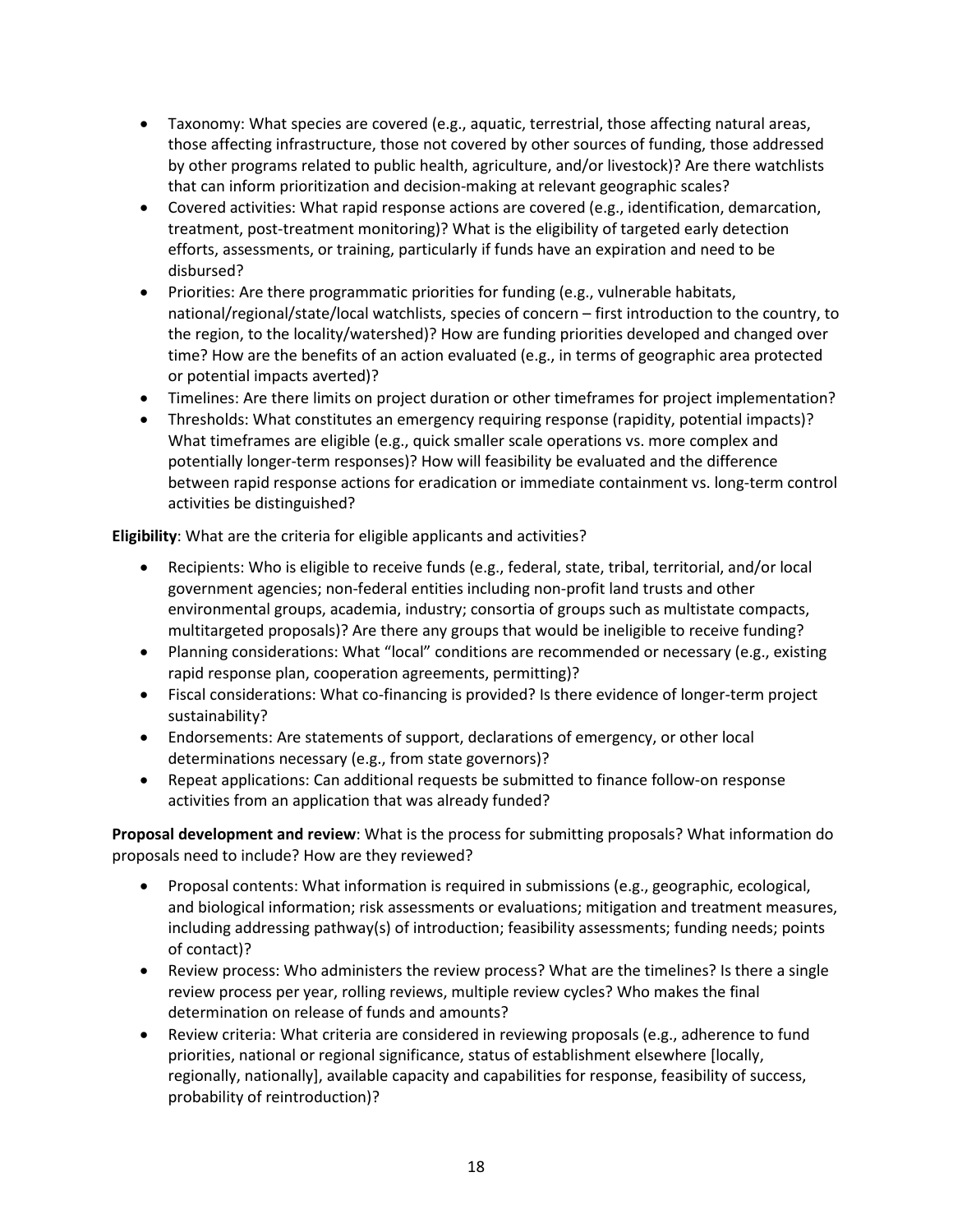- Taxonomy: What species are covered (e.g., aquatic, terrestrial, those affecting natural areas, those affecting infrastructure, those not covered by other sources of funding, those addressed by other programs related to public health, agriculture, and/or livestock)? Are there watchlists that can inform prioritization and decision-making at relevant geographic scales?
- Covered activities: What rapid response actions are covered (e.g., identification, demarcation, treatment, post-treatment monitoring)? What is the eligibility of targeted early detection efforts, assessments, or training, particularly if funds have an expiration and need to be disbursed?
- Priorities: Are there programmatic priorities for funding (e.g., vulnerable habitats, national/regional/state/local watchlists, species of concern – first introduction to the country, to the region, to the locality/watershed)? How are funding priorities developed and changed over time? How are the benefits of an action evaluated (e.g., in terms of geographic area protected or potential impacts averted)?
- Timelines: Are there limits on project duration or other timeframes for project implementation?
- Thresholds: What constitutes an emergency requiring response (rapidity, potential impacts)? What timeframes are eligible (e.g., quick smaller scale operations vs. more complex and potentially longer-term responses)? How will feasibility be evaluated and the difference between rapid response actions for eradication or immediate containment vs. long-term control activities be distinguished?

**Eligibility**: What are the criteria for eligible applicants and activities?

- Recipients: Who is eligible to receive funds (e.g., federal, state, tribal, territorial, and/or local government agencies; non-federal entities including non-profit land trusts and other environmental groups, academia, industry; consortia of groups such as multistate compacts, multitargeted proposals)? Are there any groups that would be ineligible to receive funding?
- Planning considerations: What "local" conditions are recommended or necessary (e.g., existing rapid response plan, cooperation agreements, permitting)?
- Fiscal considerations: What co-financing is provided? Is there evidence of longer-term project sustainability?
- Endorsements: Are statements of support, declarations of emergency, or other local determinations necessary (e.g., from state governors)?
- Repeat applications: Can additional requests be submitted to finance follow-on response activities from an application that was already funded?

**Proposal development and review**: What is the process for submitting proposals? What information do proposals need to include? How are they reviewed?

- Proposal contents: What information is required in submissions (e.g., geographic, ecological, and biological information; risk assessments or evaluations; mitigation and treatment measures, including addressing pathway(s) of introduction; feasibility assessments; funding needs; points of contact)?
- Review process: Who administers the review process? What are the timelines? Is there a single review process per year, rolling reviews, multiple review cycles? Who makes the final determination on release of funds and amounts?
- Review criteria: What criteria are considered in reviewing proposals (e.g., adherence to fund priorities, national or regional significance, status of establishment elsewhere [locally, regionally, nationally], available capacity and capabilities for response, feasibility of success, probability of reintroduction)?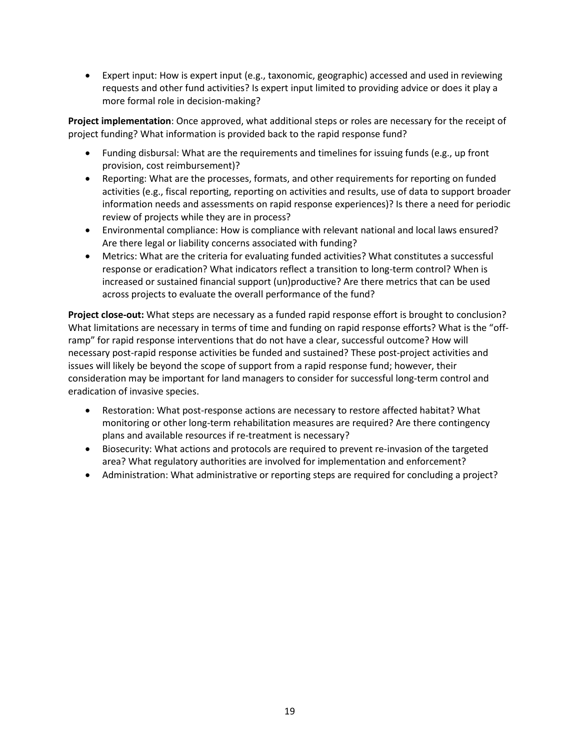- Expert input: How is expert input (e.g., taxonomic, geographic) accessed and used in reviewing requests and other fund activities? Is expert input limited to providing advice or does it play a more formal role in decision-making?

**Project implementation**: Once approved, what additional steps or roles are necessary for the receipt of project funding? What information is provided back to the rapid response fund?

- Funding disbursal: What are the requirements and timelines for issuing funds (e.g., up front provision, cost reimbursement)?
- Reporting: What are the processes, formats, and other requirements for reporting on funded activities (e.g., fiscal reporting, reporting on activities and results, use of data to support broader information needs and assessments on rapid response experiences)? Is there a need for periodic review of projects while they are in process?
- Environmental compliance: How is compliance with relevant national and local laws ensured? Are there legal or liability concerns associated with funding?
- Metrics: What are the criteria for evaluating funded activities? What constitutes a successful response or eradication? What indicators reflect a transition to long-term control? When is increased or sustained financial support (un)productive? Are there metrics that can be used across projects to evaluate the overall performance of the fund?

**Project close-out:** What steps are necessary as a funded rapid response effort is brought to conclusion? What limitations are necessary in terms of time and funding on rapid response efforts? What is the "off-ramp" for rapid response interventions that do not have a clear, successful outcome? How will necessary post-rapid response activities be funded and sustained? These post-project activities and issues will likely be beyond the scope of support from a rapid response fund; however, their consideration may be important for land managers to consider for successful long-term control and eradication of invasive species.

- Restoration: What post-response actions are necessary to restore affected habitat? What monitoring or other long-term rehabilitation measures are required? Are there contingency plans and available resources if re-treatment is necessary?
- Biosecurity: What actions and protocols are required to prevent re-invasion of the targeted area? What regulatory authorities are involved for implementation and enforcement?
- Administration: What administrative or reporting steps are required for concluding a project?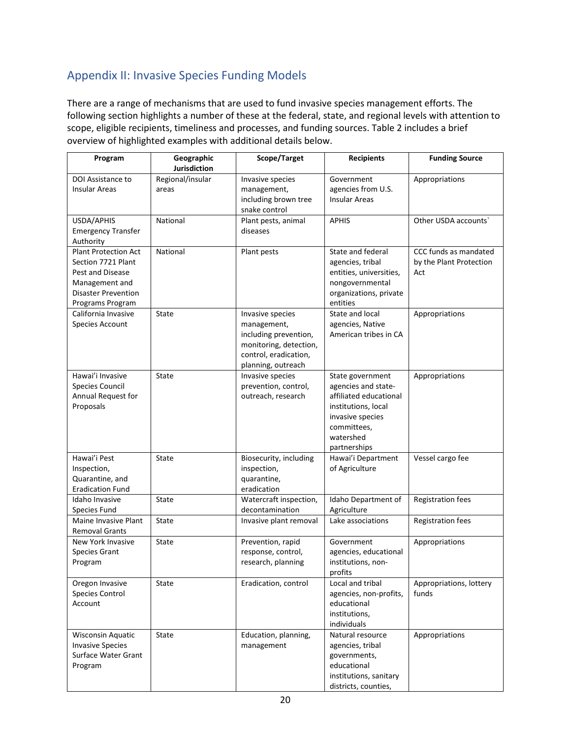## Appendix II: Invasive Species Funding Models

There are a range of mechanisms that are used to fund invasive species management efforts. The following section highlights a number of these at the federal, state, and regional levels with attention to scope, eligible recipients, timeliness and processes, and funding sources. Table 2 includes a brief overview of highlighted examples with additional details below.

| Program | Geographic Jurisdiction | Scope/Target | Recipients | Funding Source |
|---|---|---|---|---|
| DOI Assistance to Insular Areas | Regional/insular areas | Invasive species management, including brown tree snake control | Government agencies from U.S. Insular Areas | Appropriations |
| USDA/APHIS Emergency Transfer Authority | National | Plant pests, animal diseases | APHIS | Other USDA accounts` |
| Plant Protection Act Section 7721 Plant Pest and Disease Management and Disaster Prevention Programs Program | National | Plant pests | State and federal agencies, tribal entities, universities, nongovernmental organizations, private entities | CCC funds as mandated by the Plant Protection Act |
| California Invasive Species Account | State | Invasive species management, including prevention, monitoring, detection, control, eradication, planning, outreach | State and local agencies, Native American tribes in CA | Appropriations |
| Hawai'i Invasive Species Council Annual Request for Proposals | State | Invasive species prevention, control, outreach, research | State government agencies and state-affiliated educational institutions, local invasive species committees, watershed partnerships | Appropriations |
| Hawai'i Pest Inspection, Quarantine, and Eradication Fund | State | Biosecurity, including inspection, quarantine, eradication | Hawai'i Department of Agriculture | Vessel cargo fee |
| Idaho Invasive Species Fund | State | Watercraft inspection, decontamination | Idaho Department of Agriculture | Registration fees |
| Maine Invasive Plant Removal Grants | State | Invasive plant removal | Lake associations | Registration fees |
| New York Invasive Species Grant Program | State | Prevention, rapid response, control, research, planning | Government agencies, educational institutions, non-profits | Appropriations |
| Oregon Invasive Species Control Account | State | Eradication, control | Local and tribal agencies, non-profits, educational institutions, individuals | Appropriations, lottery funds |
| Wisconsin Aquatic Invasive Species Surface Water Grant Program | State | Education, planning, management | Natural resource agencies, tribal governments, educational institutions, sanitary districts, counties, | Appropriations |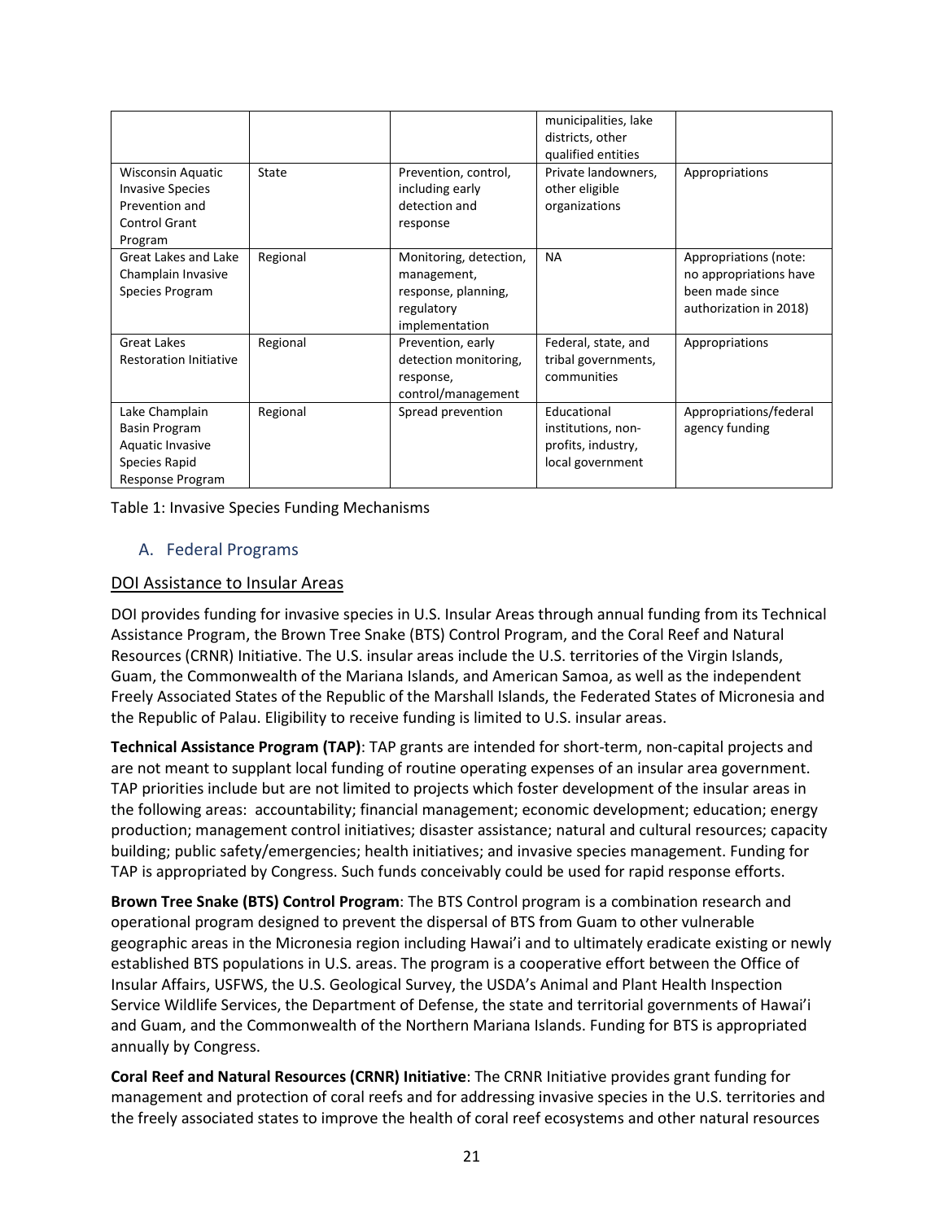| | | | municipalities, lake districts, other qualified entities | |
|---|---|---|---|---|
| Wisconsin Aquatic Invasive Species Prevention and Control Grant Program | State | Prevention, control, including early detection and response | Private landowners, other eligible organizations | Appropriations |
| Great Lakes and Lake Champlain Invasive Species Program | Regional | Monitoring, detection, management, response, planning, regulatory implementation | NA | Appropriations (note: no appropriations have been made since authorization in 2018) |
| Great Lakes Restoration Initiative | Regional | Prevention, early detection monitoring, response, control/management | Federal, state, and tribal governments, communities | Appropriations |
| Lake Champlain Basin Program Aquatic Invasive Species Rapid Response Program | Regional | Spread prevention | Educational institutions, non-profits, industry, local government | Appropriations/federal agency funding |

Table 1: Invasive Species Funding Mechanisms

## A. Federal Programs

### DOI Assistance to Insular Areas

DOI provides funding for invasive species in U.S. Insular Areas through annual funding from its Technical Assistance Program, the Brown Tree Snake (BTS) Control Program, and the Coral Reef and Natural Resources (CRNR) Initiative. The U.S. insular areas include the U.S. territories of the Virgin Islands, Guam, the Commonwealth of the Mariana Islands, and American Samoa, as well as the independent Freely Associated States of the Republic of the Marshall Islands, the Federated States of Micronesia and the Republic of Palau. Eligibility to receive funding is limited to U.S. insular areas.

**Technical Assistance Program (TAP)**: TAP grants are intended for short-term, non-capital projects and are not meant to supplant local funding of routine operating expenses of an insular area government. TAP priorities include but are not limited to projects which foster development of the insular areas in the following areas: accountability; financial management; economic development; education; energy production; management control initiatives; disaster assistance; natural and cultural resources; capacity building; public safety/emergencies; health initiatives; and invasive species management. Funding for TAP is appropriated by Congress. Such funds conceivably could be used for rapid response efforts.

**Brown Tree Snake (BTS) Control Program**: The BTS Control program is a combination research and operational program designed to prevent the dispersal of BTS from Guam to other vulnerable geographic areas in the Micronesia region including Hawai'i and to ultimately eradicate existing or newly established BTS populations in U.S. areas. The program is a cooperative effort between the Office of Insular Affairs, USFWS, the U.S. Geological Survey, the USDA's Animal and Plant Health Inspection Service Wildlife Services, the Department of Defense, the state and territorial governments of Hawai'i and Guam, and the Commonwealth of the Northern Mariana Islands. Funding for BTS is appropriated annually by Congress.

**Coral Reef and Natural Resources (CRNR) Initiative**: The CRNR Initiative provides grant funding for management and protection of coral reefs and for addressing invasive species in the U.S. territories and the freely associated states to improve the health of coral reef ecosystems and other natural resources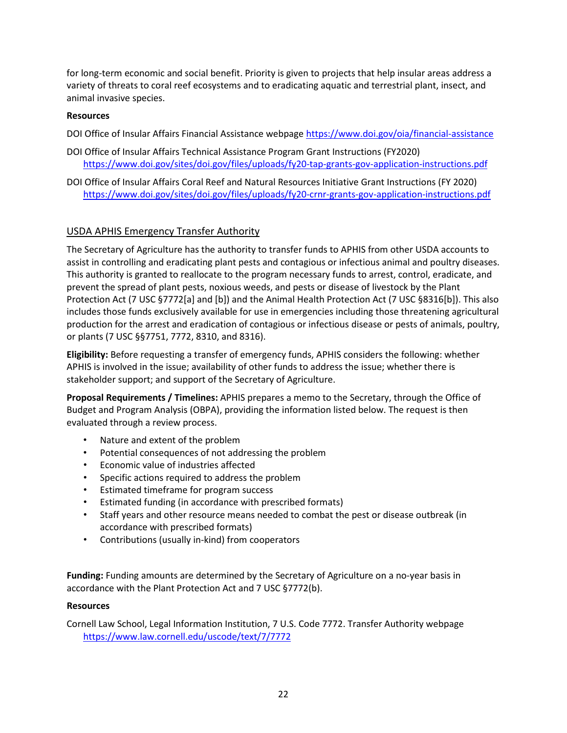for long-term economic and social benefit. Priority is given to projects that help insular areas address a variety of threats to coral reef ecosystems and to eradicating aquatic and terrestrial plant, insect, and animal invasive species.

**Resources**

DOI Office of Insular Affairs Financial Assistance webpage https://www.doi.gov/oia/financial-assistance

DOI Office of Insular Affairs Technical Assistance Program Grant Instructions (FY2020) https://www.doi.gov/sites/doi.gov/files/uploads/fy20-tap-grants-gov-application-instructions.pdf

DOI Office of Insular Affairs Coral Reef and Natural Resources Initiative Grant Instructions (FY 2020) https://www.doi.gov/sites/doi.gov/files/uploads/fy20-crnr-grants-gov-application-instructions.pdf

## USDA APHIS Emergency Transfer Authority

The Secretary of Agriculture has the authority to transfer funds to APHIS from other USDA accounts to assist in controlling and eradicating plant pests and contagious or infectious animal and poultry diseases. This authority is granted to reallocate to the program necessary funds to arrest, control, eradicate, and prevent the spread of plant pests, noxious weeds, and pests or disease of livestock by the Plant Protection Act (7 USC §7772[a] and [b]) and the Animal Health Protection Act (7 USC §8316[b]). This also includes those funds exclusively available for use in emergencies including those threatening agricultural production for the arrest and eradication of contagious or infectious disease or pests of animals, poultry, or plants (7 USC §§7751, 7772, 8310, and 8316).

**Eligibility:** Before requesting a transfer of emergency funds, APHIS considers the following: whether APHIS is involved in the issue; availability of other funds to address the issue; whether there is stakeholder support; and support of the Secretary of Agriculture.

**Proposal Requirements / Timelines:** APHIS prepares a memo to the Secretary, through the Office of Budget and Program Analysis (OBPA), providing the information listed below. The request is then evaluated through a review process.

- Nature and extent of the problem
- Potential consequences of not addressing the problem
- Economic value of industries affected
- Specific actions required to address the problem
- Estimated timeframe for program success
- Estimated funding (in accordance with prescribed formats)
- Staff years and other resource means needed to combat the pest or disease outbreak (in accordance with prescribed formats)
- Contributions (usually in-kind) from cooperators

**Funding:** Funding amounts are determined by the Secretary of Agriculture on a no-year basis in accordance with the Plant Protection Act and 7 USC §7772(b).

**Resources**

Cornell Law School, Legal Information Institution, 7 U.S. Code 7772. Transfer Authority webpage https://www.law.cornell.edu/uscode/text/7/7772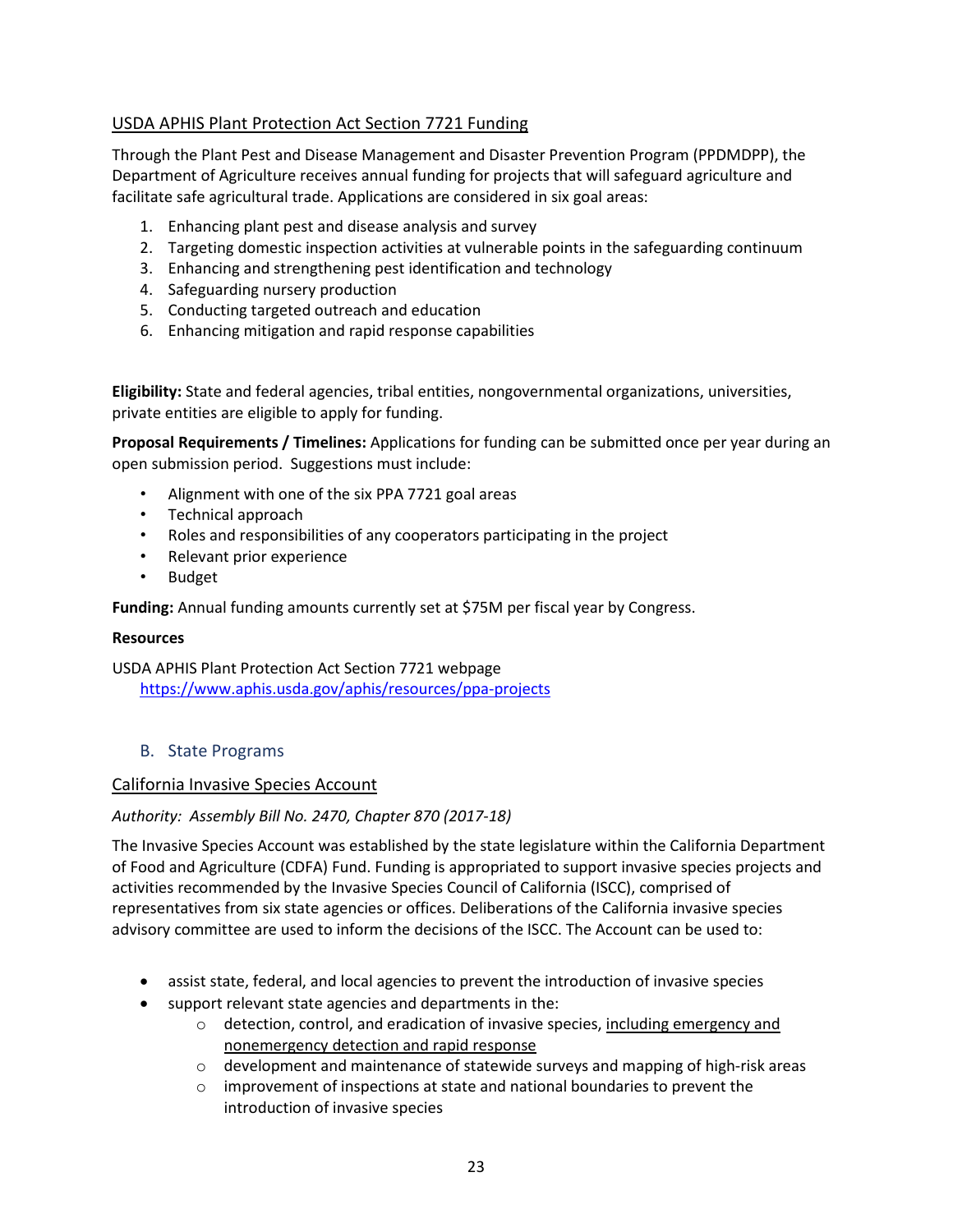### USDA APHIS Plant Protection Act Section 7721 Funding

Through the Plant Pest and Disease Management and Disaster Prevention Program (PPDMDPP), the Department of Agriculture receives annual funding for projects that will safeguard agriculture and facilitate safe agricultural trade. Applications are considered in six goal areas:

1. Enhancing plant pest and disease analysis and survey
2. Targeting domestic inspection activities at vulnerable points in the safeguarding continuum
3. Enhancing and strengthening pest identification and technology
4. Safeguarding nursery production
5. Conducting targeted outreach and education
6. Enhancing mitigation and rapid response capabilities

**Eligibility:** State and federal agencies, tribal entities, nongovernmental organizations, universities, private entities are eligible to apply for funding.

**Proposal Requirements / Timelines:** Applications for funding can be submitted once per year during an open submission period. Suggestions must include:

- Alignment with one of the six PPA 7721 goal areas
- Technical approach
- Roles and responsibilities of any cooperators participating in the project
- Relevant prior experience
- Budget

**Funding:** Annual funding amounts currently set at $75M per fiscal year by Congress.

**Resources**

USDA APHIS Plant Protection Act Section 7721 webpage
https://www.aphis.usda.gov/aphis/resources/ppa-projects

## B. State Programs

### California Invasive Species Account

*Authority: Assembly Bill No. 2470, Chapter 870 (2017-18)*

The Invasive Species Account was established by the state legislature within the California Department of Food and Agriculture (CDFA) Fund. Funding is appropriated to support invasive species projects and activities recommended by the Invasive Species Council of California (ISCC), comprised of representatives from six state agencies or offices. Deliberations of the California invasive species advisory committee are used to inform the decisions of the ISCC. The Account can be used to:

- assist state, federal, and local agencies to prevent the introduction of invasive species
- support relevant state agencies and departments in the:
    - detection, control, and eradication of invasive species, including emergency and nonemergency detection and rapid response
    - development and maintenance of statewide surveys and mapping of high-risk areas
    - improvement of inspections at state and national boundaries to prevent the introduction of invasive species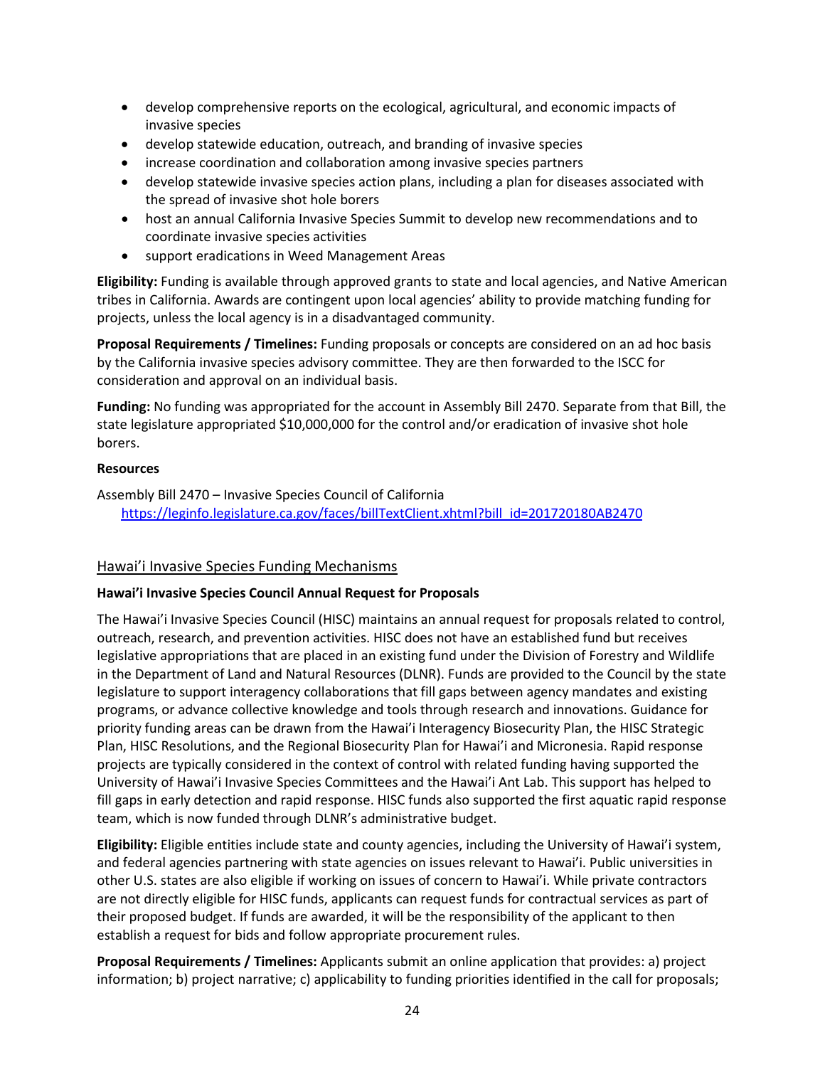- develop comprehensive reports on the ecological, agricultural, and economic impacts of invasive species
- develop statewide education, outreach, and branding of invasive species
- increase coordination and collaboration among invasive species partners
- develop statewide invasive species action plans, including a plan for diseases associated with the spread of invasive shot hole borers
- host an annual California Invasive Species Summit to develop new recommendations and to coordinate invasive species activities
- support eradications in Weed Management Areas

**Eligibility:** Funding is available through approved grants to state and local agencies, and Native American tribes in California. Awards are contingent upon local agencies' ability to provide matching funding for projects, unless the local agency is in a disadvantaged community.

**Proposal Requirements / Timelines:** Funding proposals or concepts are considered on an ad hoc basis by the California invasive species advisory committee. They are then forwarded to the ISCC for consideration and approval on an individual basis.

**Funding:** No funding was appropriated for the account in Assembly Bill 2470. Separate from that Bill, the state legislature appropriated $10,000,000 for the control and/or eradication of invasive shot hole borers.

**Resources**

Assembly Bill 2470 – Invasive Species Council of California
https://leginfo.legislature.ca.gov/faces/billTextClient.xhtml?bill_id=201720180AB2470

## Hawai'i Invasive Species Funding Mechanisms

**Hawai'i Invasive Species Council Annual Request for Proposals**

The Hawai'i Invasive Species Council (HISC) maintains an annual request for proposals related to control, outreach, research, and prevention activities. HISC does not have an established fund but receives legislative appropriations that are placed in an existing fund under the Division of Forestry and Wildlife in the Department of Land and Natural Resources (DLNR). Funds are provided to the Council by the state legislature to support interagency collaborations that fill gaps between agency mandates and existing programs, or advance collective knowledge and tools through research and innovations. Guidance for priority funding areas can be drawn from the Hawai'i Interagency Biosecurity Plan, the HISC Strategic Plan, HISC Resolutions, and the Regional Biosecurity Plan for Hawai'i and Micronesia. Rapid response projects are typically considered in the context of control with related funding having supported the University of Hawai'i Invasive Species Committees and the Hawai'i Ant Lab. This support has helped to fill gaps in early detection and rapid response. HISC funds also supported the first aquatic rapid response team, which is now funded through DLNR's administrative budget.

**Eligibility:** Eligible entities include state and county agencies, including the University of Hawai'i system, and federal agencies partnering with state agencies on issues relevant to Hawai'i. Public universities in other U.S. states are also eligible if working on issues of concern to Hawai'i. While private contractors are not directly eligible for HISC funds, applicants can request funds for contractual services as part of their proposed budget. If funds are awarded, it will be the responsibility of the applicant to then establish a request for bids and follow appropriate procurement rules.

**Proposal Requirements / Timelines:** Applicants submit an online application that provides: a) project information; b) project narrative; c) applicability to funding priorities identified in the call for proposals;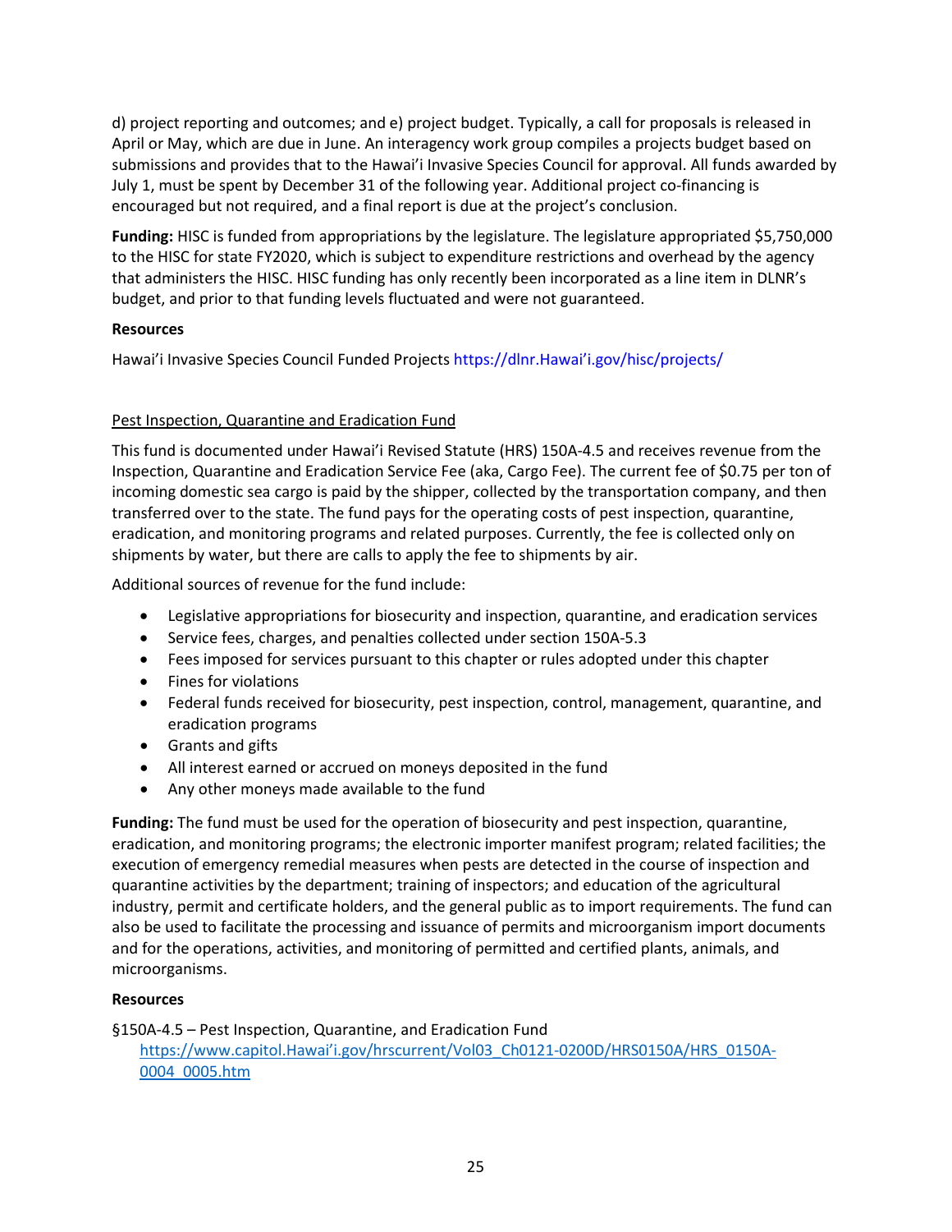d) project reporting and outcomes; and e) project budget. Typically, a call for proposals is released in April or May, which are due in June. An interagency work group compiles a projects budget based on submissions and provides that to the Hawai'i Invasive Species Council for approval. All funds awarded by July 1, must be spent by December 31 of the following year. Additional project co-financing is encouraged but not required, and a final report is due at the project's conclusion.

**Funding:** HISC is funded from appropriations by the legislature. The legislature appropriated $5,750,000 to the HISC for state FY2020, which is subject to expenditure restrictions and overhead by the agency that administers the HISC. HISC funding has only recently been incorporated as a line item in DLNR's budget, and prior to that funding levels fluctuated and were not guaranteed.

**Resources**

Hawai'i Invasive Species Council Funded Projects https://dlnr.Hawai'i.gov/hisc/projects/

<u>Pest Inspection, Quarantine and Eradication Fund</u>

This fund is documented under Hawai'i Revised Statute (HRS) 150A-4.5 and receives revenue from the Inspection, Quarantine and Eradication Service Fee (aka, Cargo Fee). The current fee of $0.75 per ton of incoming domestic sea cargo is paid by the shipper, collected by the transportation company, and then transferred over to the state. The fund pays for the operating costs of pest inspection, quarantine, eradication, and monitoring programs and related purposes. Currently, the fee is collected only on shipments by water, but there are calls to apply the fee to shipments by air.

Additional sources of revenue for the fund include:

- Legislative appropriations for biosecurity and inspection, quarantine, and eradication services
- Service fees, charges, and penalties collected under section 150A-5.3
- Fees imposed for services pursuant to this chapter or rules adopted under this chapter
- Fines for violations
- Federal funds received for biosecurity, pest inspection, control, management, quarantine, and eradication programs
- Grants and gifts
- All interest earned or accrued on moneys deposited in the fund
- Any other moneys made available to the fund

**Funding:** The fund must be used for the operation of biosecurity and pest inspection, quarantine, eradication, and monitoring programs; the electronic importer manifest program; related facilities; the execution of emergency remedial measures when pests are detected in the course of inspection and quarantine activities by the department; training of inspectors; and education of the agricultural industry, permit and certificate holders, and the general public as to import requirements. The fund can also be used to facilitate the processing and issuance of permits and microorganism import documents and for the operations, activities, and monitoring of permitted and certified plants, animals, and microorganisms.

**Resources**

§150A-4.5 – Pest Inspection, Quarantine, and Eradication Fund
https://www.capitol.Hawai'i.gov/hrscurrent/Vol03_Ch0121-0200D/HRS0150A/HRS_0150A-0004_0005.htm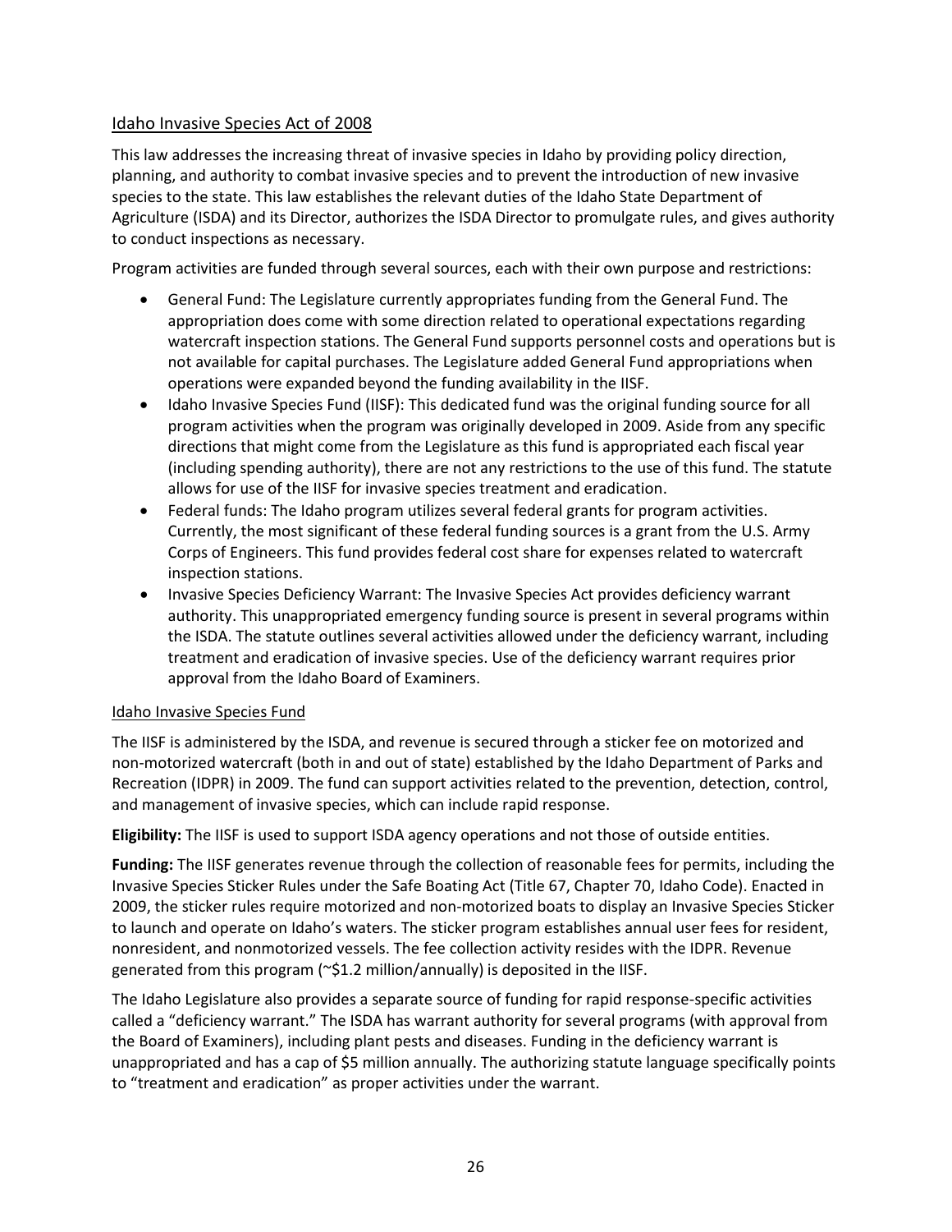## Idaho Invasive Species Act of 2008

This law addresses the increasing threat of invasive species in Idaho by providing policy direction, planning, and authority to combat invasive species and to prevent the introduction of new invasive species to the state. This law establishes the relevant duties of the Idaho State Department of Agriculture (ISDA) and its Director, authorizes the ISDA Director to promulgate rules, and gives authority to conduct inspections as necessary.

Program activities are funded through several sources, each with their own purpose and restrictions:

- General Fund: The Legislature currently appropriates funding from the General Fund. The appropriation does come with some direction related to operational expectations regarding watercraft inspection stations. The General Fund supports personnel costs and operations but is not available for capital purchases. The Legislature added General Fund appropriations when operations were expanded beyond the funding availability in the IISF.
- Idaho Invasive Species Fund (IISF): This dedicated fund was the original funding source for all program activities when the program was originally developed in 2009. Aside from any specific directions that might come from the Legislature as this fund is appropriated each fiscal year (including spending authority), there are not any restrictions to the use of this fund. The statute allows for use of the IISF for invasive species treatment and eradication.
- Federal funds: The Idaho program utilizes several federal grants for program activities. Currently, the most significant of these federal funding sources is a grant from the U.S. Army Corps of Engineers. This fund provides federal cost share for expenses related to watercraft inspection stations.
- Invasive Species Deficiency Warrant: The Invasive Species Act provides deficiency warrant authority. This unappropriated emergency funding source is present in several programs within the ISDA. The statute outlines several activities allowed under the deficiency warrant, including treatment and eradication of invasive species. Use of the deficiency warrant requires prior approval from the Idaho Board of Examiners.

### Idaho Invasive Species Fund

The IISF is administered by the ISDA, and revenue is secured through a sticker fee on motorized and non-motorized watercraft (both in and out of state) established by the Idaho Department of Parks and Recreation (IDPR) in 2009. The fund can support activities related to the prevention, detection, control, and management of invasive species, which can include rapid response.

**Eligibility:** The IISF is used to support ISDA agency operations and not those of outside entities.

**Funding:** The IISF generates revenue through the collection of reasonable fees for permits, including the Invasive Species Sticker Rules under the Safe Boating Act (Title 67, Chapter 70, Idaho Code). Enacted in 2009, the sticker rules require motorized and non-motorized boats to display an Invasive Species Sticker to launch and operate on Idaho's waters. The sticker program establishes annual user fees for resident, nonresident, and nonmotorized vessels. The fee collection activity resides with the IDPR. Revenue generated from this program (~$1.2 million/annually) is deposited in the IISF.

The Idaho Legislature also provides a separate source of funding for rapid response-specific activities called a "deficiency warrant." The ISDA has warrant authority for several programs (with approval from the Board of Examiners), including plant pests and diseases. Funding in the deficiency warrant is unappropriated and has a cap of $5 million annually. The authorizing statute language specifically points to "treatment and eradication" as proper activities under the warrant.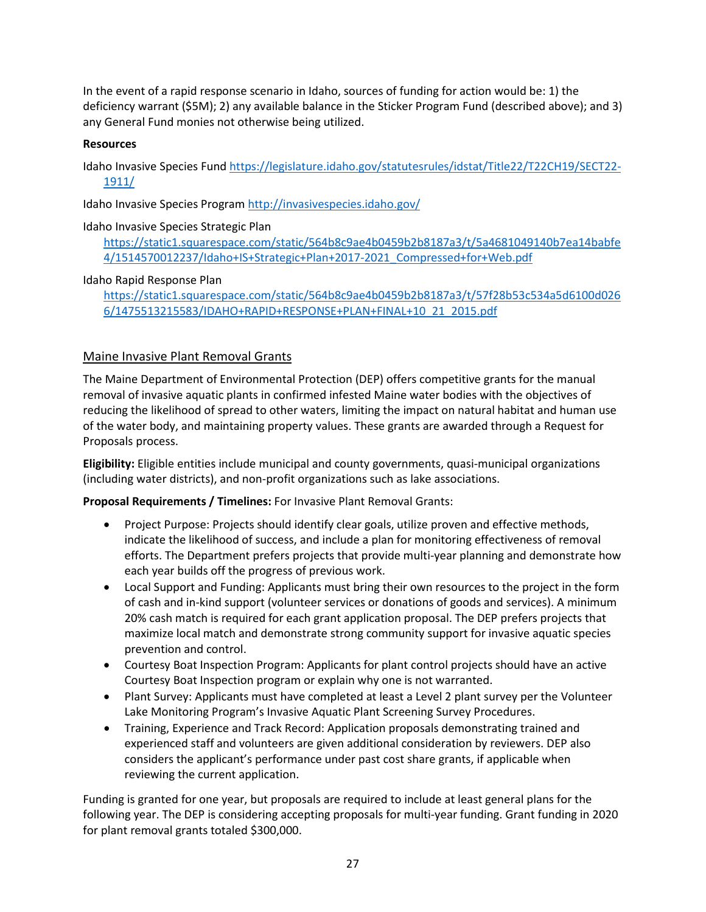In the event of a rapid response scenario in Idaho, sources of funding for action would be: 1) the deficiency warrant ($5M); 2) any available balance in the Sticker Program Fund (described above); and 3) any General Fund monies not otherwise being utilized.

**Resources**

Idaho Invasive Species Fund https://legislature.idaho.gov/statutesrules/idstat/Title22/T22CH19/SECT22-1911/

Idaho Invasive Species Program http://invasivespecies.idaho.gov/

Idaho Invasive Species Strategic Plan https://static1.squarespace.com/static/564b8c9ae4b0459b2b8187a3/t/5a4681049140b7ea14babfe4/1514570012237/Idaho+IS+Strategic+Plan+2017-2021_Compressed+for+Web.pdf

Idaho Rapid Response Plan https://static1.squarespace.com/static/564b8c9ae4b0459b2b8187a3/t/57f28b53c534a5d6100d0266/1475513215583/IDAHO+RAPID+RESPONSE+PLAN+FINAL+10_21_2015.pdf

## Maine Invasive Plant Removal Grants

The Maine Department of Environmental Protection (DEP) offers competitive grants for the manual removal of invasive aquatic plants in confirmed infested Maine water bodies with the objectives of reducing the likelihood of spread to other waters, limiting the impact on natural habitat and human use of the water body, and maintaining property values. These grants are awarded through a Request for Proposals process.

**Eligibility:** Eligible entities include municipal and county governments, quasi-municipal organizations (including water districts), and non-profit organizations such as lake associations.

**Proposal Requirements / Timelines:** For Invasive Plant Removal Grants:

- Project Purpose: Projects should identify clear goals, utilize proven and effective methods, indicate the likelihood of success, and include a plan for monitoring effectiveness of removal efforts. The Department prefers projects that provide multi-year planning and demonstrate how each year builds off the progress of previous work.
- Local Support and Funding: Applicants must bring their own resources to the project in the form of cash and in-kind support (volunteer services or donations of goods and services). A minimum 20% cash match is required for each grant application proposal. The DEP prefers projects that maximize local match and demonstrate strong community support for invasive aquatic species prevention and control.
- Courtesy Boat Inspection Program: Applicants for plant control projects should have an active Courtesy Boat Inspection program or explain why one is not warranted.
- Plant Survey: Applicants must have completed at least a Level 2 plant survey per the Volunteer Lake Monitoring Program's Invasive Aquatic Plant Screening Survey Procedures.
- Training, Experience and Track Record: Application proposals demonstrating trained and experienced staff and volunteers are given additional consideration by reviewers. DEP also considers the applicant's performance under past cost share grants, if applicable when reviewing the current application.

Funding is granted for one year, but proposals are required to include at least general plans for the following year. The DEP is considering accepting proposals for multi-year funding. Grant funding in 2020 for plant removal grants totaled $300,000.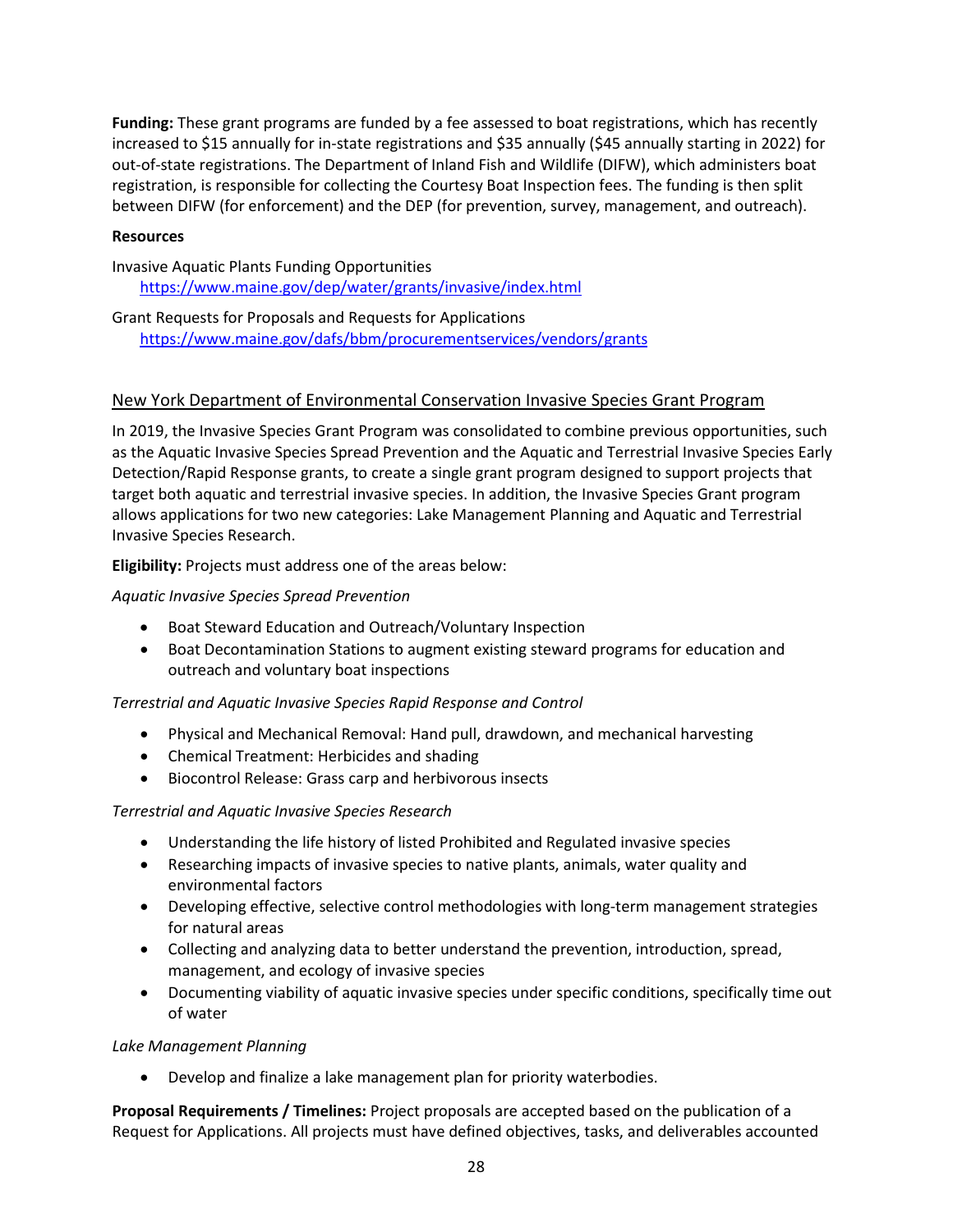**Funding:** These grant programs are funded by a fee assessed to boat registrations, which has recently increased to $15 annually for in-state registrations and $35 annually ($45 annually starting in 2022) for out-of-state registrations. The Department of Inland Fish and Wildlife (DIFW), which administers boat registration, is responsible for collecting the Courtesy Boat Inspection fees. The funding is then split between DIFW (for enforcement) and the DEP (for prevention, survey, management, and outreach).

**Resources**

Invasive Aquatic Plants Funding Opportunities
https://www.maine.gov/dep/water/grants/invasive/index.html

Grant Requests for Proposals and Requests for Applications
https://www.maine.gov/dafs/bbm/procurementservices/vendors/grants

## New York Department of Environmental Conservation Invasive Species Grant Program

In 2019, the Invasive Species Grant Program was consolidated to combine previous opportunities, such as the Aquatic Invasive Species Spread Prevention and the Aquatic and Terrestrial Invasive Species Early Detection/Rapid Response grants, to create a single grant program designed to support projects that target both aquatic and terrestrial invasive species. In addition, the Invasive Species Grant program allows applications for two new categories: Lake Management Planning and Aquatic and Terrestrial Invasive Species Research.

**Eligibility:** Projects must address one of the areas below:

*Aquatic Invasive Species Spread Prevention*

- Boat Steward Education and Outreach/Voluntary Inspection
- Boat Decontamination Stations to augment existing steward programs for education and outreach and voluntary boat inspections

*Terrestrial and Aquatic Invasive Species Rapid Response and Control*

- Physical and Mechanical Removal: Hand pull, drawdown, and mechanical harvesting
- Chemical Treatment: Herbicides and shading
- Biocontrol Release: Grass carp and herbivorous insects

*Terrestrial and Aquatic Invasive Species Research*

- Understanding the life history of listed Prohibited and Regulated invasive species
- Researching impacts of invasive species to native plants, animals, water quality and environmental factors
- Developing effective, selective control methodologies with long-term management strategies for natural areas
- Collecting and analyzing data to better understand the prevention, introduction, spread, management, and ecology of invasive species
- Documenting viability of aquatic invasive species under specific conditions, specifically time out of water

*Lake Management Planning*

- Develop and finalize a lake management plan for priority waterbodies.

**Proposal Requirements / Timelines:** Project proposals are accepted based on the publication of a Request for Applications. All projects must have defined objectives, tasks, and deliverables accounted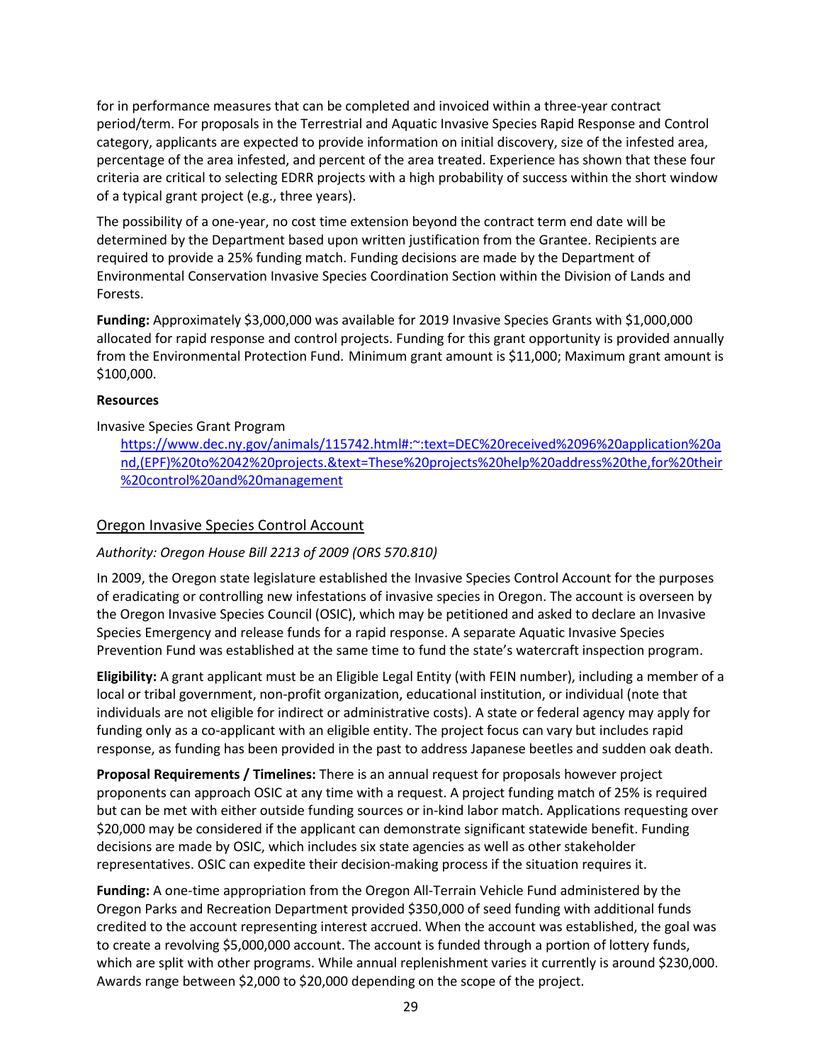for in performance measures that can be completed and invoiced within a three-year contract period/term. For proposals in the Terrestrial and Aquatic Invasive Species Rapid Response and Control category, applicants are expected to provide information on initial discovery, size of the infested area, percentage of the area infested, and percent of the area treated. Experience has shown that these four criteria are critical to selecting EDRR projects with a high probability of success within the short window of a typical grant project (e.g., three years).

The possibility of a one-year, no cost time extension beyond the contract term end date will be determined by the Department based upon written justification from the Grantee. Recipients are required to provide a 25% funding match. Funding decisions are made by the Department of Environmental Conservation Invasive Species Coordination Section within the Division of Lands and Forests.

**Funding:** Approximately $3,000,000 was available for 2019 Invasive Species Grants with $1,000,000 allocated for rapid response and control projects. Funding for this grant opportunity is provided annually from the Environmental Protection Fund. Minimum grant amount is $11,000; Maximum grant amount is $100,000.

**Resources**

Invasive Species Grant Program

[https://www.dec.ny.gov/animals/115742.html#:~:text=DEC%20received%2096%20application%20and,(EPF)%20to%2042%20projects.&text=These%20projects%20help%20address%20the,for%20their%20control%20and%20management](https://www.dec.ny.gov/animals/115742.html#:~:text=DEC%20received%2096%20application%20and,(EPF)%20to%2042%20projects.&text=These%20projects%20help%20address%20the,for%20their%20control%20and%20management)

## Oregon Invasive Species Control Account

*Authority: Oregon House Bill 2213 of 2009 (ORS 570.810)*

In 2009, the Oregon state legislature established the Invasive Species Control Account for the purposes of eradicating or controlling new infestations of invasive species in Oregon. The account is overseen by the Oregon Invasive Species Council (OSIC), which may be petitioned and asked to declare an Invasive Species Emergency and release funds for a rapid response. A separate Aquatic Invasive Species Prevention Fund was established at the same time to fund the state's watercraft inspection program.

**Eligibility:** A grant applicant must be an Eligible Legal Entity (with FEIN number), including a member of a local or tribal government, non-profit organization, educational institution, or individual (note that individuals are not eligible for indirect or administrative costs). A state or federal agency may apply for funding only as a co-applicant with an eligible entity. The project focus can vary but includes rapid response, as funding has been provided in the past to address Japanese beetles and sudden oak death.

**Proposal Requirements / Timelines:** There is an annual request for proposals however project proponents can approach OSIC at any time with a request. A project funding match of 25% is required but can be met with either outside funding sources or in-kind labor match. Applications requesting over $20,000 may be considered if the applicant can demonstrate significant statewide benefit. Funding decisions are made by OSIC, which includes six state agencies as well as other stakeholder representatives. OSIC can expedite their decision-making process if the situation requires it.

**Funding:** A one-time appropriation from the Oregon All-Terrain Vehicle Fund administered by the Oregon Parks and Recreation Department provided $350,000 of seed funding with additional funds credited to the account representing interest accrued. When the account was established, the goal was to create a revolving $5,000,000 account. The account is funded through a portion of lottery funds, which are split with other programs. While annual replenishment varies it currently is around $230,000. Awards range between $2,000 to $20,000 depending on the scope of the project.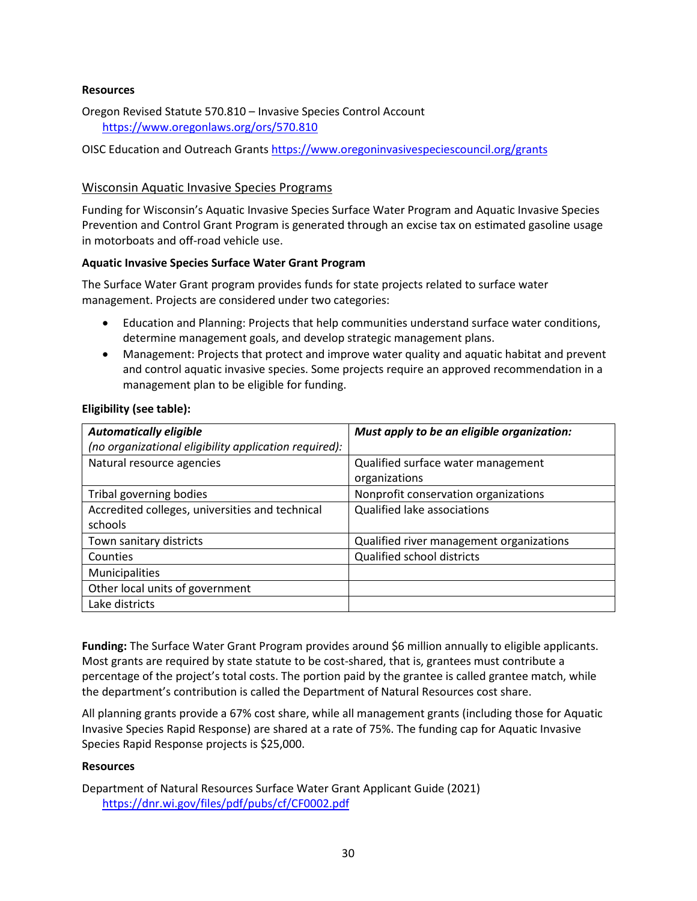**Resources**

Oregon Revised Statute 570.810 – Invasive Species Control Account
https://www.oregonlaws.org/ors/570.810

OISC Education and Outreach Grants https://www.oregoninvasivespeciescouncil.org/grants

## Wisconsin Aquatic Invasive Species Programs

Funding for Wisconsin's Aquatic Invasive Species Surface Water Program and Aquatic Invasive Species Prevention and Control Grant Program is generated through an excise tax on estimated gasoline usage in motorboats and off-road vehicle use.

**Aquatic Invasive Species Surface Water Grant Program**

The Surface Water Grant program provides funds for state projects related to surface water management. Projects are considered under two categories:

- Education and Planning: Projects that help communities understand surface water conditions, determine management goals, and develop strategic management plans.
- Management: Projects that protect and improve water quality and aquatic habitat and prevent and control aquatic invasive species. Some projects require an approved recommendation in a management plan to be eligible for funding.

**Eligibility (see table):**

| ***Automatically eligible*** *(no organizational eligibility application required):* | ***Must apply to be an eligible organization:*** |
|---|---|
| Natural resource agencies | Qualified surface water management organizations |
| Tribal governing bodies | Nonprofit conservation organizations |
| Accredited colleges, universities and technical schools | Qualified lake associations |
| Town sanitary districts | Qualified river management organizations |
| Counties | Qualified school districts |
| Municipalities | |
| Other local units of government | |
| Lake districts | |

**Funding:** The Surface Water Grant Program provides around $6 million annually to eligible applicants. Most grants are required by state statute to be cost-shared, that is, grantees must contribute a percentage of the project's total costs. The portion paid by the grantee is called grantee match, while the department's contribution is called the Department of Natural Resources cost share.

All planning grants provide a 67% cost share, while all management grants (including those for Aquatic Invasive Species Rapid Response) are shared at a rate of 75%. The funding cap for Aquatic Invasive Species Rapid Response projects is $25,000.

**Resources**

Department of Natural Resources Surface Water Grant Applicant Guide (2021)
https://dnr.wi.gov/files/pdf/pubs/cf/CF0002.pdf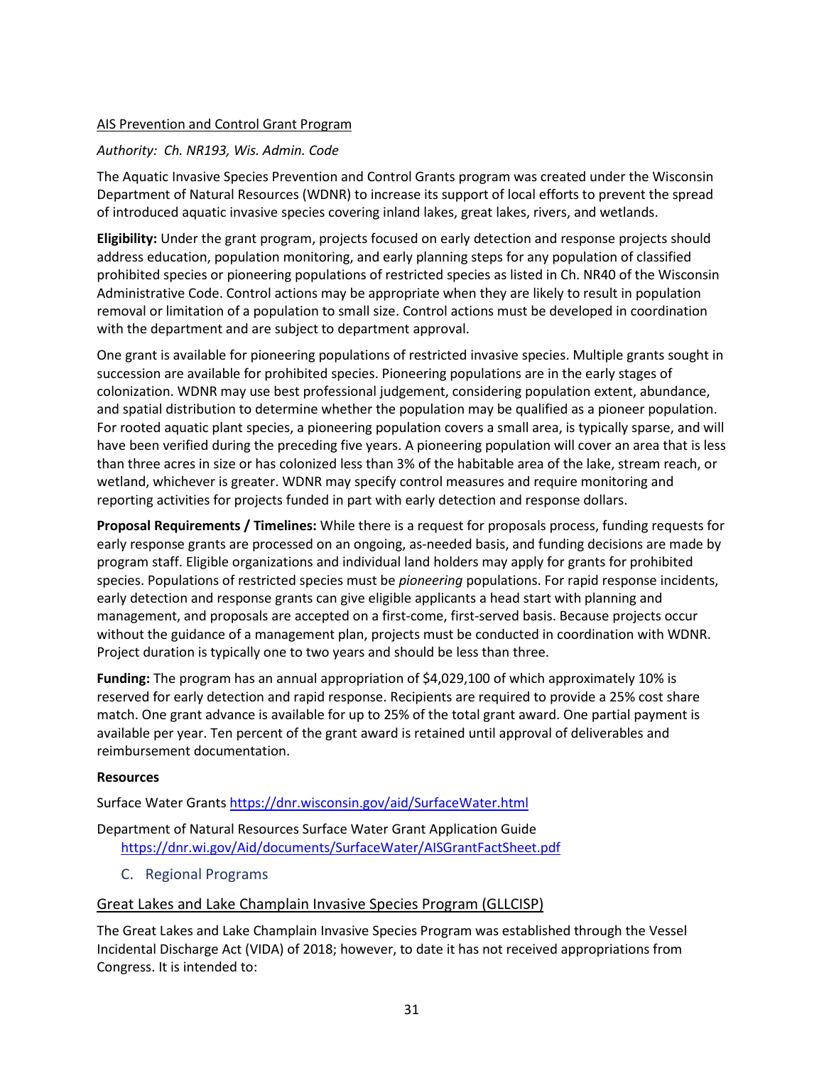AIS Prevention and Control Grant Program

*Authority: Ch. NR193, Wis. Admin. Code*

The Aquatic Invasive Species Prevention and Control Grants program was created under the Wisconsin Department of Natural Resources (WDNR) to increase its support of local efforts to prevent the spread of introduced aquatic invasive species covering inland lakes, great lakes, rivers, and wetlands.

**Eligibility:** Under the grant program, projects focused on early detection and response projects should address education, population monitoring, and early planning steps for any population of classified prohibited species or pioneering populations of restricted species as listed in Ch. NR40 of the Wisconsin Administrative Code. Control actions may be appropriate when they are likely to result in population removal or limitation of a population to small size. Control actions must be developed in coordination with the department and are subject to department approval.

One grant is available for pioneering populations of restricted invasive species. Multiple grants sought in succession are available for prohibited species. Pioneering populations are in the early stages of colonization. WDNR may use best professional judgement, considering population extent, abundance, and spatial distribution to determine whether the population may be qualified as a pioneer population. For rooted aquatic plant species, a pioneering population covers a small area, is typically sparse, and will have been verified during the preceding five years. A pioneering population will cover an area that is less than three acres in size or has colonized less than 3% of the habitable area of the lake, stream reach, or wetland, whichever is greater. WDNR may specify control measures and require monitoring and reporting activities for projects funded in part with early detection and response dollars.

**Proposal Requirements / Timelines:** While there is a request for proposals process, funding requests for early response grants are processed on an ongoing, as-needed basis, and funding decisions are made by program staff. Eligible organizations and individual land holders may apply for grants for prohibited species. Populations of restricted species must be *pioneering* populations. For rapid response incidents, early detection and response grants can give eligible applicants a head start with planning and management, and proposals are accepted on a first-come, first-served basis. Because projects occur without the guidance of a management plan, projects must be conducted in coordination with WDNR. Project duration is typically one to two years and should be less than three.

**Funding:** The program has an annual appropriation of $4,029,100 of which approximately 10% is reserved for early detection and rapid response. Recipients are required to provide a 25% cost share match. One grant advance is available for up to 25% of the total grant award. One partial payment is available per year. Ten percent of the grant award is retained until approval of deliverables and reimbursement documentation.

**Resources**

Surface Water Grants https://dnr.wisconsin.gov/aid/SurfaceWater.html

Department of Natural Resources Surface Water Grant Application Guide
https://dnr.wi.gov/Aid/documents/SurfaceWater/AISGrantFactSheet.pdf

## C. Regional Programs

### Great Lakes and Lake Champlain Invasive Species Program (GLLCISP)

The Great Lakes and Lake Champlain Invasive Species Program was established through the Vessel Incidental Discharge Act (VIDA) of 2018; however, to date it has not received appropriations from Congress. It is intended to: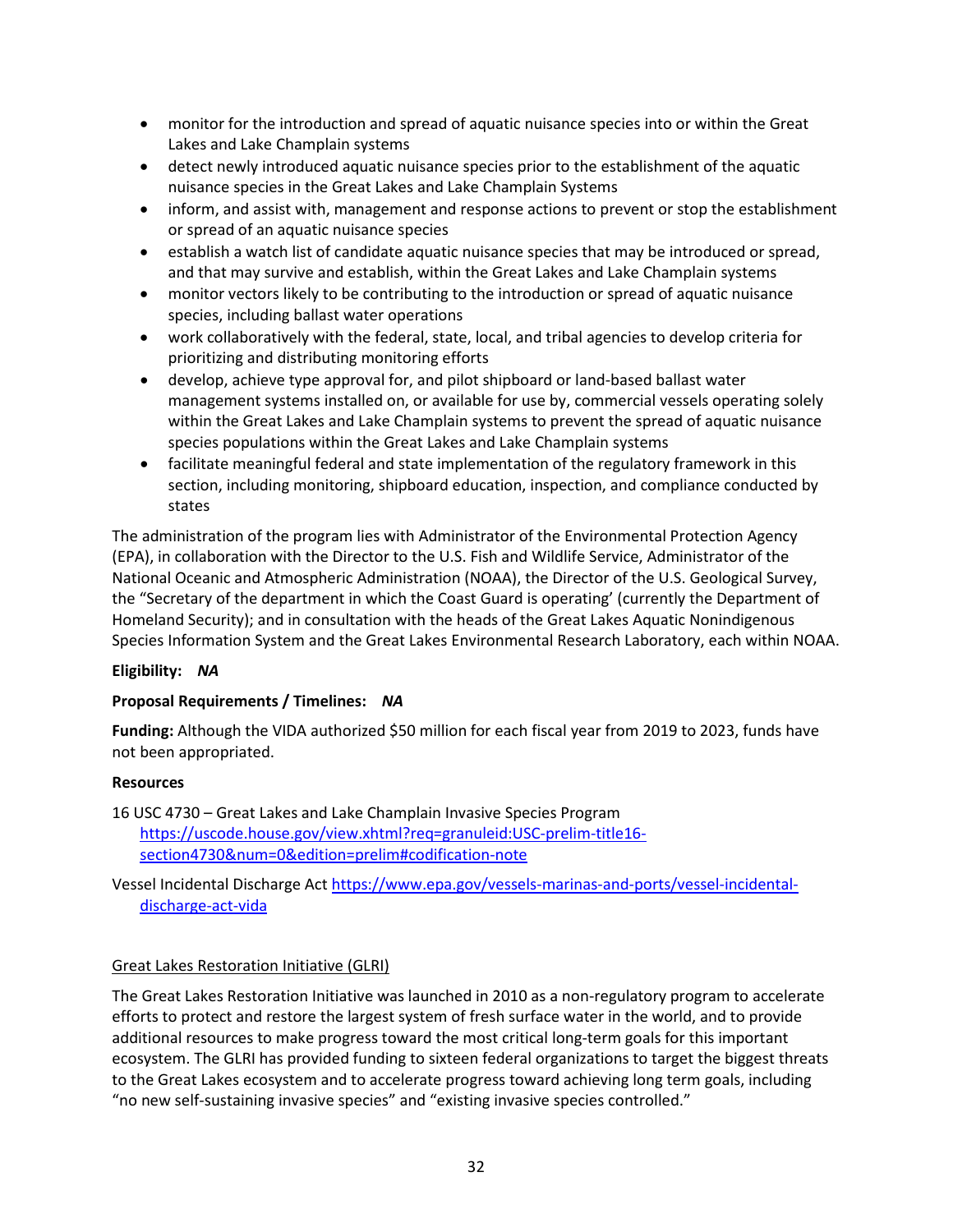- monitor for the introduction and spread of aquatic nuisance species into or within the Great Lakes and Lake Champlain systems
- detect newly introduced aquatic nuisance species prior to the establishment of the aquatic nuisance species in the Great Lakes and Lake Champlain Systems
- inform, and assist with, management and response actions to prevent or stop the establishment or spread of an aquatic nuisance species
- establish a watch list of candidate aquatic nuisance species that may be introduced or spread, and that may survive and establish, within the Great Lakes and Lake Champlain systems
- monitor vectors likely to be contributing to the introduction or spread of aquatic nuisance species, including ballast water operations
- work collaboratively with the federal, state, local, and tribal agencies to develop criteria for prioritizing and distributing monitoring efforts
- develop, achieve type approval for, and pilot shipboard or land-based ballast water management systems installed on, or available for use by, commercial vessels operating solely within the Great Lakes and Lake Champlain systems to prevent the spread of aquatic nuisance species populations within the Great Lakes and Lake Champlain systems
- facilitate meaningful federal and state implementation of the regulatory framework in this section, including monitoring, shipboard education, inspection, and compliance conducted by states

The administration of the program lies with Administrator of the Environmental Protection Agency (EPA), in collaboration with the Director to the U.S. Fish and Wildlife Service, Administrator of the National Oceanic and Atmospheric Administration (NOAA), the Director of the U.S. Geological Survey, the "Secretary of the department in which the Coast Guard is operating' (currently the Department of Homeland Security); and in consultation with the heads of the Great Lakes Aquatic Nonindigenous Species Information System and the Great Lakes Environmental Research Laboratory, each within NOAA.

**Eligibility:** ***NA***

**Proposal Requirements / Timelines:** ***NA***

**Funding:** Although the VIDA authorized $50 million for each fiscal year from 2019 to 2023, funds have not been appropriated.

**Resources**

16 USC 4730 – Great Lakes and Lake Champlain Invasive Species Program https://uscode.house.gov/view.xhtml?req=granuleid:USC-prelim-title16-section4730&num=0&edition=prelim#codification-note

Vessel Incidental Discharge Act https://www.epa.gov/vessels-marinas-and-ports/vessel-incidental-discharge-act-vida

Great Lakes Restoration Initiative (GLRI)

The Great Lakes Restoration Initiative was launched in 2010 as a non-regulatory program to accelerate efforts to protect and restore the largest system of fresh surface water in the world, and to provide additional resources to make progress toward the most critical long-term goals for this important ecosystem. The GLRI has provided funding to sixteen federal organizations to target the biggest threats to the Great Lakes ecosystem and to accelerate progress toward achieving long term goals, including "no new self-sustaining invasive species" and "existing invasive species controlled."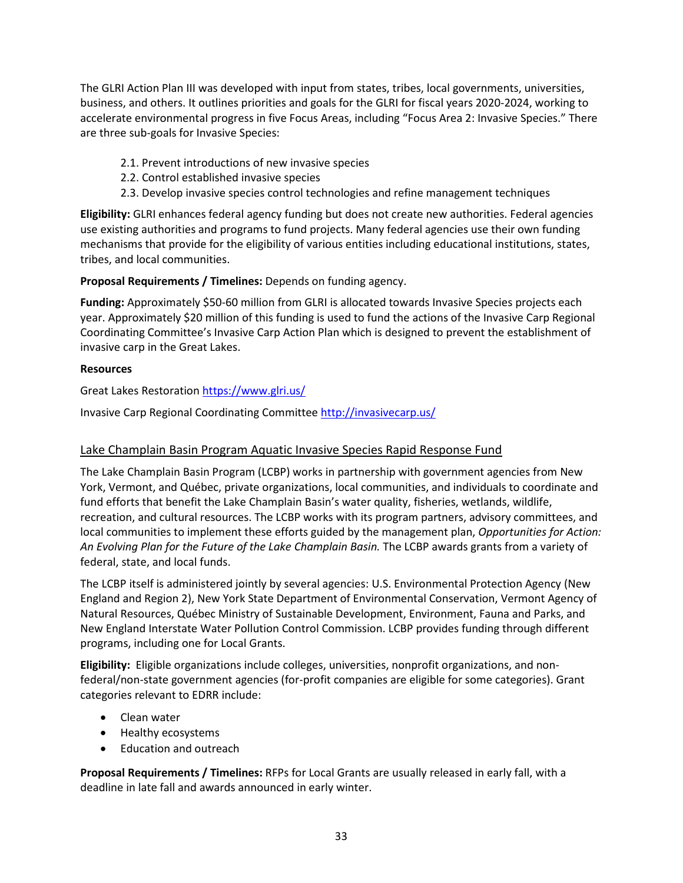The GLRI Action Plan III was developed with input from states, tribes, local governments, universities, business, and others. It outlines priorities and goals for the GLRI for fiscal years 2020-2024, working to accelerate environmental progress in five Focus Areas, including "Focus Area 2: Invasive Species." There are three sub-goals for Invasive Species:

- 2.1. Prevent introductions of new invasive species
- 2.2. Control established invasive species
- 2.3. Develop invasive species control technologies and refine management techniques

**Eligibility:** GLRI enhances federal agency funding but does not create new authorities. Federal agencies use existing authorities and programs to fund projects. Many federal agencies use their own funding mechanisms that provide for the eligibility of various entities including educational institutions, states, tribes, and local communities.

**Proposal Requirements / Timelines:** Depends on funding agency.

**Funding:** Approximately $50-60 million from GLRI is allocated towards Invasive Species projects each year. Approximately $20 million of this funding is used to fund the actions of the Invasive Carp Regional Coordinating Committee's Invasive Carp Action Plan which is designed to prevent the establishment of invasive carp in the Great Lakes.

**Resources**

Great Lakes Restoration https://www.glri.us/

Invasive Carp Regional Coordinating Committee http://invasivecarp.us/

### Lake Champlain Basin Program Aquatic Invasive Species Rapid Response Fund

The Lake Champlain Basin Program (LCBP) works in partnership with government agencies from New York, Vermont, and Québec, private organizations, local communities, and individuals to coordinate and fund efforts that benefit the Lake Champlain Basin's water quality, fisheries, wetlands, wildlife, recreation, and cultural resources. The LCBP works with its program partners, advisory committees, and local communities to implement these efforts guided by the management plan, *Opportunities for Action: An Evolving Plan for the Future of the Lake Champlain Basin.* The LCBP awards grants from a variety of federal, state, and local funds.

The LCBP itself is administered jointly by several agencies: U.S. Environmental Protection Agency (New England and Region 2), New York State Department of Environmental Conservation, Vermont Agency of Natural Resources, Québec Ministry of Sustainable Development, Environment, Fauna and Parks, and New England Interstate Water Pollution Control Commission. LCBP provides funding through different programs, including one for Local Grants.

**Eligibility:** Eligible organizations include colleges, universities, nonprofit organizations, and non-federal/non-state government agencies (for-profit companies are eligible for some categories). Grant categories relevant to EDRR include:

- Clean water
- Healthy ecosystems
- Education and outreach

**Proposal Requirements / Timelines:** RFPs for Local Grants are usually released in early fall, with a deadline in late fall and awards announced in early winter.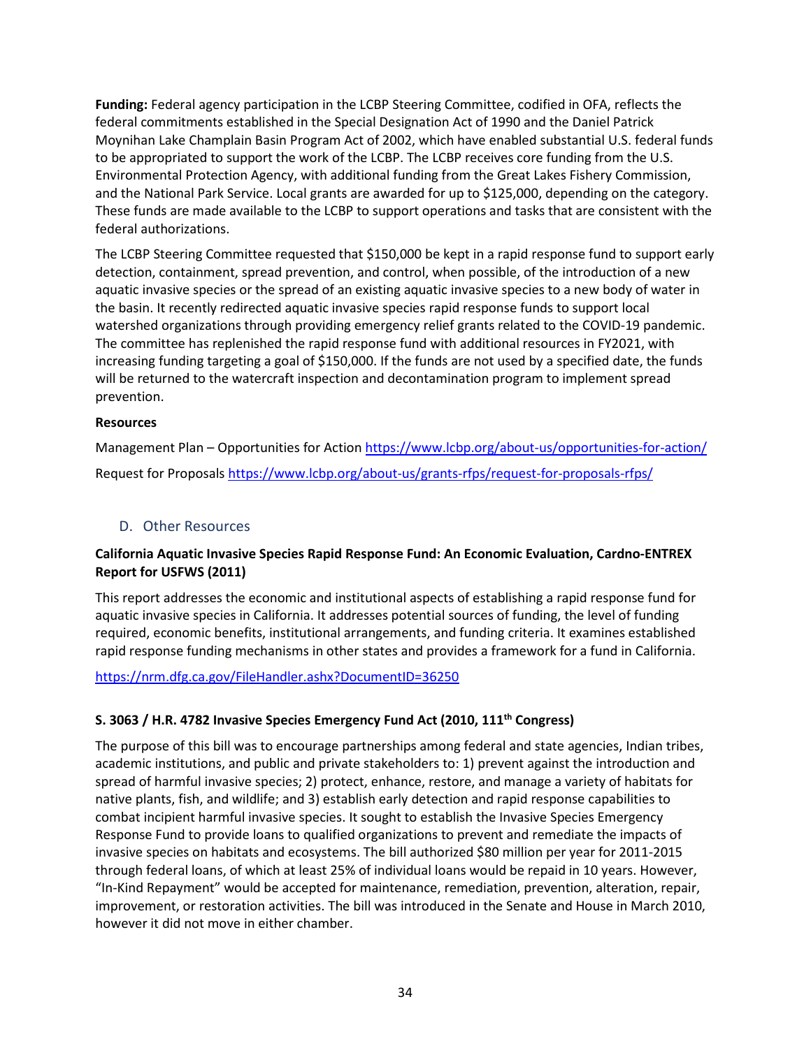**Funding:** Federal agency participation in the LCBP Steering Committee, codified in OFA, reflects the federal commitments established in the Special Designation Act of 1990 and the Daniel Patrick Moynihan Lake Champlain Basin Program Act of 2002, which have enabled substantial U.S. federal funds to be appropriated to support the work of the LCBP. The LCBP receives core funding from the U.S. Environmental Protection Agency, with additional funding from the Great Lakes Fishery Commission, and the National Park Service. Local grants are awarded for up to $125,000, depending on the category. These funds are made available to the LCBP to support operations and tasks that are consistent with the federal authorizations.

The LCBP Steering Committee requested that $150,000 be kept in a rapid response fund to support early detection, containment, spread prevention, and control, when possible, of the introduction of a new aquatic invasive species or the spread of an existing aquatic invasive species to a new body of water in the basin. It recently redirected aquatic invasive species rapid response funds to support local watershed organizations through providing emergency relief grants related to the COVID-19 pandemic. The committee has replenished the rapid response fund with additional resources in FY2021, with increasing funding targeting a goal of $150,000. If the funds are not used by a specified date, the funds will be returned to the watercraft inspection and decontamination program to implement spread prevention.

**Resources**

Management Plan – Opportunities for Action https://www.lcbp.org/about-us/opportunities-for-action/

Request for Proposals https://www.lcbp.org/about-us/grants-rfps/request-for-proposals-rfps/

## D. Other Resources

**California Aquatic Invasive Species Rapid Response Fund: An Economic Evaluation, Cardno-ENTREX Report for USFWS (2011)**

This report addresses the economic and institutional aspects of establishing a rapid response fund for aquatic invasive species in California. It addresses potential sources of funding, the level of funding required, economic benefits, institutional arrangements, and funding criteria. It examines established rapid response funding mechanisms in other states and provides a framework for a fund in California.

https://nrm.dfg.ca.gov/FileHandler.ashx?DocumentID=36250

**S. 3063 / H.R. 4782 Invasive Species Emergency Fund Act (2010, 111th Congress)**

The purpose of this bill was to encourage partnerships among federal and state agencies, Indian tribes, academic institutions, and public and private stakeholders to: 1) prevent against the introduction and spread of harmful invasive species; 2) protect, enhance, restore, and manage a variety of habitats for native plants, fish, and wildlife; and 3) establish early detection and rapid response capabilities to combat incipient harmful invasive species. It sought to establish the Invasive Species Emergency Response Fund to provide loans to qualified organizations to prevent and remediate the impacts of invasive species on habitats and ecosystems. The bill authorized $80 million per year for 2011-2015 through federal loans, of which at least 25% of individual loans would be repaid in 10 years. However, "In-Kind Repayment" would be accepted for maintenance, remediation, prevention, alteration, repair, improvement, or restoration activities. The bill was introduced in the Senate and House in March 2010, however it did not move in either chamber.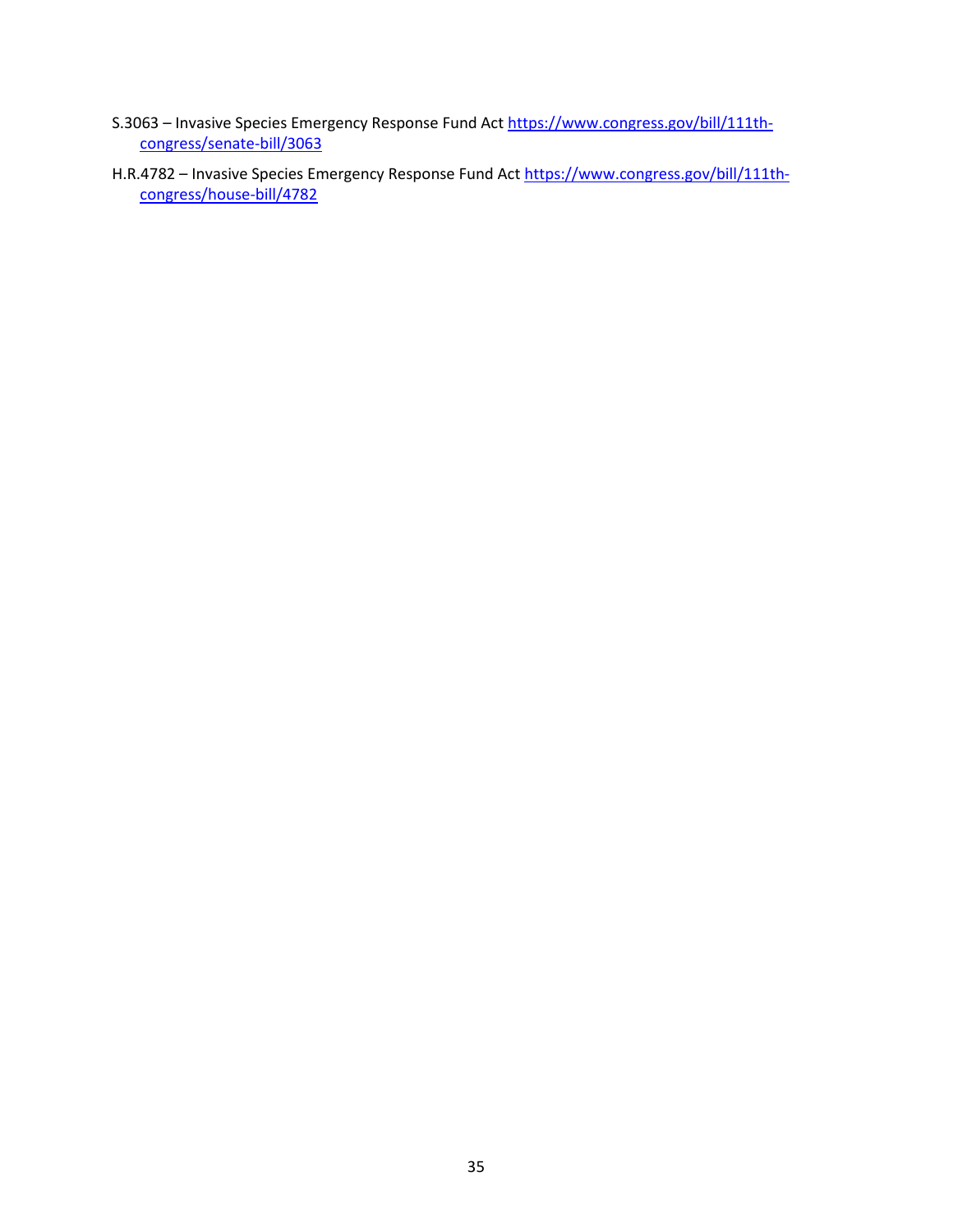S.3063 – Invasive Species Emergency Response Fund Act https://www.congress.gov/bill/111th-congress/senate-bill/3063

H.R.4782 – Invasive Species Emergency Response Fund Act https://www.congress.gov/bill/111th-congress/house-bill/4782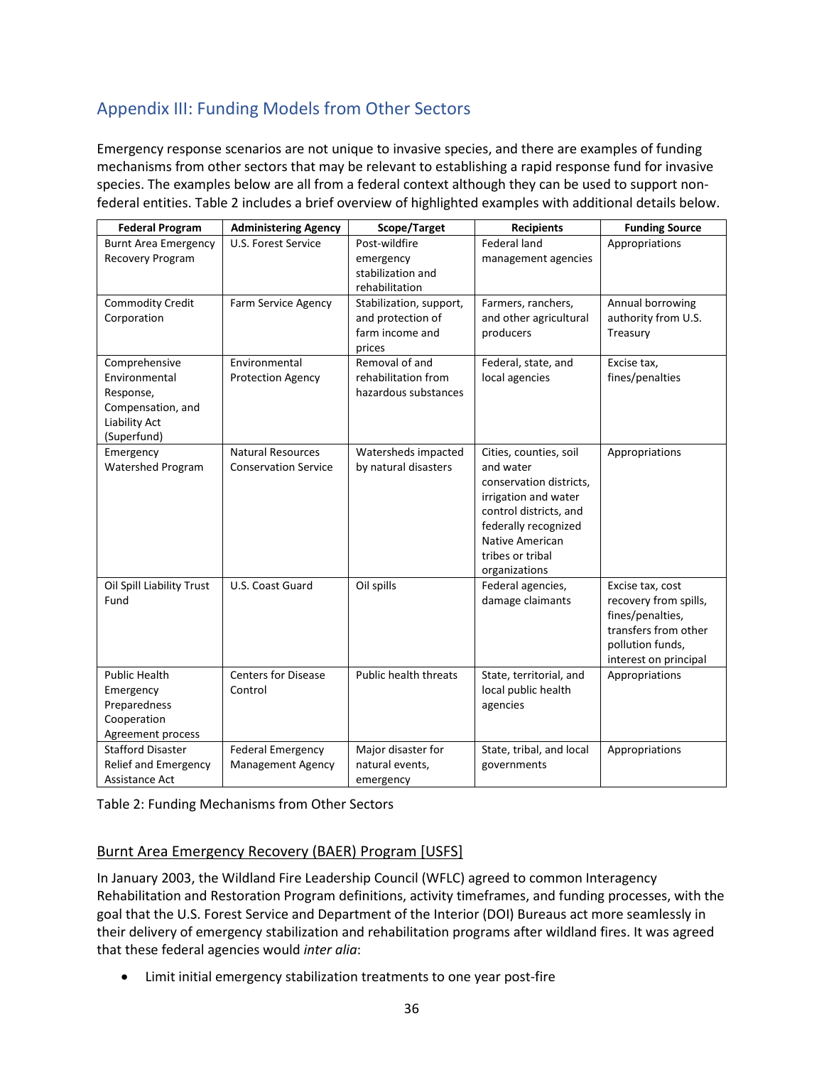## Appendix III: Funding Models from Other Sectors

Emergency response scenarios are not unique to invasive species, and there are examples of funding mechanisms from other sectors that may be relevant to establishing a rapid response fund for invasive species. The examples below are all from a federal context although they can be used to support non-federal entities. Table 2 includes a brief overview of highlighted examples with additional details below.

| Federal Program | Administering Agency | Scope/Target | Recipients | Funding Source |
|---|---|---|---|---|
| Burnt Area Emergency Recovery Program | U.S. Forest Service | Post-wildfire emergency stabilization and rehabilitation | Federal land management agencies | Appropriations |
| Commodity Credit Corporation | Farm Service Agency | Stabilization, support, and protection of farm income and prices | Farmers, ranchers, and other agricultural producers | Annual borrowing authority from U.S. Treasury |
| Comprehensive Environmental Response, Compensation, and Liability Act (Superfund) | Environmental Protection Agency | Removal of and rehabilitation from hazardous substances | Federal, state, and local agencies | Excise tax, fines/penalties |
| Emergency Watershed Program | Natural Resources Conservation Service | Watersheds impacted by natural disasters | Cities, counties, soil and water conservation districts, irrigation and water control districts, and federally recognized Native American tribes or tribal organizations | Appropriations |
| Oil Spill Liability Trust Fund | U.S. Coast Guard | Oil spills | Federal agencies, damage claimants | Excise tax, cost recovery from spills, fines/penalties, transfers from other pollution funds, interest on principal |
| Public Health Emergency Preparedness Cooperation Agreement process | Centers for Disease Control | Public health threats | State, territorial, and local public health agencies | Appropriations |
| Stafford Disaster Relief and Emergency Assistance Act | Federal Emergency Management Agency | Major disaster for natural events, emergency | State, tribal, and local governments | Appropriations |

Table 2: Funding Mechanisms from Other Sectors

### Burnt Area Emergency Recovery (BAER) Program [USFS]

In January 2003, the Wildland Fire Leadership Council (WFLC) agreed to common Interagency Rehabilitation and Restoration Program definitions, activity timeframes, and funding processes, with the goal that the U.S. Forest Service and Department of the Interior (DOI) Bureaus act more seamlessly in their delivery of emergency stabilization and rehabilitation programs after wildland fires. It was agreed that these federal agencies would *inter alia*:

- Limit initial emergency stabilization treatments to one year post-fire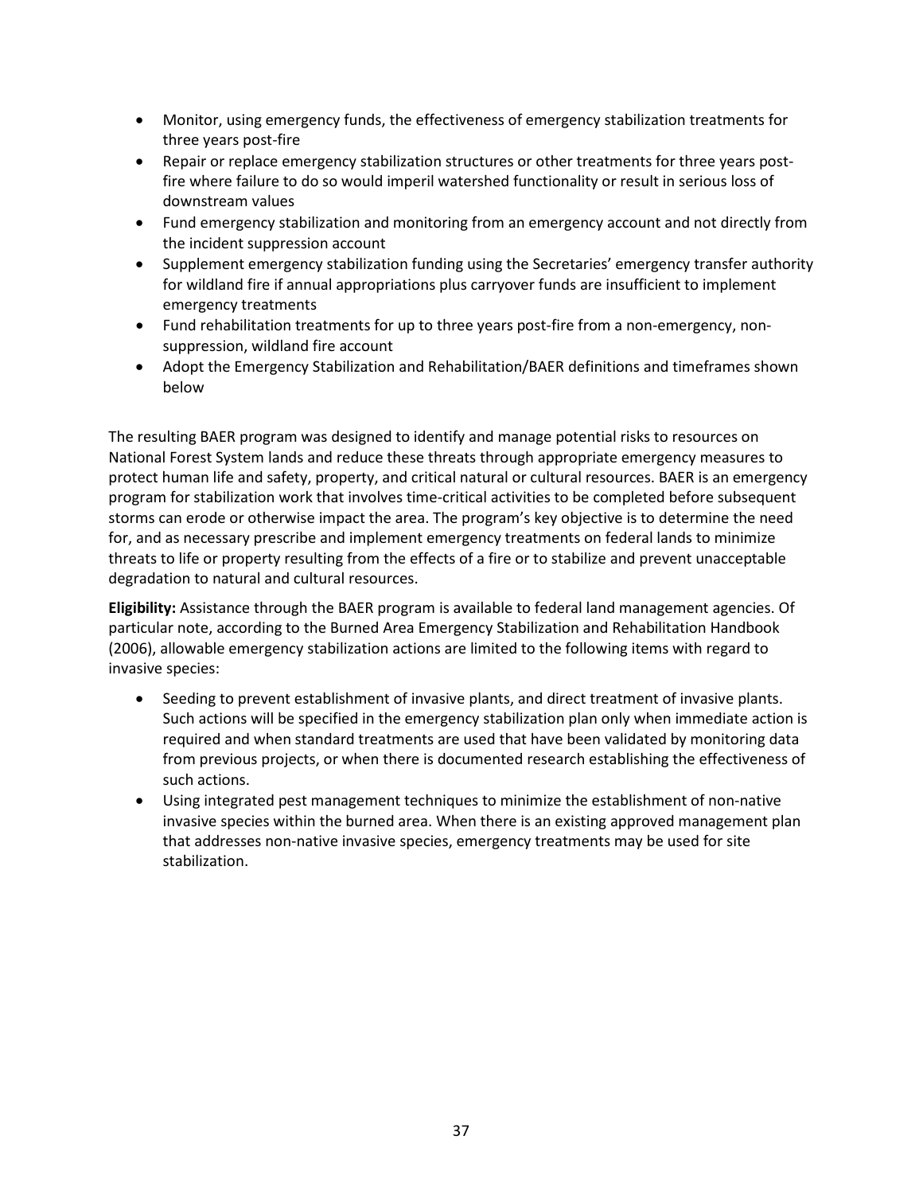- Monitor, using emergency funds, the effectiveness of emergency stabilization treatments for three years post-fire
- Repair or replace emergency stabilization structures or other treatments for three years post-fire where failure to do so would imperil watershed functionality or result in serious loss of downstream values
- Fund emergency stabilization and monitoring from an emergency account and not directly from the incident suppression account
- Supplement emergency stabilization funding using the Secretaries' emergency transfer authority for wildland fire if annual appropriations plus carryover funds are insufficient to implement emergency treatments
- Fund rehabilitation treatments for up to three years post-fire from a non-emergency, non-suppression, wildland fire account
- Adopt the Emergency Stabilization and Rehabilitation/BAER definitions and timeframes shown below

The resulting BAER program was designed to identify and manage potential risks to resources on National Forest System lands and reduce these threats through appropriate emergency measures to protect human life and safety, property, and critical natural or cultural resources. BAER is an emergency program for stabilization work that involves time-critical activities to be completed before subsequent storms can erode or otherwise impact the area. The program's key objective is to determine the need for, and as necessary prescribe and implement emergency treatments on federal lands to minimize threats to life or property resulting from the effects of a fire or to stabilize and prevent unacceptable degradation to natural and cultural resources.

**Eligibility:** Assistance through the BAER program is available to federal land management agencies. Of particular note, according to the Burned Area Emergency Stabilization and Rehabilitation Handbook (2006), allowable emergency stabilization actions are limited to the following items with regard to invasive species:

- Seeding to prevent establishment of invasive plants, and direct treatment of invasive plants. Such actions will be specified in the emergency stabilization plan only when immediate action is required and when standard treatments are used that have been validated by monitoring data from previous projects, or when there is documented research establishing the effectiveness of such actions.
- Using integrated pest management techniques to minimize the establishment of non-native invasive species within the burned area. When there is an existing approved management plan that addresses non-native invasive species, emergency treatments may be used for site stabilization.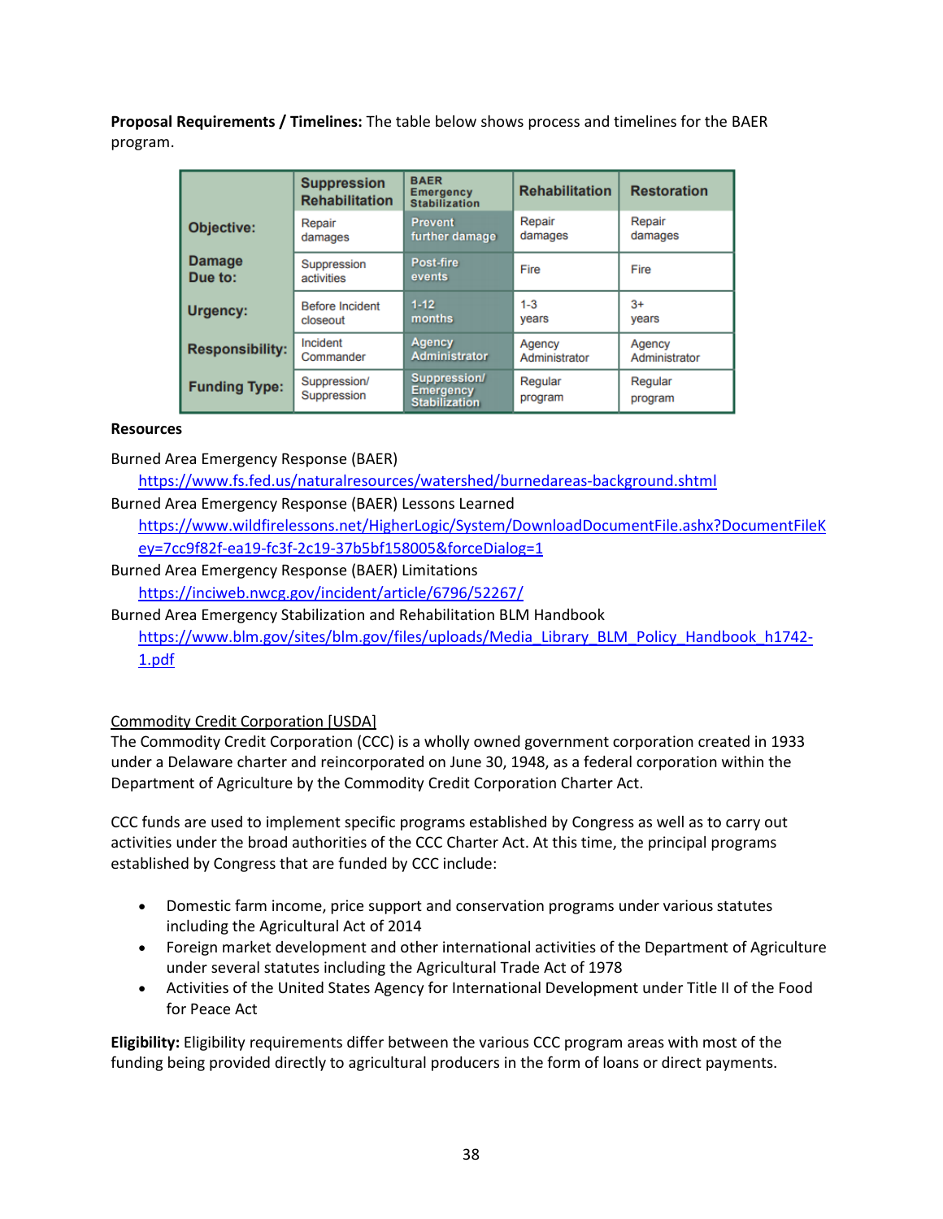**Proposal Requirements / Timelines:** The table below shows process and timelines for the BAER program.

| | Suppression Rehabilitation | BAER Emergency Stabilization | Rehabilitation | Restoration |
|---|---|---|---|---|
| **Objective:** | Repair damages | Prevent further damage | Repair damages | Repair damages |
| **Damage Due to:** | Suppression activities | Post-fire events | Fire | Fire |
| **Urgency:** | Before Incident closeout | 1-12 months | 1-3 years | 3+ years |
| **Responsibility:** | Incident Commander | Agency Administrator | Agency Administrator | Agency Administrator |
| **Funding Type:** | Suppression/ Suppression | Suppression/ Emergency Stabilization | Regular program | Regular program |

**Resources**

Burned Area Emergency Response (BAER)
https://www.fs.fed.us/naturalresources/watershed/burnedareas-background.shtml

Burned Area Emergency Response (BAER) Lessons Learned
https://www.wildfirelessons.net/HigherLogic/System/DownloadDocumentFile.ashx?DocumentFileKey=7cc9f82f-ea19-fc3f-2c19-37b5bf158005&forceDialog=1

Burned Area Emergency Response (BAER) Limitations
https://inciweb.nwcg.gov/incident/article/6796/52267/

Burned Area Emergency Stabilization and Rehabilitation BLM Handbook
https://www.blm.gov/sites/blm.gov/files/uploads/Media_Library_BLM_Policy_Handbook_h1742-1.pdf

Commodity Credit Corporation [USDA]

The Commodity Credit Corporation (CCC) is a wholly owned government corporation created in 1933 under a Delaware charter and reincorporated on June 30, 1948, as a federal corporation within the Department of Agriculture by the Commodity Credit Corporation Charter Act.

CCC funds are used to implement specific programs established by Congress as well as to carry out activities under the broad authorities of the CCC Charter Act. At this time, the principal programs established by Congress that are funded by CCC include:

- Domestic farm income, price support and conservation programs under various statutes including the Agricultural Act of 2014
- Foreign market development and other international activities of the Department of Agriculture under several statutes including the Agricultural Trade Act of 1978
- Activities of the United States Agency for International Development under Title II of the Food for Peace Act

**Eligibility:** Eligibility requirements differ between the various CCC program areas with most of the funding being provided directly to agricultural producers in the form of loans or direct payments.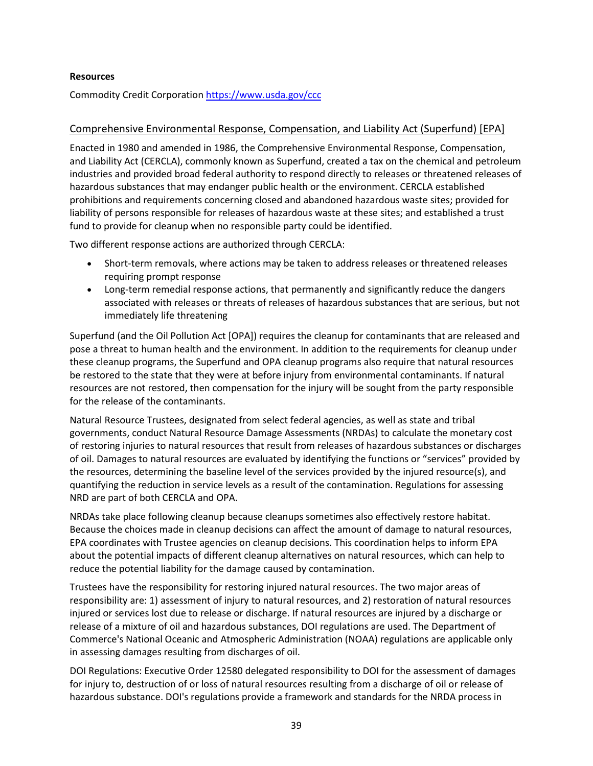**Resources**

Commodity Credit Corporation https://www.usda.gov/ccc

## Comprehensive Environmental Response, Compensation, and Liability Act (Superfund) [EPA]

Enacted in 1980 and amended in 1986, the Comprehensive Environmental Response, Compensation, and Liability Act (CERCLA), commonly known as Superfund, created a tax on the chemical and petroleum industries and provided broad federal authority to respond directly to releases or threatened releases of hazardous substances that may endanger public health or the environment. CERCLA established prohibitions and requirements concerning closed and abandoned hazardous waste sites; provided for liability of persons responsible for releases of hazardous waste at these sites; and established a trust fund to provide for cleanup when no responsible party could be identified.

Two different response actions are authorized through CERCLA:

- Short-term removals, where actions may be taken to address releases or threatened releases requiring prompt response
- Long-term remedial response actions, that permanently and significantly reduce the dangers associated with releases or threats of releases of hazardous substances that are serious, but not immediately life threatening

Superfund (and the Oil Pollution Act [OPA]) requires the cleanup for contaminants that are released and pose a threat to human health and the environment. In addition to the requirements for cleanup under these cleanup programs, the Superfund and OPA cleanup programs also require that natural resources be restored to the state that they were at before injury from environmental contaminants. If natural resources are not restored, then compensation for the injury will be sought from the party responsible for the release of the contaminants.

Natural Resource Trustees, designated from select federal agencies, as well as state and tribal governments, conduct Natural Resource Damage Assessments (NRDAs) to calculate the monetary cost of restoring injuries to natural resources that result from releases of hazardous substances or discharges of oil. Damages to natural resources are evaluated by identifying the functions or "services" provided by the resources, determining the baseline level of the services provided by the injured resource(s), and quantifying the reduction in service levels as a result of the contamination. Regulations for assessing NRD are part of both CERCLA and OPA.

NRDAs take place following cleanup because cleanups sometimes also effectively restore habitat. Because the choices made in cleanup decisions can affect the amount of damage to natural resources, EPA coordinates with Trustee agencies on cleanup decisions. This coordination helps to inform EPA about the potential impacts of different cleanup alternatives on natural resources, which can help to reduce the potential liability for the damage caused by contamination.

Trustees have the responsibility for restoring injured natural resources. The two major areas of responsibility are: 1) assessment of injury to natural resources, and 2) restoration of natural resources injured or services lost due to release or discharge. If natural resources are injured by a discharge or release of a mixture of oil and hazardous substances, DOI regulations are used. The Department of Commerce's National Oceanic and Atmospheric Administration (NOAA) regulations are applicable only in assessing damages resulting from discharges of oil.

DOI Regulations: Executive Order 12580 delegated responsibility to DOI for the assessment of damages for injury to, destruction of or loss of natural resources resulting from a discharge of oil or release of hazardous substance. DOI's regulations provide a framework and standards for the NRDA process in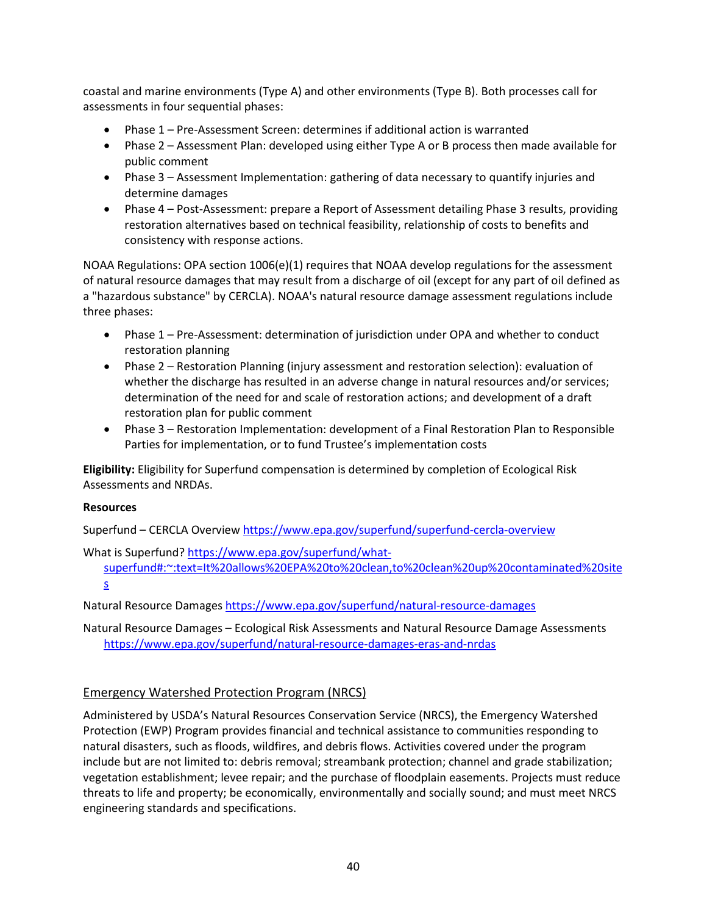coastal and marine environments (Type A) and other environments (Type B). Both processes call for assessments in four sequential phases:

- Phase 1 – Pre-Assessment Screen: determines if additional action is warranted
- Phase 2 – Assessment Plan: developed using either Type A or B process then made available for public comment
- Phase 3 – Assessment Implementation: gathering of data necessary to quantify injuries and determine damages
- Phase 4 – Post-Assessment: prepare a Report of Assessment detailing Phase 3 results, providing restoration alternatives based on technical feasibility, relationship of costs to benefits and consistency with response actions.

NOAA Regulations: OPA section 1006(e)(1) requires that NOAA develop regulations for the assessment of natural resource damages that may result from a discharge of oil (except for any part of oil defined as a "hazardous substance" by CERCLA). NOAA's natural resource damage assessment regulations include three phases:

- Phase 1 – Pre-Assessment: determination of jurisdiction under OPA and whether to conduct restoration planning
- Phase 2 – Restoration Planning (injury assessment and restoration selection): evaluation of whether the discharge has resulted in an adverse change in natural resources and/or services; determination of the need for and scale of restoration actions; and development of a draft restoration plan for public comment
- Phase 3 – Restoration Implementation: development of a Final Restoration Plan to Responsible Parties for implementation, or to fund Trustee's implementation costs

**Eligibility:** Eligibility for Superfund compensation is determined by completion of Ecological Risk Assessments and NRDAs.

**Resources**

Superfund – CERCLA Overview https://www.epa.gov/superfund/superfund-cercla-overview

What is Superfund? https://www.epa.gov/superfund/what-superfund#:~:text=It%20allows%20EPA%20to%20clean,to%20clean%20up%20contaminated%20sites

Natural Resource Damages https://www.epa.gov/superfund/natural-resource-damages

Natural Resource Damages – Ecological Risk Assessments and Natural Resource Damage Assessments https://www.epa.gov/superfund/natural-resource-damages-eras-and-nrdas

## Emergency Watershed Protection Program (NRCS)

Administered by USDA's Natural Resources Conservation Service (NRCS), the Emergency Watershed Protection (EWP) Program provides financial and technical assistance to communities responding to natural disasters, such as floods, wildfires, and debris flows. Activities covered under the program include but are not limited to: debris removal; streambank protection; channel and grade stabilization; vegetation establishment; levee repair; and the purchase of floodplain easements. Projects must reduce threats to life and property; be economically, environmentally and socially sound; and must meet NRCS engineering standards and specifications.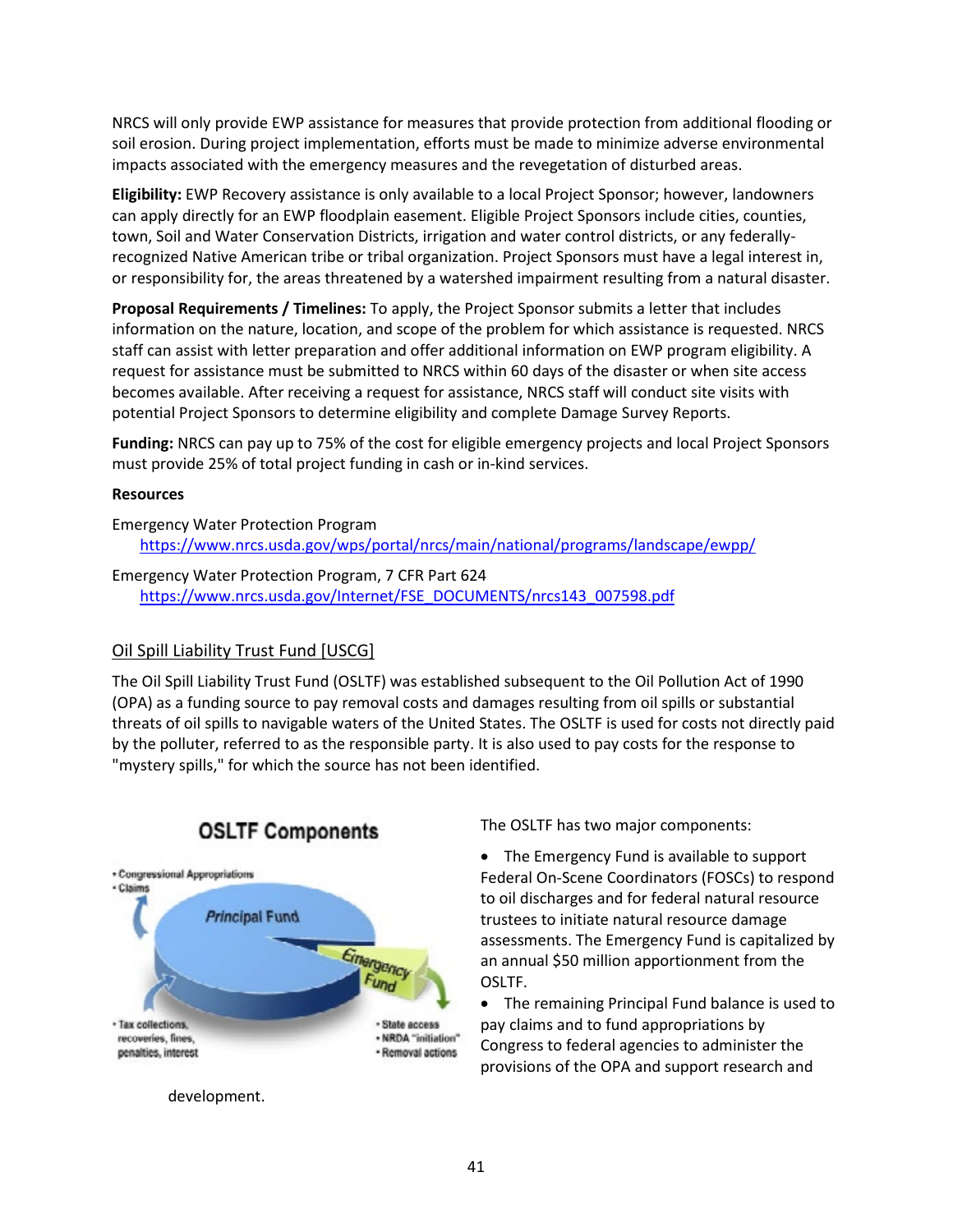NRCS will only provide EWP assistance for measures that provide protection from additional flooding or soil erosion. During project implementation, efforts must be made to minimize adverse environmental impacts associated with the emergency measures and the revegetation of disturbed areas.

**Eligibility:** EWP Recovery assistance is only available to a local Project Sponsor; however, landowners can apply directly for an EWP floodplain easement. Eligible Project Sponsors include cities, counties, town, Soil and Water Conservation Districts, irrigation and water control districts, or any federally-recognized Native American tribe or tribal organization. Project Sponsors must have a legal interest in, or responsibility for, the areas threatened by a watershed impairment resulting from a natural disaster.

**Proposal Requirements / Timelines:** To apply, the Project Sponsor submits a letter that includes information on the nature, location, and scope of the problem for which assistance is requested. NRCS staff can assist with letter preparation and offer additional information on EWP program eligibility. A request for assistance must be submitted to NRCS within 60 days of the disaster or when site access becomes available. After receiving a request for assistance, NRCS staff will conduct site visits with potential Project Sponsors to determine eligibility and complete Damage Survey Reports.

**Funding:** NRCS can pay up to 75% of the cost for eligible emergency projects and local Project Sponsors must provide 25% of total project funding in cash or in-kind services.

**Resources**

Emergency Water Protection Program
https://www.nrcs.usda.gov/wps/portal/nrcs/main/national/programs/landscape/ewpp/

Emergency Water Protection Program, 7 CFR Part 624
https://www.nrcs.usda.gov/Internet/FSE_DOCUMENTS/nrcs143_007598.pdf

## Oil Spill Liability Trust Fund [USCG]

The Oil Spill Liability Trust Fund (OSLTF) was established subsequent to the Oil Pollution Act of 1990 (OPA) as a funding source to pay removal costs and damages resulting from oil spills or substantial threats of oil spills to navigable waters of the United States. The OSLTF is used for costs not directly paid by the polluter, referred to as the responsible party. It is also used to pay costs for the response to "mystery spills," for which the source has not been identified.

**OSLTF Components**

- Congressional Appropriations
- Claims

Principal Fund

Emergency Fund

- Tax collections, recoveries, fines, penalties, interest

- State access
- NRDA "initiation"
- Removal actions

The OSLTF has two major components:

- The Emergency Fund is available to support Federal On-Scene Coordinators (FOSCs) to respond to oil discharges and for federal natural resource trustees to initiate natural resource damage assessments. The Emergency Fund is capitalized by an annual $50 million apportionment from the OSLTF.
- The remaining Principal Fund balance is used to pay claims and to fund appropriations by Congress to federal agencies to administer the provisions of the OPA and support research and development.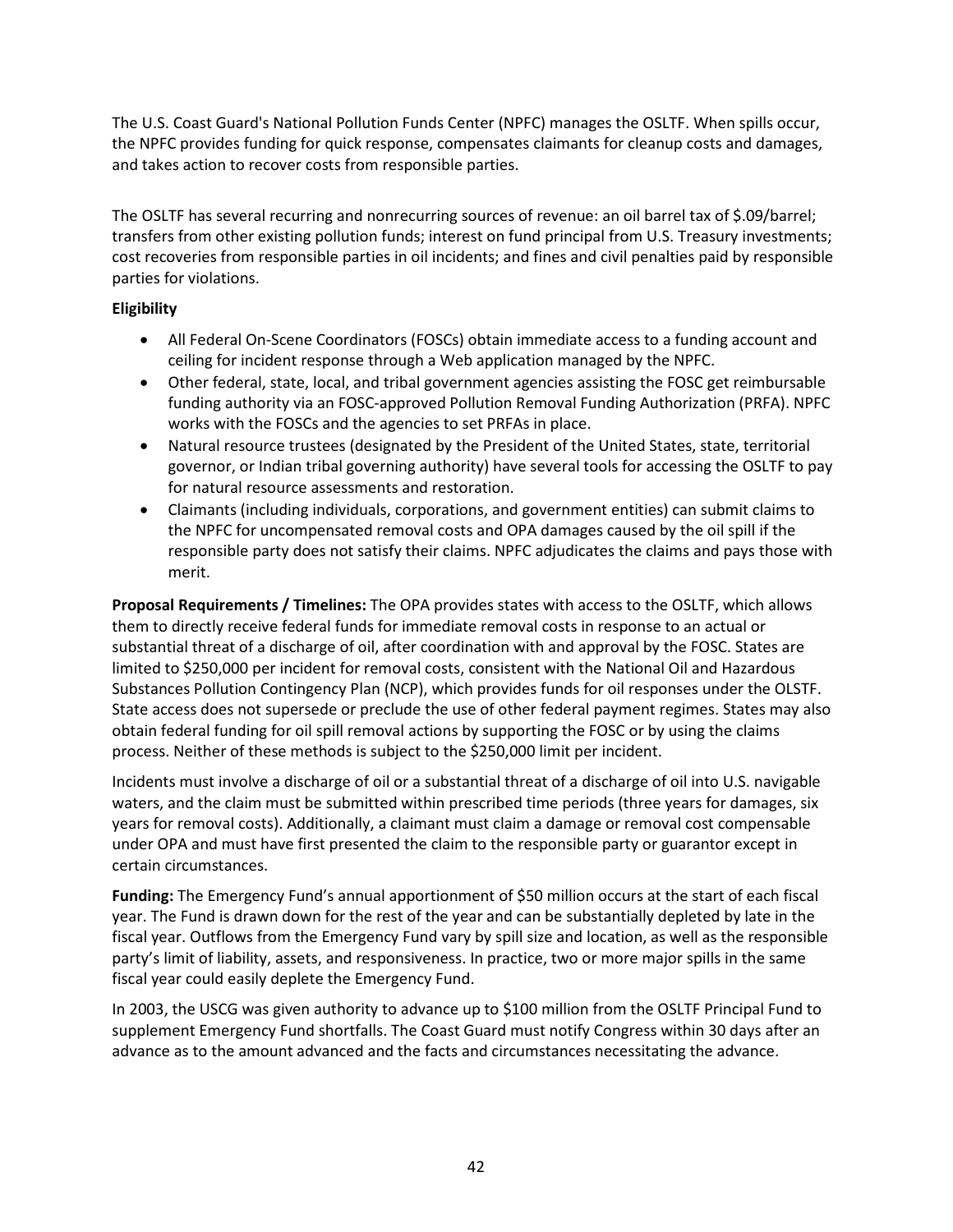The U.S. Coast Guard's National Pollution Funds Center (NPFC) manages the OSLTF. When spills occur, the NPFC provides funding for quick response, compensates claimants for cleanup costs and damages, and takes action to recover costs from responsible parties.

The OSLTF has several recurring and nonrecurring sources of revenue: an oil barrel tax of $.09/barrel; transfers from other existing pollution funds; interest on fund principal from U.S. Treasury investments; cost recoveries from responsible parties in oil incidents; and fines and civil penalties paid by responsible parties for violations.

**Eligibility**

- All Federal On-Scene Coordinators (FOSCs) obtain immediate access to a funding account and ceiling for incident response through a Web application managed by the NPFC.
- Other federal, state, local, and tribal government agencies assisting the FOSC get reimbursable funding authority via an FOSC-approved Pollution Removal Funding Authorization (PRFA). NPFC works with the FOSCs and the agencies to set PRFAs in place.
- Natural resource trustees (designated by the President of the United States, state, territorial governor, or Indian tribal governing authority) have several tools for accessing the OSLTF to pay for natural resource assessments and restoration.
- Claimants (including individuals, corporations, and government entities) can submit claims to the NPFC for uncompensated removal costs and OPA damages caused by the oil spill if the responsible party does not satisfy their claims. NPFC adjudicates the claims and pays those with merit.

**Proposal Requirements / Timelines:** The OPA provides states with access to the OSLTF, which allows them to directly receive federal funds for immediate removal costs in response to an actual or substantial threat of a discharge of oil, after coordination with and approval by the FOSC. States are limited to $250,000 per incident for removal costs, consistent with the National Oil and Hazardous Substances Pollution Contingency Plan (NCP), which provides funds for oil responses under the OLSTF. State access does not supersede or preclude the use of other federal payment regimes. States may also obtain federal funding for oil spill removal actions by supporting the FOSC or by using the claims process. Neither of these methods is subject to the $250,000 limit per incident.

Incidents must involve a discharge of oil or a substantial threat of a discharge of oil into U.S. navigable waters, and the claim must be submitted within prescribed time periods (three years for damages, six years for removal costs). Additionally, a claimant must claim a damage or removal cost compensable under OPA and must have first presented the claim to the responsible party or guarantor except in certain circumstances.

**Funding:** The Emergency Fund's annual apportionment of $50 million occurs at the start of each fiscal year. The Fund is drawn down for the rest of the year and can be substantially depleted by late in the fiscal year. Outflows from the Emergency Fund vary by spill size and location, as well as the responsible party's limit of liability, assets, and responsiveness. In practice, two or more major spills in the same fiscal year could easily deplete the Emergency Fund.

In 2003, the USCG was given authority to advance up to $100 million from the OSLTF Principal Fund to supplement Emergency Fund shortfalls. The Coast Guard must notify Congress within 30 days after an advance as to the amount advanced and the facts and circumstances necessitating the advance.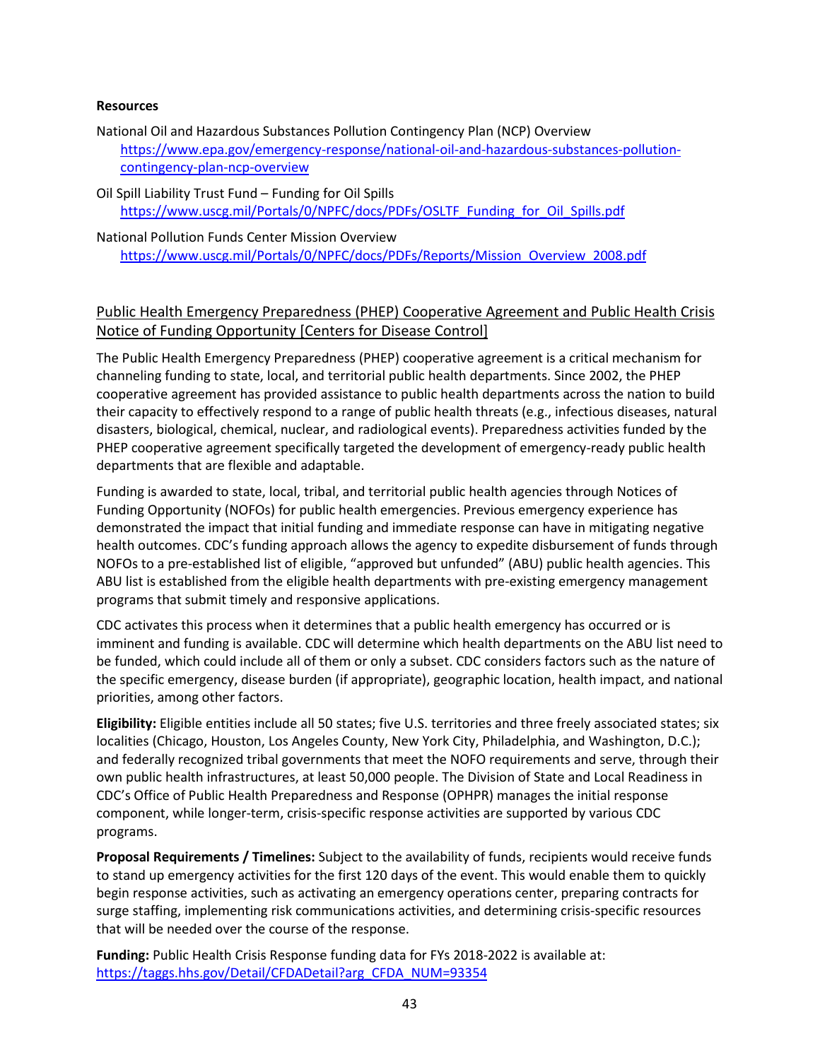**Resources**

National Oil and Hazardous Substances Pollution Contingency Plan (NCP) Overview
[https://www.epa.gov/emergency-response/national-oil-and-hazardous-substances-pollution-contingency-plan-ncp-overview](https://www.epa.gov/emergency-response/national-oil-and-hazardous-substances-pollution-contingency-plan-ncp-overview)

Oil Spill Liability Trust Fund – Funding for Oil Spills
[https://www.uscg.mil/Portals/0/NPFC/docs/PDFs/OSLTF_Funding_for_Oil_Spills.pdf](https://www.uscg.mil/Portals/0/NPFC/docs/PDFs/OSLTF_Funding_for_Oil_Spills.pdf)

National Pollution Funds Center Mission Overview
[https://www.uscg.mil/Portals/0/NPFC/docs/PDFs/Reports/Mission_Overview_2008.pdf](https://www.uscg.mil/Portals/0/NPFC/docs/PDFs/Reports/Mission_Overview_2008.pdf)

## Public Health Emergency Preparedness (PHEP) Cooperative Agreement and Public Health Crisis Notice of Funding Opportunity [Centers for Disease Control]

The Public Health Emergency Preparedness (PHEP) cooperative agreement is a critical mechanism for channeling funding to state, local, and territorial public health departments. Since 2002, the PHEP cooperative agreement has provided assistance to public health departments across the nation to build their capacity to effectively respond to a range of public health threats (e.g., infectious diseases, natural disasters, biological, chemical, nuclear, and radiological events). Preparedness activities funded by the PHEP cooperative agreement specifically targeted the development of emergency-ready public health departments that are flexible and adaptable.

Funding is awarded to state, local, tribal, and territorial public health agencies through Notices of Funding Opportunity (NOFOs) for public health emergencies. Previous emergency experience has demonstrated the impact that initial funding and immediate response can have in mitigating negative health outcomes. CDC's funding approach allows the agency to expedite disbursement of funds through NOFOs to a pre-established list of eligible, "approved but unfunded" (ABU) public health agencies. This ABU list is established from the eligible health departments with pre-existing emergency management programs that submit timely and responsive applications.

CDC activates this process when it determines that a public health emergency has occurred or is imminent and funding is available. CDC will determine which health departments on the ABU list need to be funded, which could include all of them or only a subset. CDC considers factors such as the nature of the specific emergency, disease burden (if appropriate), geographic location, health impact, and national priorities, among other factors.

**Eligibility:** Eligible entities include all 50 states; five U.S. territories and three freely associated states; six localities (Chicago, Houston, Los Angeles County, New York City, Philadelphia, and Washington, D.C.); and federally recognized tribal governments that meet the NOFO requirements and serve, through their own public health infrastructures, at least 50,000 people. The Division of State and Local Readiness in CDC's Office of Public Health Preparedness and Response (OPHPR) manages the initial response component, while longer-term, crisis-specific response activities are supported by various CDC programs.

**Proposal Requirements / Timelines:** Subject to the availability of funds, recipients would receive funds to stand up emergency activities for the first 120 days of the event. This would enable them to quickly begin response activities, such as activating an emergency operations center, preparing contracts for surge staffing, implementing risk communications activities, and determining crisis-specific resources that will be needed over the course of the response.

**Funding:** Public Health Crisis Response funding data for FYs 2018-2022 is available at: [https://taggs.hhs.gov/Detail/CFDADetail?arg_CFDA_NUM=93354](https://taggs.hhs.gov/Detail/CFDADetail?arg_CFDA_NUM=93354)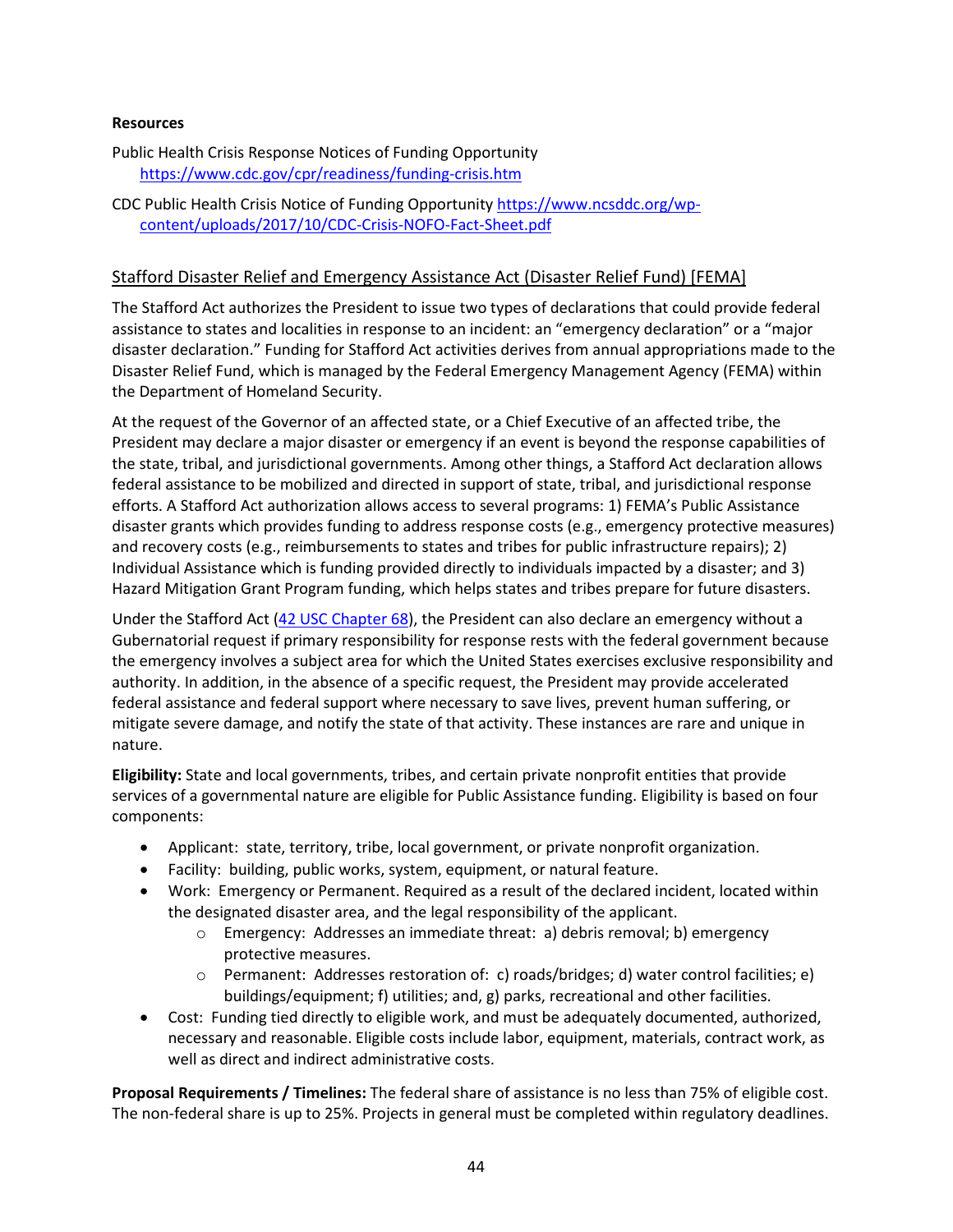**Resources**

Public Health Crisis Response Notices of Funding Opportunity
https://www.cdc.gov/cpr/readiness/funding-crisis.htm

CDC Public Health Crisis Notice of Funding Opportunity https://www.ncsddc.org/wp-content/uploads/2017/10/CDC-Crisis-NOFO-Fact-Sheet.pdf

## Stafford Disaster Relief and Emergency Assistance Act (Disaster Relief Fund) [FEMA]

The Stafford Act authorizes the President to issue two types of declarations that could provide federal assistance to states and localities in response to an incident: an "emergency declaration" or a "major disaster declaration." Funding for Stafford Act activities derives from annual appropriations made to the Disaster Relief Fund, which is managed by the Federal Emergency Management Agency (FEMA) within the Department of Homeland Security.

At the request of the Governor of an affected state, or a Chief Executive of an affected tribe, the President may declare a major disaster or emergency if an event is beyond the response capabilities of the state, tribal, and jurisdictional governments. Among other things, a Stafford Act declaration allows federal assistance to be mobilized and directed in support of state, tribal, and jurisdictional response efforts. A Stafford Act authorization allows access to several programs: 1) FEMA's Public Assistance disaster grants which provides funding to address response costs (e.g., emergency protective measures) and recovery costs (e.g., reimbursements to states and tribes for public infrastructure repairs); 2) Individual Assistance which is funding provided directly to individuals impacted by a disaster; and 3) Hazard Mitigation Grant Program funding, which helps states and tribes prepare for future disasters.

Under the Stafford Act (42 USC Chapter 68), the President can also declare an emergency without a Gubernatorial request if primary responsibility for response rests with the federal government because the emergency involves a subject area for which the United States exercises exclusive responsibility and authority. In addition, in the absence of a specific request, the President may provide accelerated federal assistance and federal support where necessary to save lives, prevent human suffering, or mitigate severe damage, and notify the state of that activity. These instances are rare and unique in nature.

**Eligibility:** State and local governments, tribes, and certain private nonprofit entities that provide services of a governmental nature are eligible for Public Assistance funding. Eligibility is based on four components:

- Applicant: state, territory, tribe, local government, or private nonprofit organization.
- Facility: building, public works, system, equipment, or natural feature.
- Work: Emergency or Permanent. Required as a result of the declared incident, located within the designated disaster area, and the legal responsibility of the applicant.
    - Emergency: Addresses an immediate threat: a) debris removal; b) emergency protective measures.
    - Permanent: Addresses restoration of: c) roads/bridges; d) water control facilities; e) buildings/equipment; f) utilities; and, g) parks, recreational and other facilities.
- Cost: Funding tied directly to eligible work, and must be adequately documented, authorized, necessary and reasonable. Eligible costs include labor, equipment, materials, contract work, as well as direct and indirect administrative costs.

**Proposal Requirements / Timelines:** The federal share of assistance is no less than 75% of eligible cost. The non-federal share is up to 25%. Projects in general must be completed within regulatory deadlines.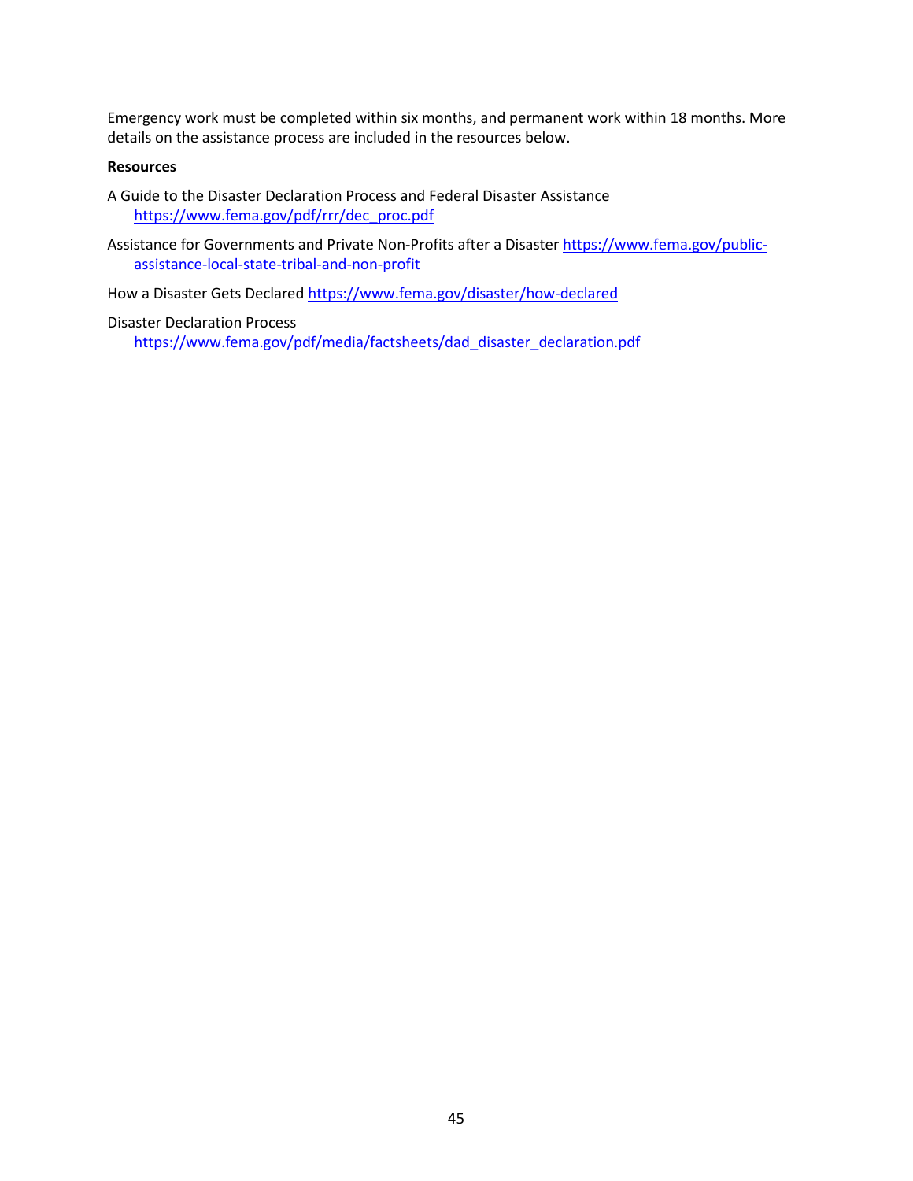Emergency work must be completed within six months, and permanent work within 18 months. More details on the assistance process are included in the resources below.

**Resources**

A Guide to the Disaster Declaration Process and Federal Disaster Assistance https://www.fema.gov/pdf/rrr/dec_proc.pdf

Assistance for Governments and Private Non-Profits after a Disaster https://www.fema.gov/public-assistance-local-state-tribal-and-non-profit

How a Disaster Gets Declared https://www.fema.gov/disaster/how-declared

Disaster Declaration Process https://www.fema.gov/pdf/media/factsheets/dad_disaster_declaration.pdf